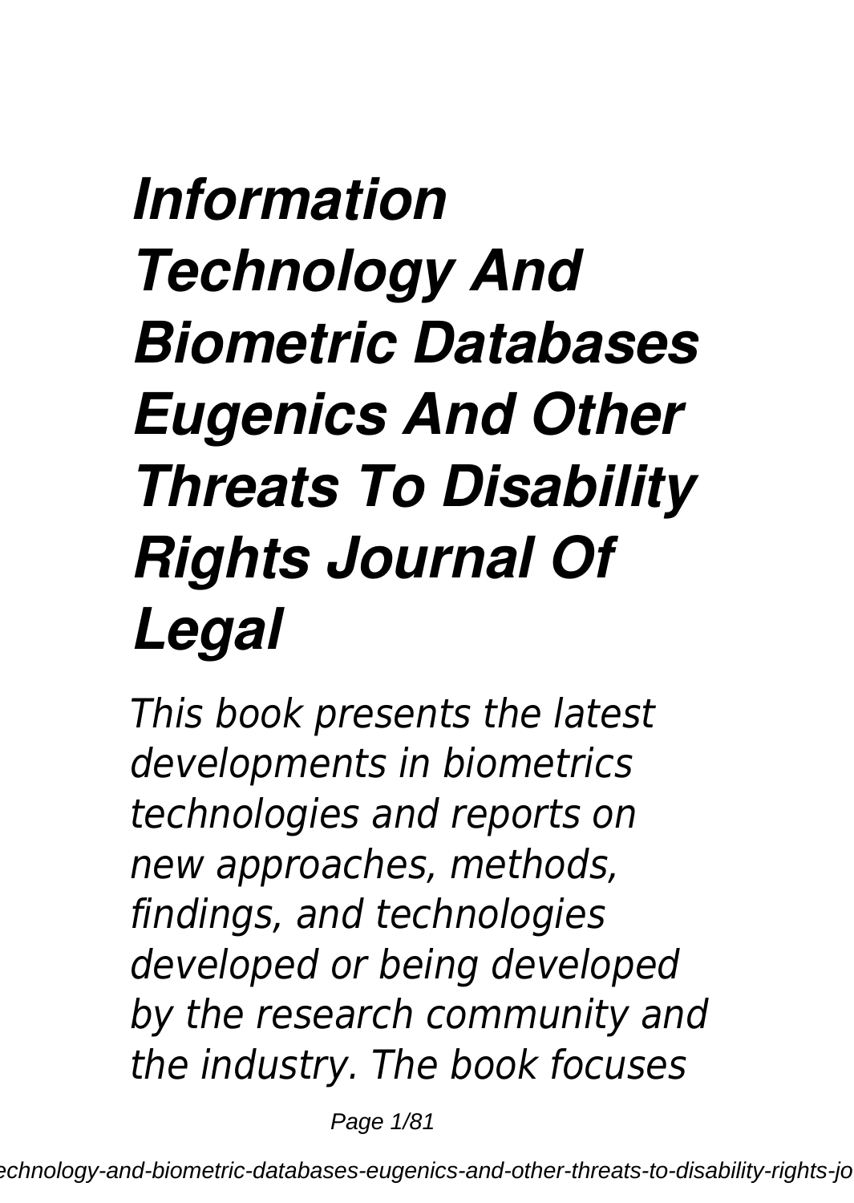# *Information Technology And Biometric Databases Eugenics And Other Threats To Disability Rights Journal Of Legal*

*This book presents the latest developments in biometrics technologies and reports on new approaches, methods, findings, and technologies developed or being developed by the research community and the industry. The book focuses*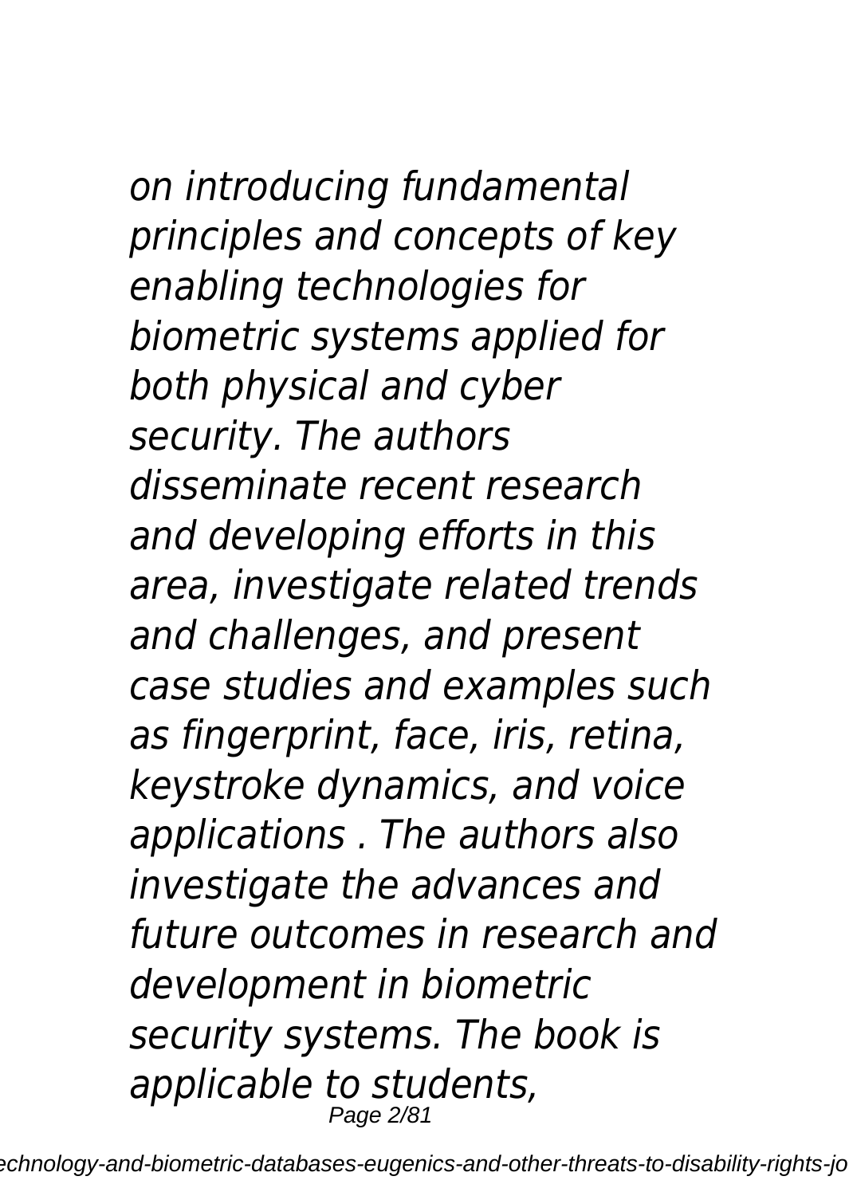*on introducing fundamental principles and concepts of key enabling technologies for biometric systems applied for both physical and cyber security. The authors disseminate recent research and developing efforts in this area, investigate related trends and challenges, and present case studies and examples such as fingerprint, face, iris, retina, keystroke dynamics, and voice applications . The authors also investigate the advances and future outcomes in research and development in biometric security systems. The book is applicable to students,*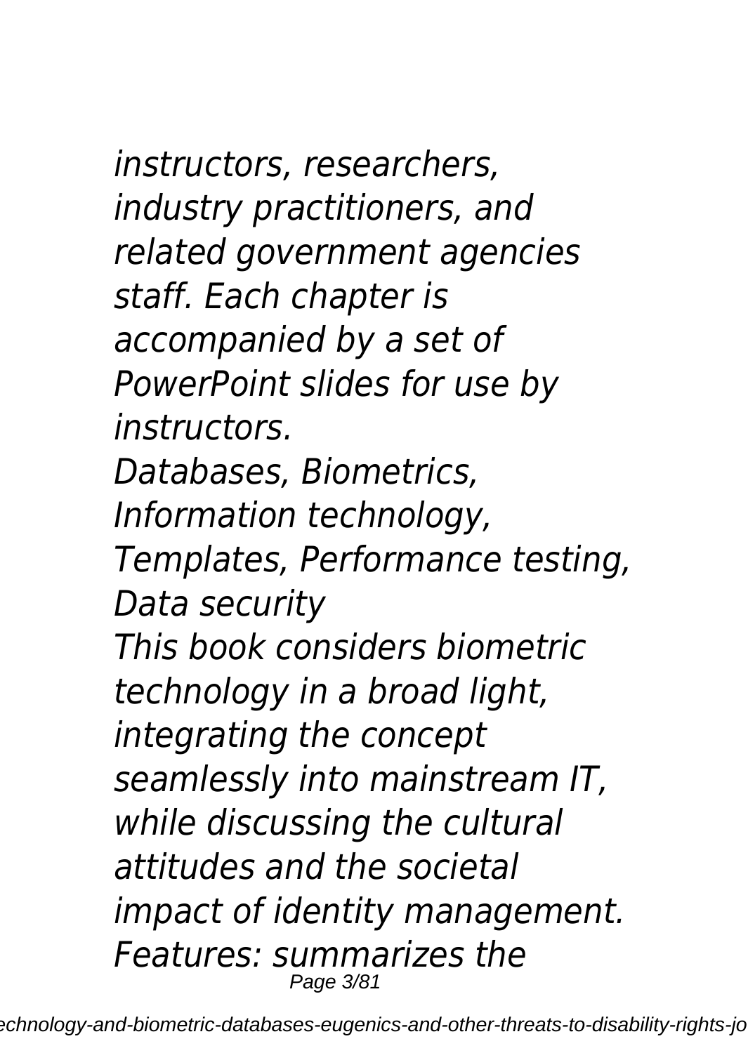*instructors, researchers, industry practitioners, and related government agencies staff. Each chapter is accompanied by a set of PowerPoint slides for use by instructors.*

*Databases, Biometrics, Information technology, Templates, Performance testing, Data security*

*This book considers biometric technology in a broad light, integrating the concept seamlessly into mainstream IT, while discussing the cultural attitudes and the societal impact of identity management. Features: summarizes the*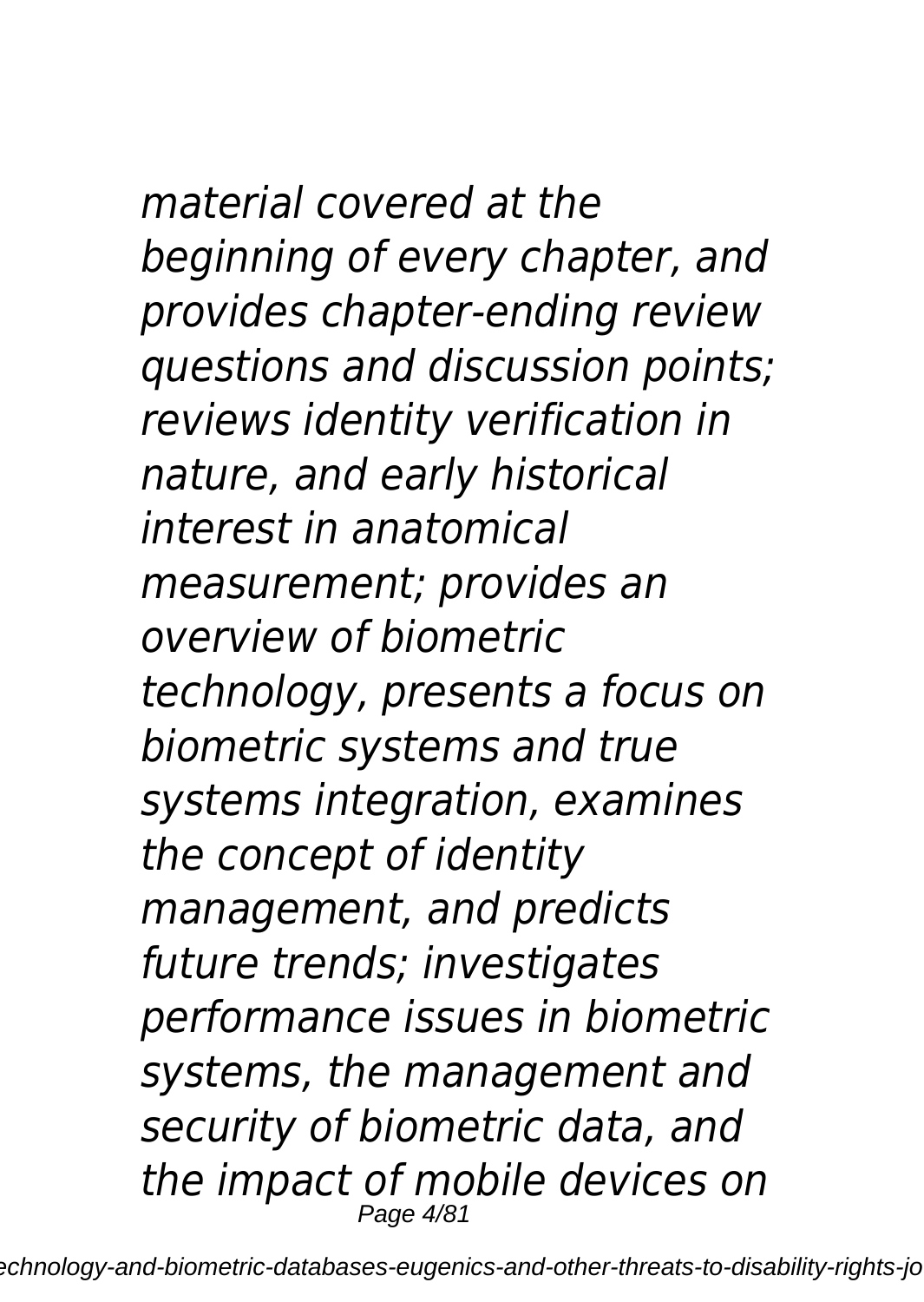*material covered at the beginning of every chapter, and provides chapter-ending review questions and discussion points; reviews identity verification in nature, and early historical interest in anatomical measurement; provides an overview of biometric technology, presents a focus on biometric systems and true systems integration, examines the concept of identity management, and predicts future trends; investigates performance issues in biometric systems, the management and security of biometric data, and the impact of mobile devices on*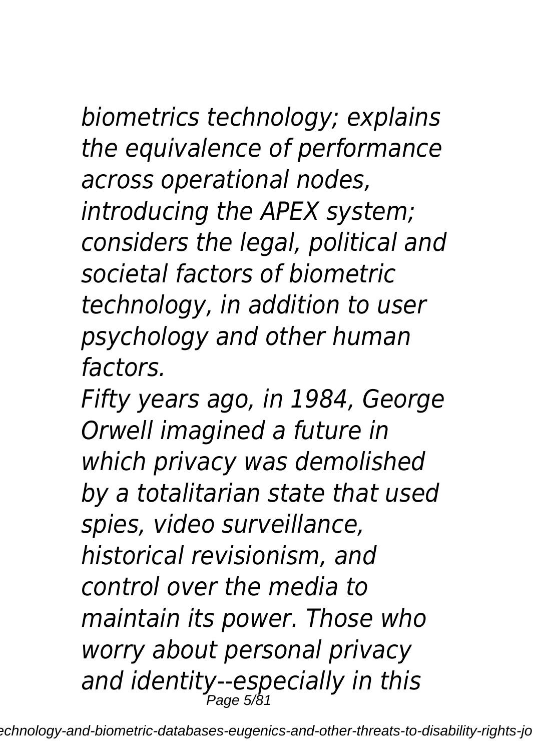*biometrics technology; explains the equivalence of performance across operational nodes, introducing the APEX system; considers the legal, political and societal factors of biometric technology, in addition to user psychology and other human factors.*

*Fifty years ago, in 1984, George Orwell imagined a future in which privacy was demolished by a totalitarian state that used spies, video surveillance, historical revisionism, and control over the media to maintain its power. Those who worry about personal privacy and identity--especially in this*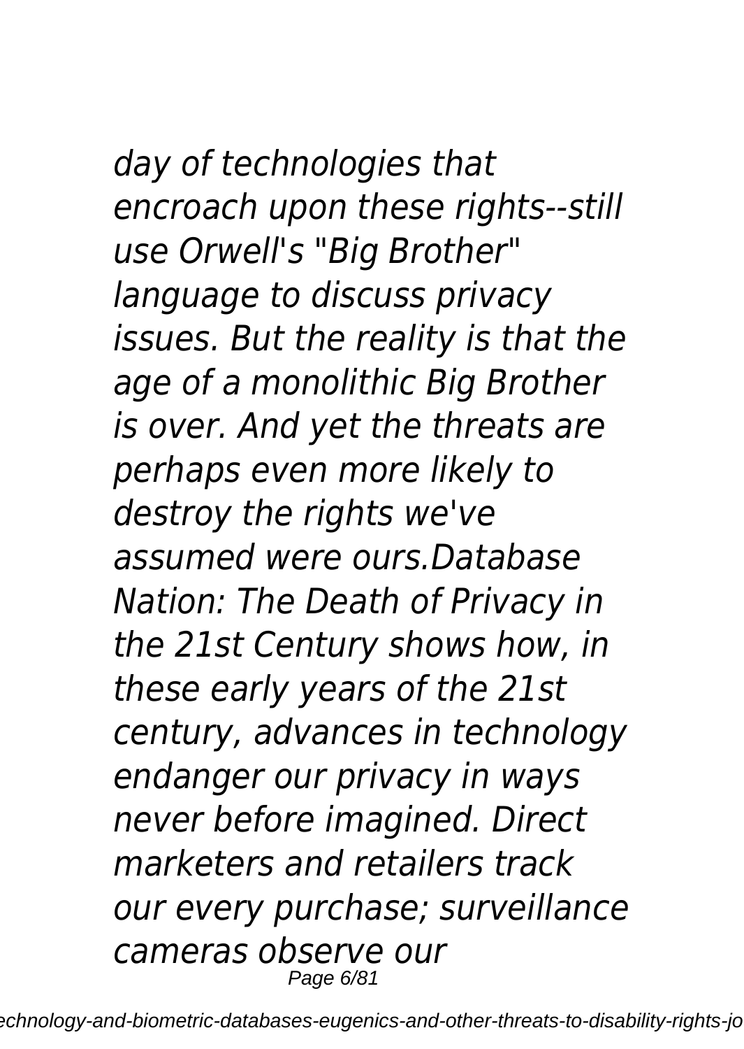*day of technologies that encroach upon these rights--still use Orwell's "Big Brother" language to discuss privacy issues. But the reality is that the age of a monolithic Big Brother is over. And yet the threats are perhaps even more likely to destroy the rights we've assumed were ours.Database Nation: The Death of Privacy in the 21st Century shows how, in these early years of the 21st century, advances in technology endanger our privacy in ways never before imagined. Direct marketers and retailers track our every purchase; surveillance cameras observe our*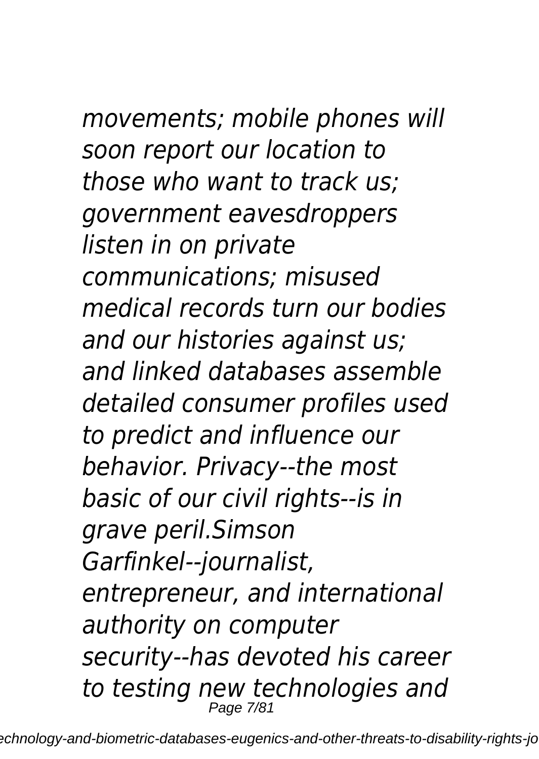*movements; mobile phones will soon report our location to those who want to track us; government eavesdroppers listen in on private communications; misused medical records turn our bodies and our histories against us; and linked databases assemble detailed consumer profiles used to predict and influence our behavior. Privacy--the most basic of our civil rights--is in grave peril.Simson Garfinkel--journalist, entrepreneur, and international authority on computer security--has devoted his career to testing new technologies and*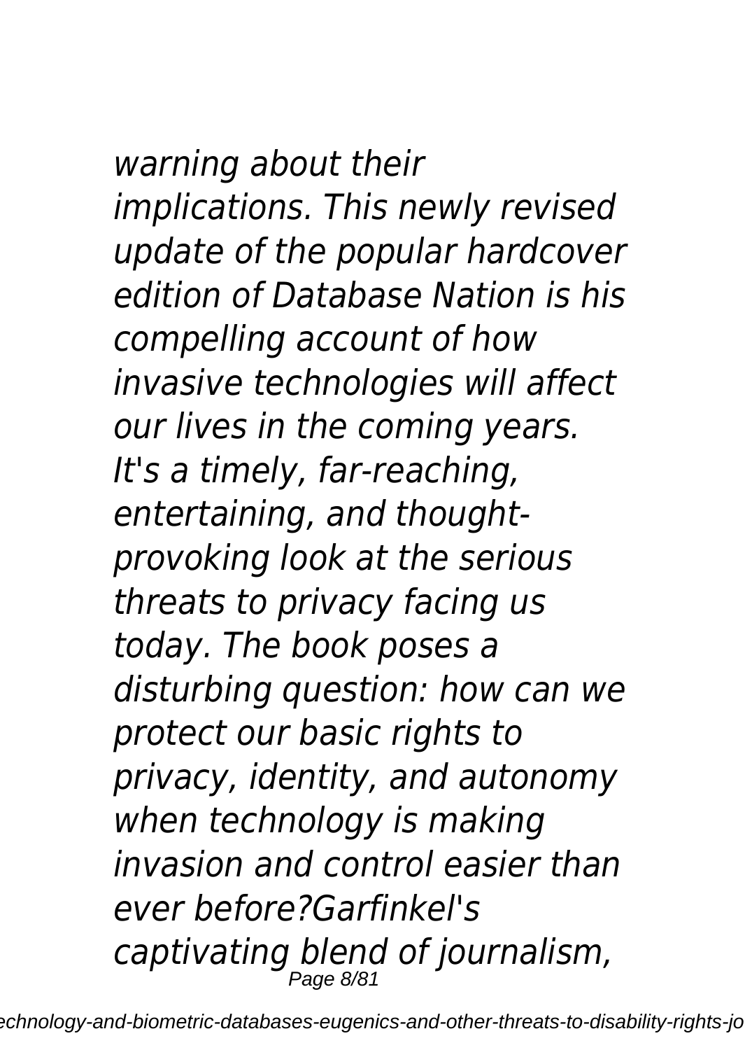*warning about their implications. This newly revised update of the popular hardcover edition of Database Nation is his compelling account of how invasive technologies will affect our lives in the coming years. It's a timely, far-reaching, entertaining, and thought-provoking look at the serious threats to privacy facing us today. The book poses a disturbing question: how can we protect our basic rights to privacy, identity, and autonomy when technology is making invasion and control easier than ever before?Garfinkel's captivating blend of journalism,*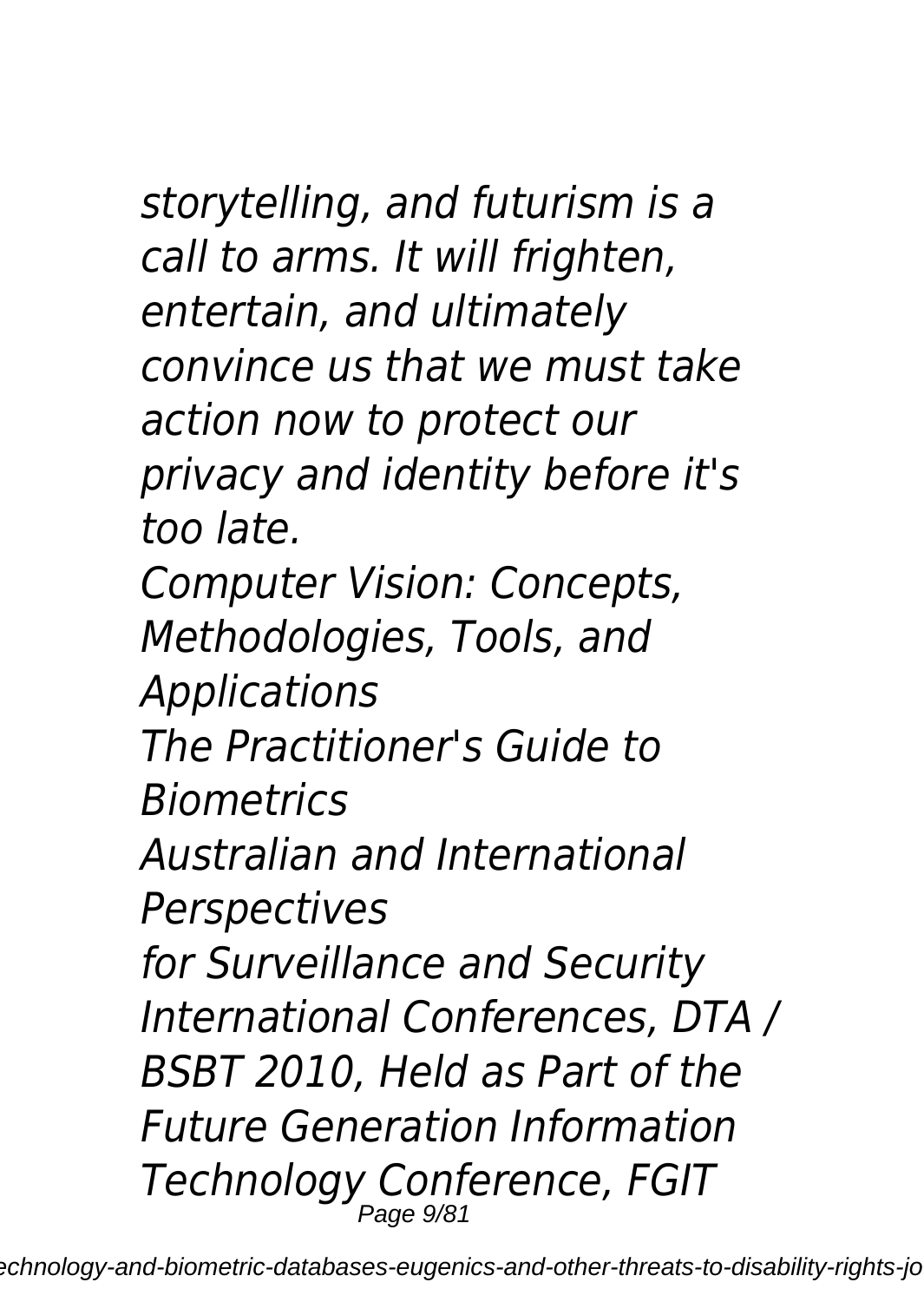*storytelling, and futurism is a call to arms. It will frighten, entertain, and ultimately convince us that we must take action now to protect our privacy and identity before it's too late.*

*Computer Vision: Concepts, Methodologies, Tools, and Applications*

*The Practitioner's Guide to Biometrics*

*Australian and International Perspectives*

*for Surveillance and Security*

*International Conferences, DTA / BSBT 2010, Held as Part of the Future Generation Information Technology Conference, FGIT*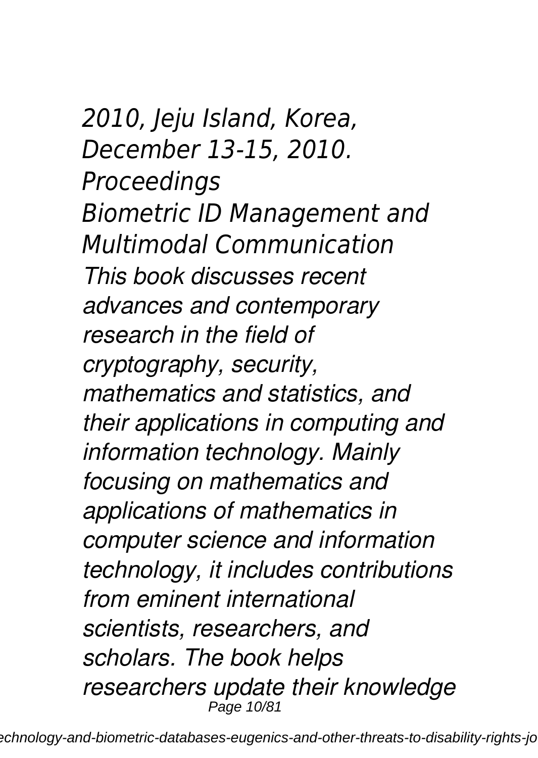*2010, Jeju Island, Korea, December 13-15, 2010. Proceedings*

*Biometric ID Management and Multimodal Communication*

*This book discusses recent advances and contemporary research in the field of cryptography, security, mathematics and statistics, and their applications in computing and information technology. Mainly focusing on mathematics and applications of mathematics in computer science and information technology, it includes contributions from eminent international scientists, researchers, and scholars. The book helps researchers update their knowledge*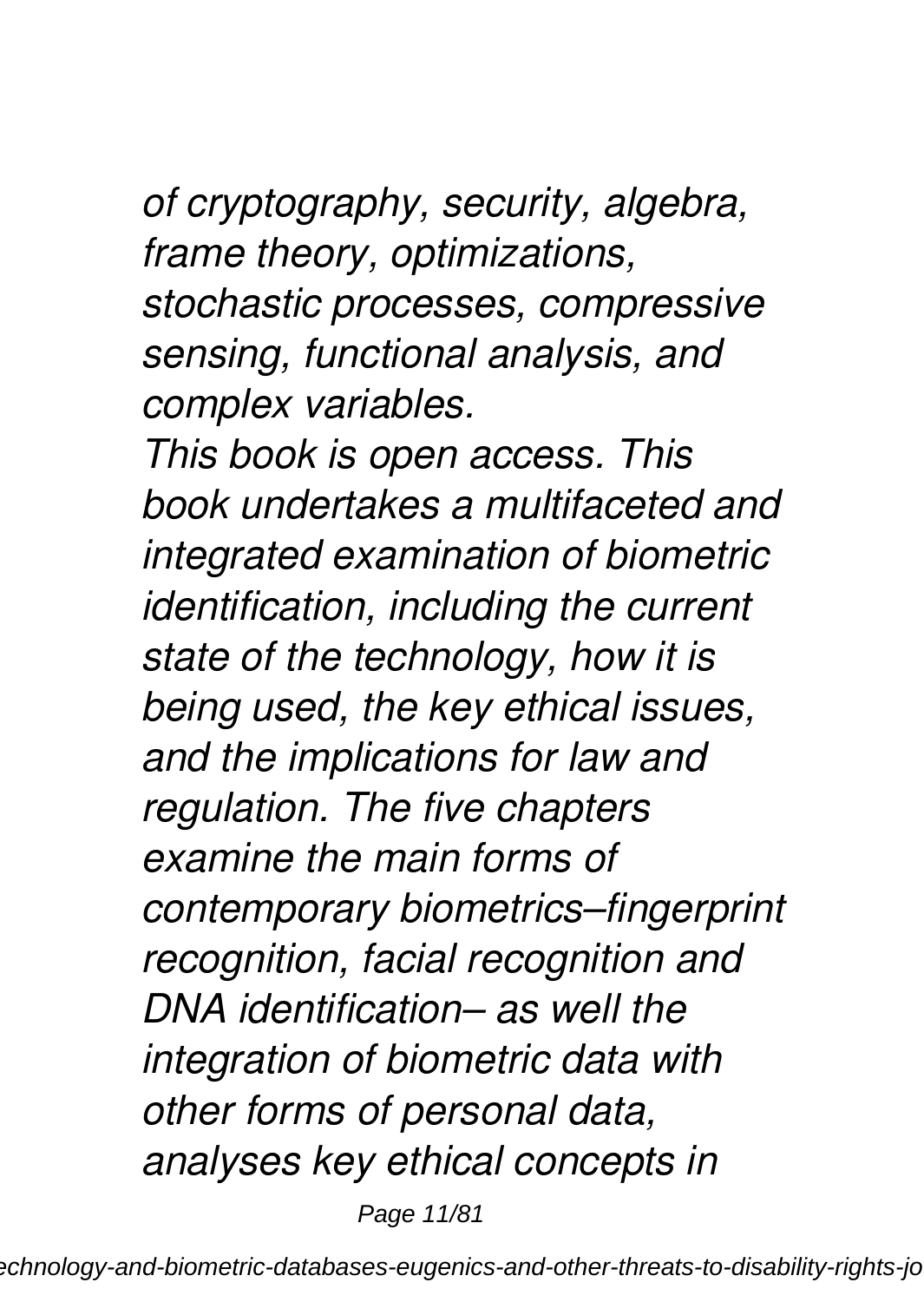*of cryptography, security, algebra, frame theory, optimizations, stochastic processes, compressive sensing, functional analysis, and complex variables.*

*This book is open access. This book undertakes a multifaceted and integrated examination of biometric identification, including the current state of the technology, how it is being used, the key ethical issues, and the implications for law and regulation. The five chapters examine the main forms of contemporary biometrics–fingerprint recognition, facial recognition and DNA identification– as well the integration of biometric data with other forms of personal data, analyses key ethical concepts in*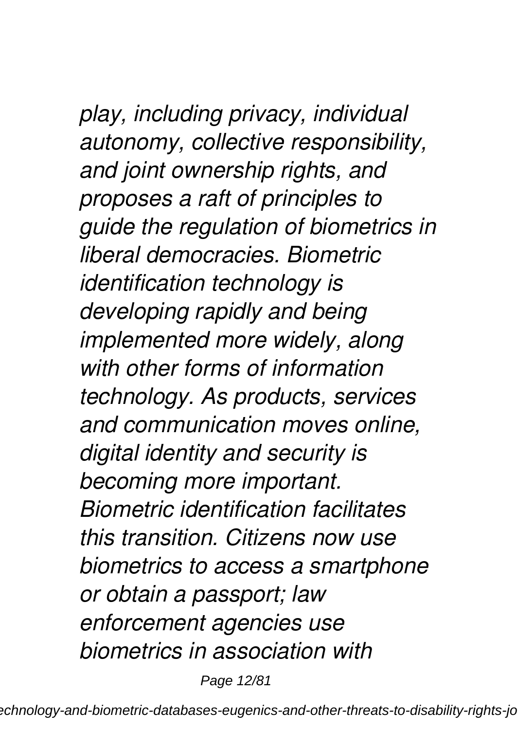*play, including privacy, individual autonomy, collective responsibility, and joint ownership rights, and proposes a raft of principles to guide the regulation of biometrics in liberal democracies. Biometric identification technology is developing rapidly and being implemented more widely, along with other forms of information technology. As products, services and communication moves online, digital identity and security is becoming more important. Biometric identification facilitates this transition. Citizens now use biometrics to access a smartphone or obtain a passport; law enforcement agencies use biometrics in association with*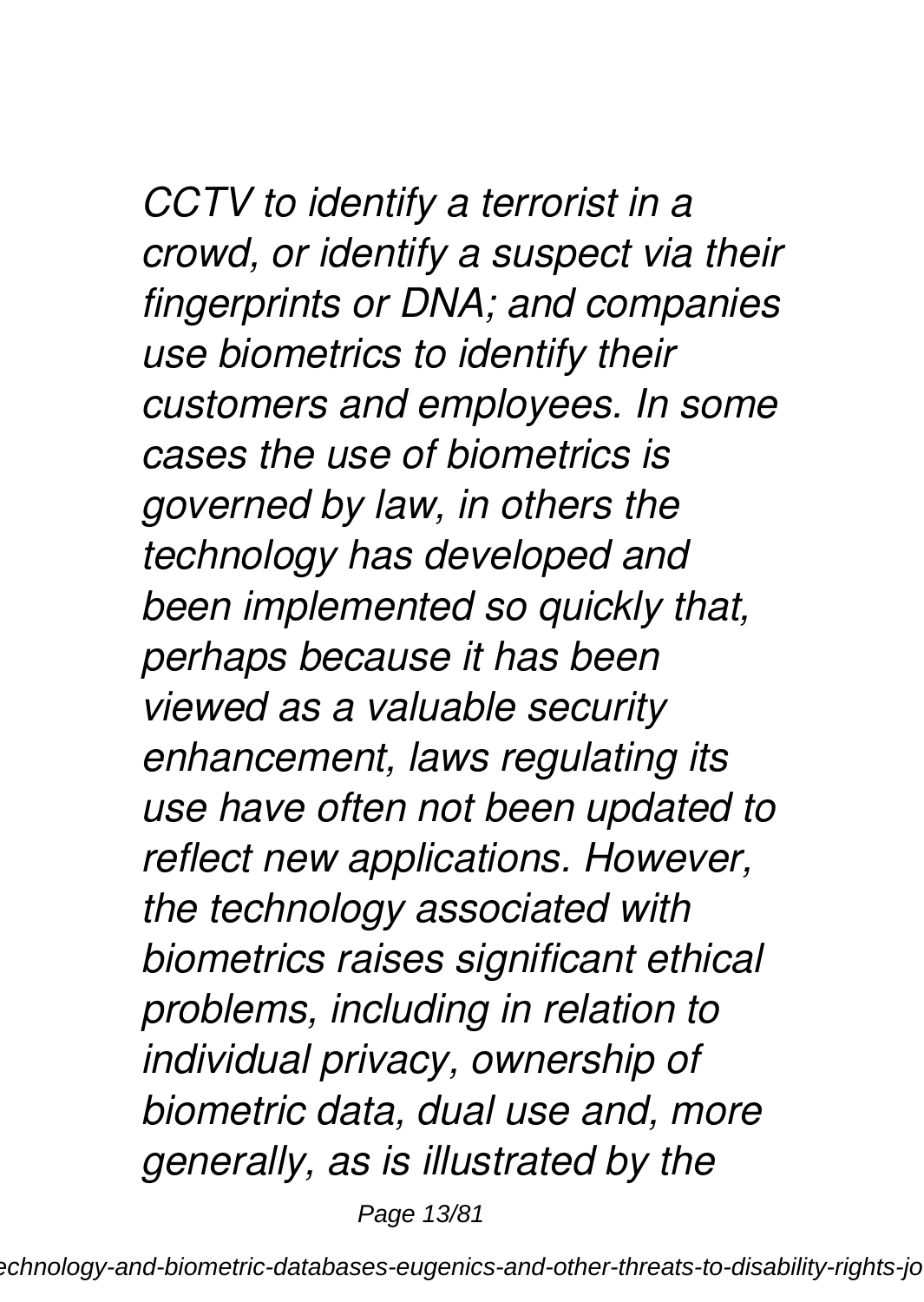*CCTV to identify a terrorist in a crowd, or identify a suspect via their fingerprints or DNA; and companies use biometrics to identify their customers and employees. In some cases the use of biometrics is governed by law, in others the technology has developed and been implemented so quickly that, perhaps because it has been viewed as a valuable security enhancement, laws regulating its use have often not been updated to reflect new applications. However, the technology associated with biometrics raises significant ethical problems, including in relation to individual privacy, ownership of biometric data, dual use and, more generally, as is illustrated by the*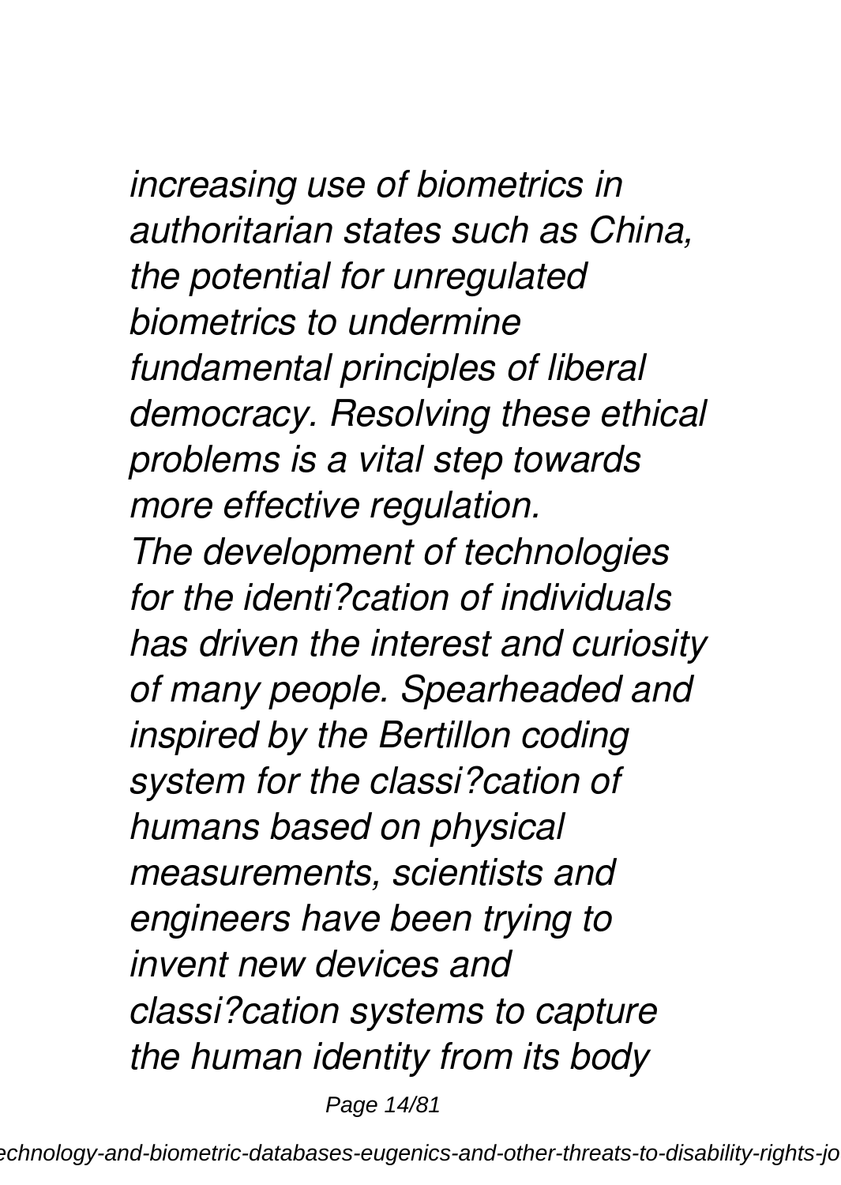*increasing use of biometrics in authoritarian states such as China, the potential for unregulated biometrics to undermine fundamental principles of liberal democracy. Resolving these ethical problems is a vital step towards more effective regulation.*
*The development of technologies for the identi?cation of individuals has driven the interest and curiosity of many people. Spearheaded and inspired by the Bertillon coding system for the classi?cation of humans based on physical measurements, scientists and engineers have been trying to invent new devices and classi?cation systems to capture the human identity from its body*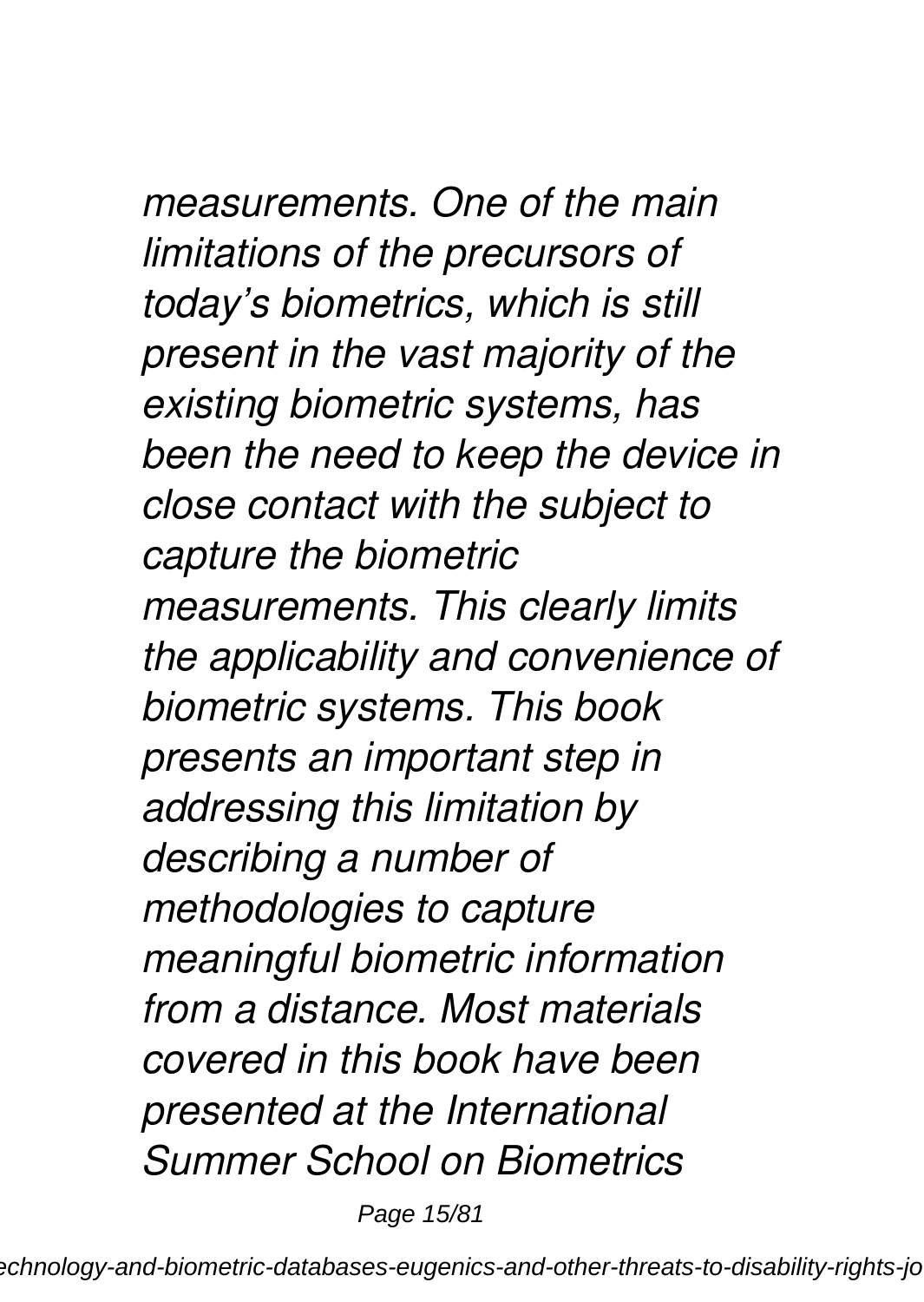*measurements. One of the main limitations of the precursors of today's biometrics, which is still present in the vast majority of the existing biometric systems, has been the need to keep the device in close contact with the subject to capture the biometric measurements. This clearly limits the applicability and convenience of biometric systems. This book presents an important step in addressing this limitation by describing a number of methodologies to capture meaningful biometric information from a distance. Most materials covered in this book have been presented at the International Summer School on Biometrics*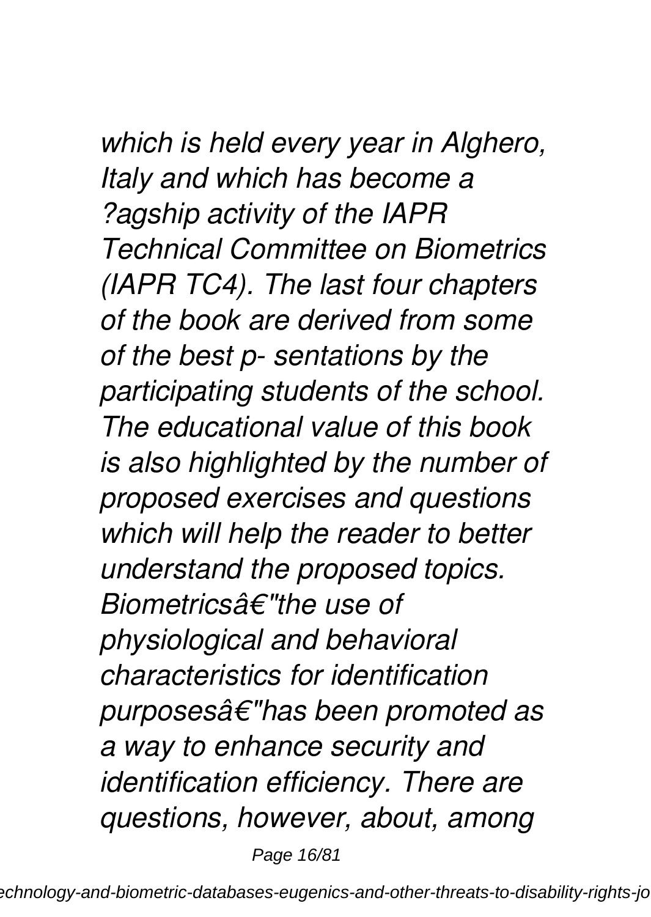*which is held every year in Alghero, Italy and which has become a ?agship activity of the IAPR Technical Committee on Biometrics (IAPR TC4). The last four chapters of the book are derived from some of the best p- sentations by the participating students of the school. The educational value of this book is also highlighted by the number of proposed exercises and questions which will help the reader to better understand the proposed topics.*
*Biometricsâ€"the use of physiological and behavioral characteristics for identification purposesâ€"has been promoted as a way to enhance security and identification efficiency. There are questions, however, about, among*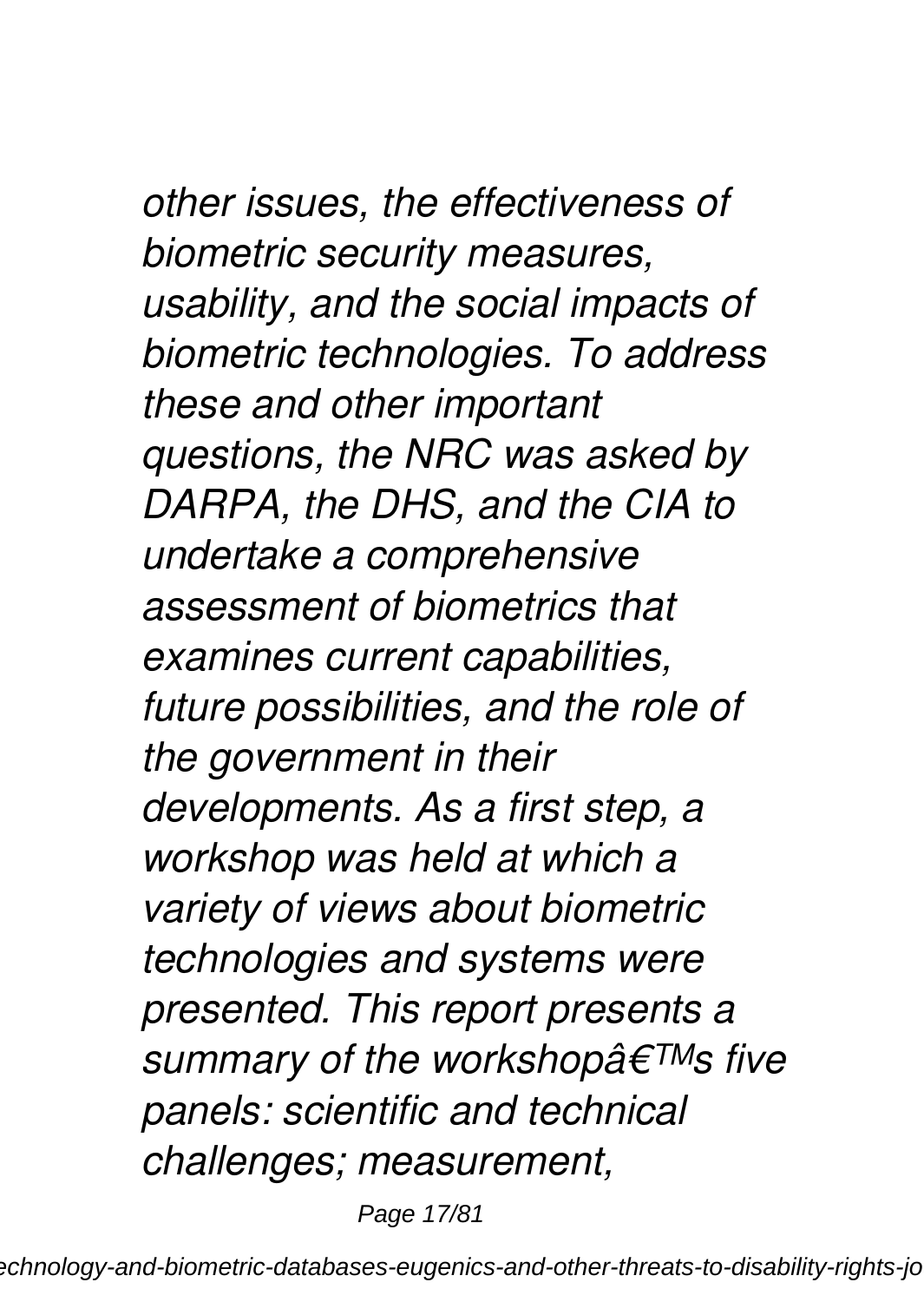*other issues, the effectiveness of biometric security measures, usability, and the social impacts of biometric technologies. To address these and other important questions, the NRC was asked by DARPA, the DHS, and the CIA to undertake a comprehensive assessment of biometrics that examines current capabilities, future possibilities, and the role of the government in their developments. As a first step, a workshop was held at which a variety of views about biometric technologies and systems were presented. This report presents a summary of the workshopâ€™s five panels: scientific and technical challenges; measurement,*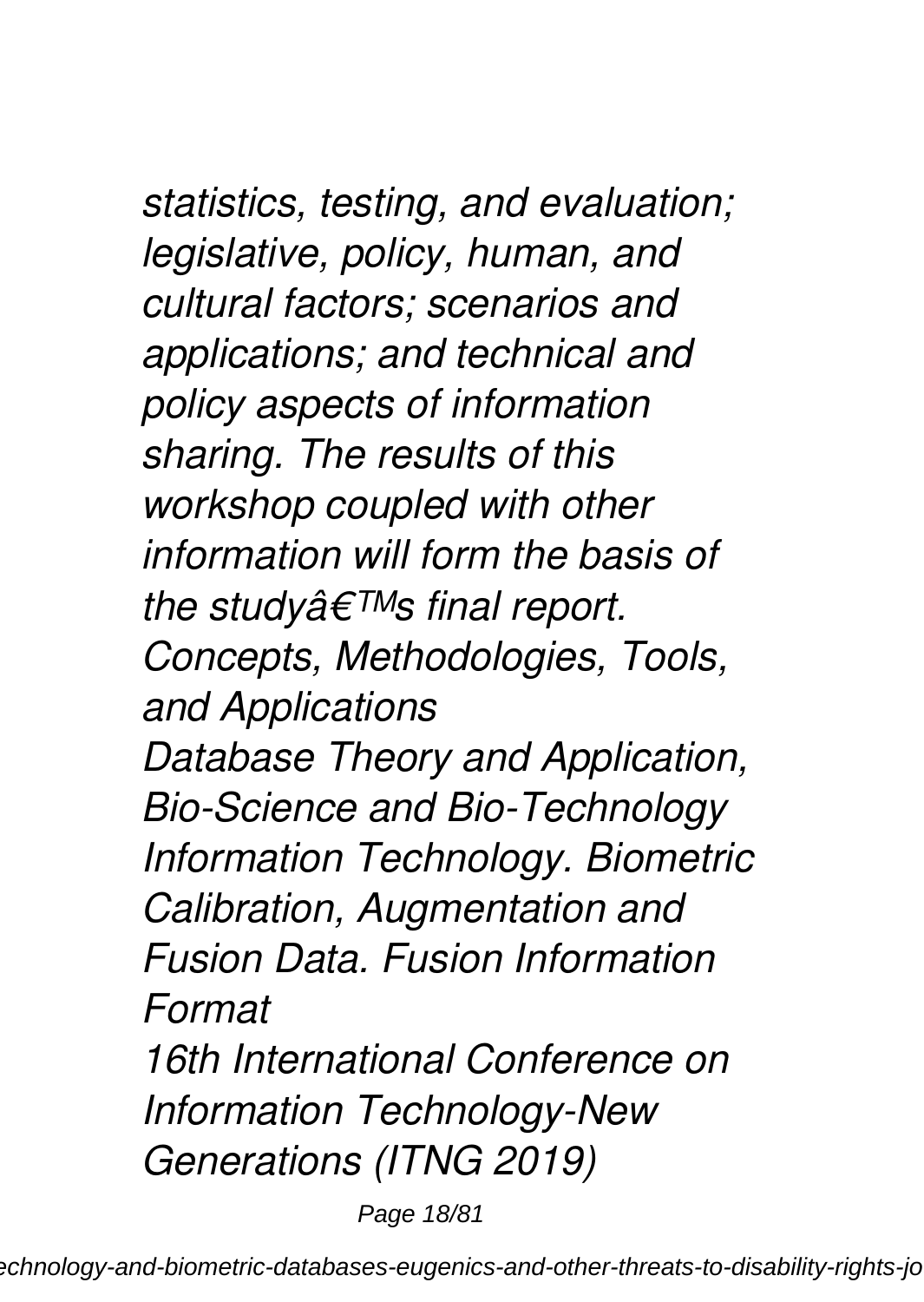*statistics, testing, and evaluation; legislative, policy, human, and cultural factors; scenarios and applications; and technical and policy aspects of information sharing. The results of this workshop coupled with other information will form the basis of the studyâ€™s final report.*

*Concepts, Methodologies, Tools, and Applications*

*Database Theory and Application, Bio-Science and Bio-Technology*

*Information Technology. Biometric Calibration, Augmentation and Fusion Data. Fusion Information Format*

*16th International Conference on Information Technology-New Generations (ITNG 2019)*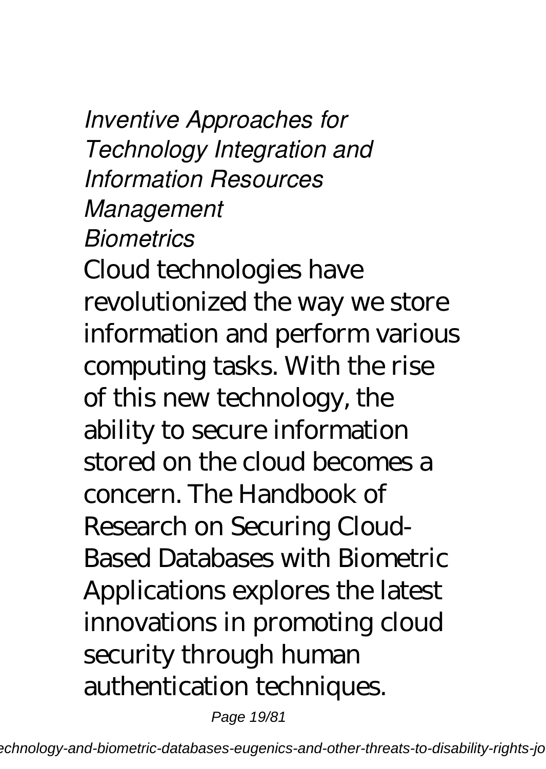*Inventive Approaches for Technology Integration and Information Resources Management*

*Biometrics*

Cloud technologies have revolutionized the way we store information and perform various computing tasks. With the rise of this new technology, the ability to secure information stored on the cloud becomes a concern. The Handbook of Research on Securing Cloud-Based Databases with Biometric Applications explores the latest innovations in promoting cloud security through human authentication techniques.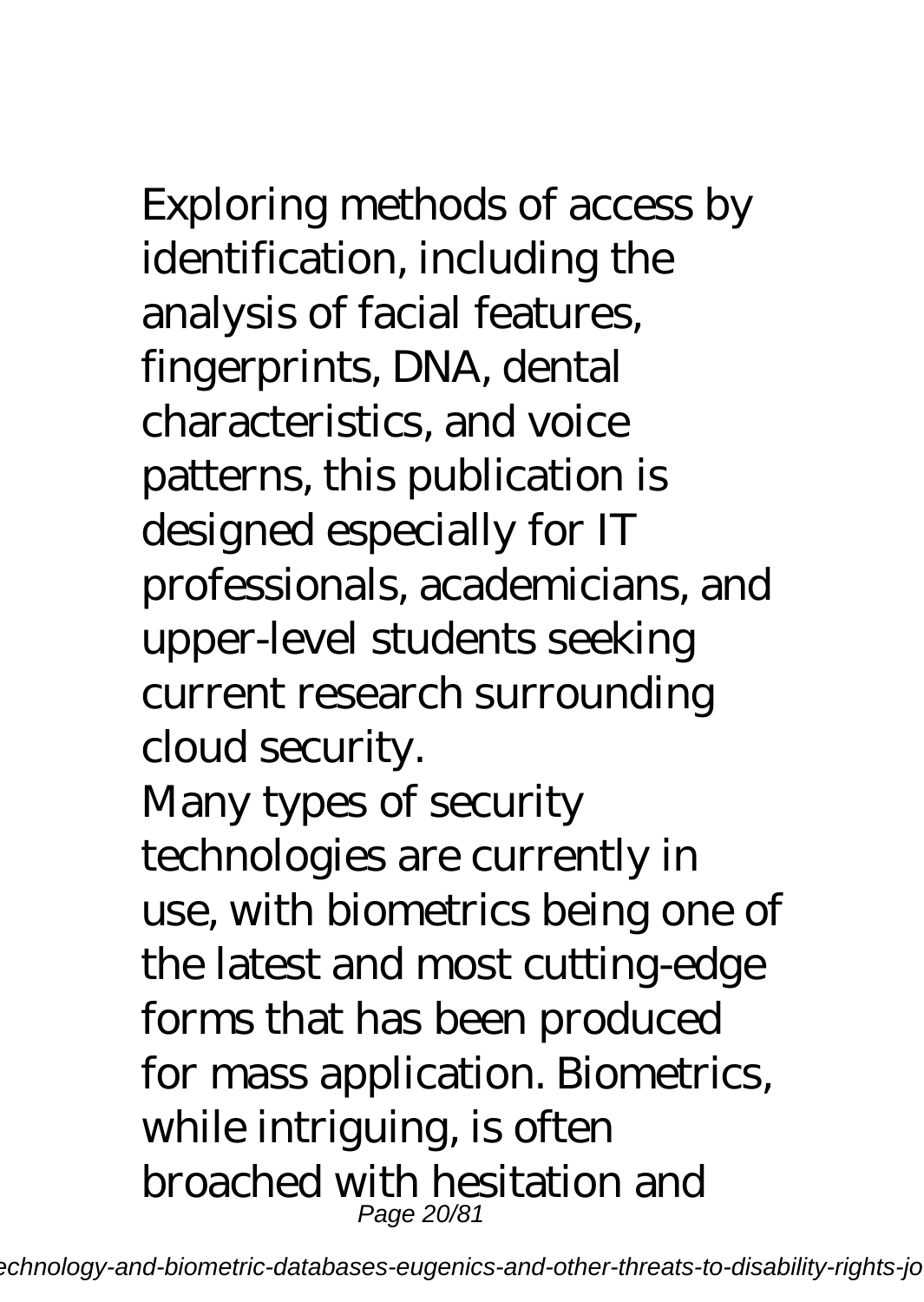Exploring methods of access by identification, including the analysis of facial features, fingerprints, DNA, dental characteristics, and voice patterns, this publication is designed especially for IT professionals, academicians, and upper-level students seeking current research surrounding cloud security.

Many types of security technologies are currently in use, with biometrics being one of the latest and most cutting-edge forms that has been produced for mass application. Biometrics, while intriguing, is often broached with hesitation and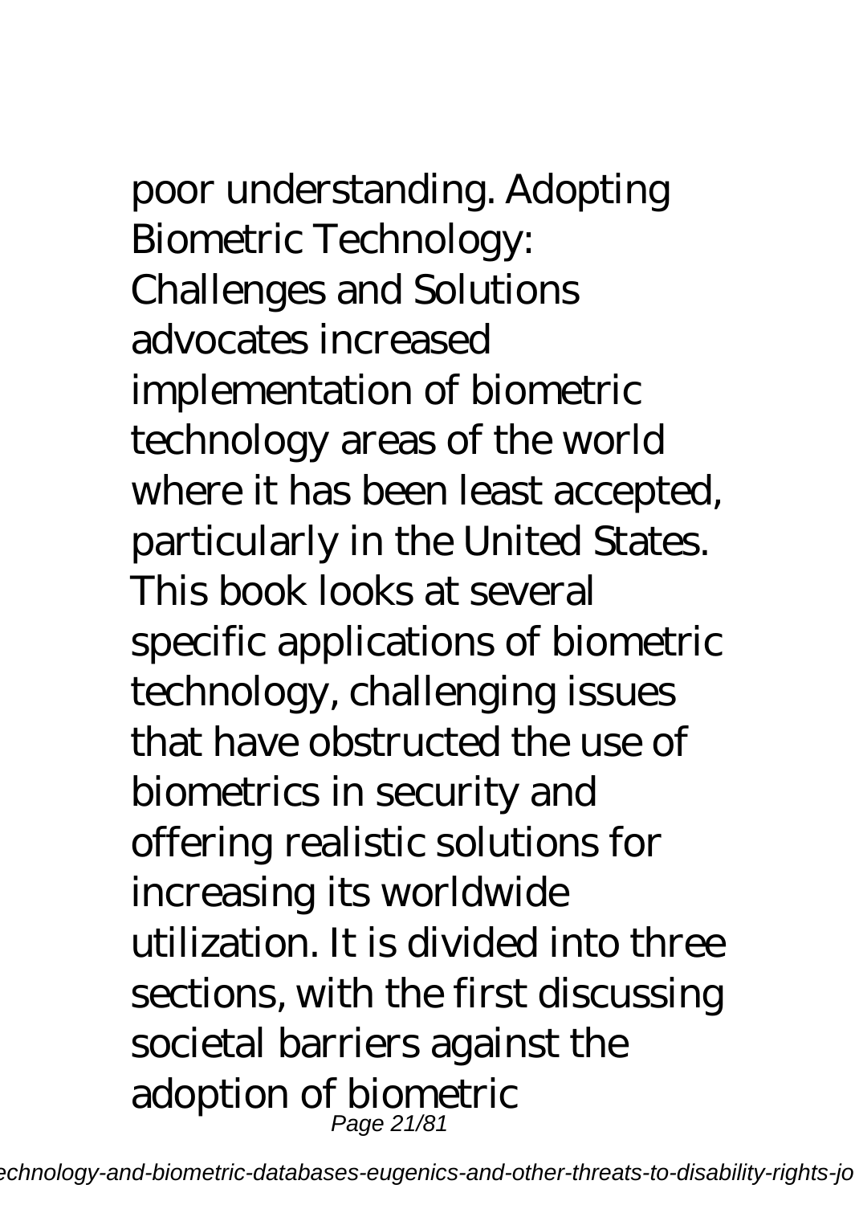poor understanding. Adopting Biometric Technology: Challenges and Solutions advocates increased implementation of biometric technology areas of the world where it has been least accepted, particularly in the United States. This book looks at several specific applications of biometric technology, challenging issues that have obstructed the use of biometrics in security and offering realistic solutions for increasing its worldwide utilization. It is divided into three sections, with the first discussing societal barriers against the adoption of biometric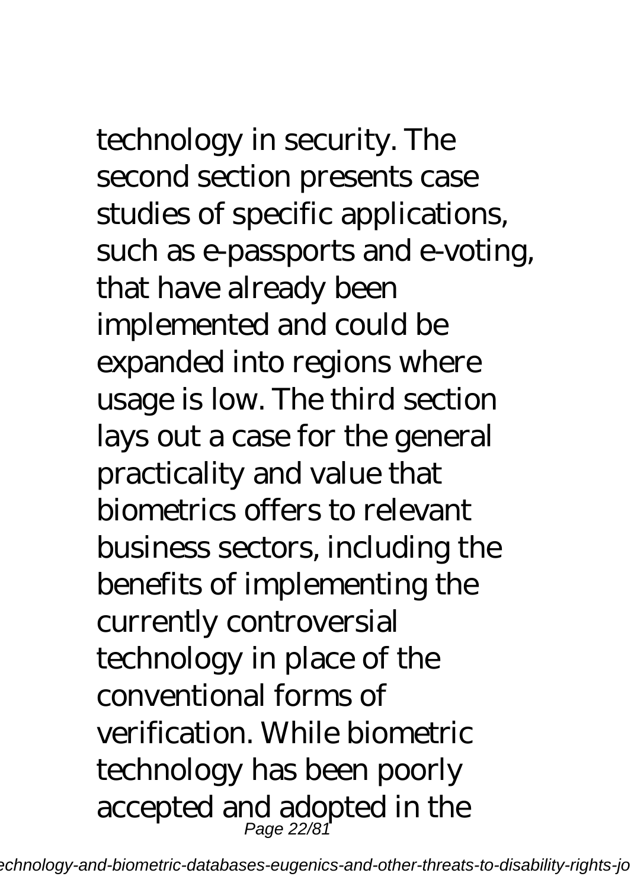technology in security. The second section presents case studies of specific applications, such as e-passports and e-voting, that have already been implemented and could be expanded into regions where usage is low. The third section lays out a case for the general practicality and value that biometrics offers to relevant business sectors, including the benefits of implementing the currently controversial technology in place of the conventional forms of verification. While biometric technology has been poorly accepted and adopted in the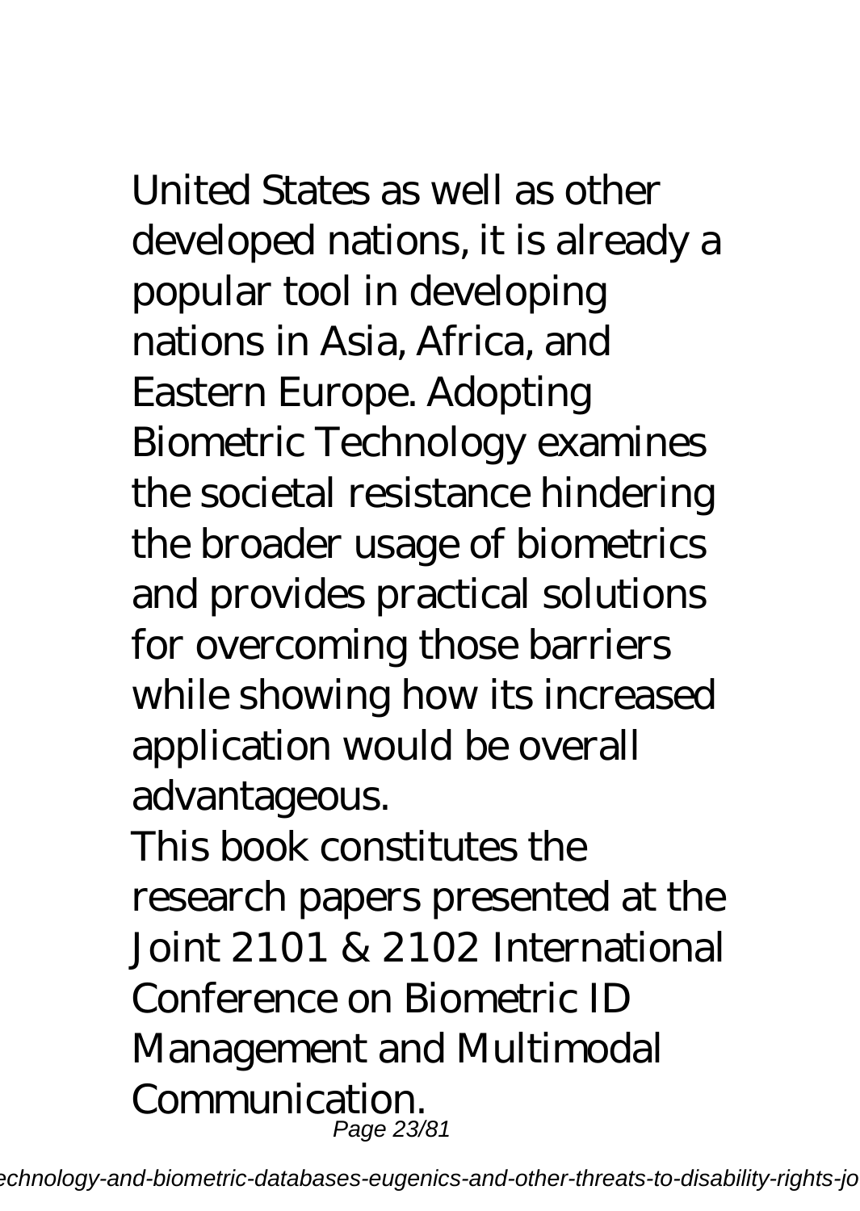United States as well as other developed nations, it is already a popular tool in developing nations in Asia, Africa, and Eastern Europe. Adopting Biometric Technology examines the societal resistance hindering the broader usage of biometrics and provides practical solutions for overcoming those barriers while showing how its increased application would be overall advantageous.

This book constitutes the research papers presented at the Joint 2101 & 2102 International Conference on Biometric ID Management and Multimodal Communication.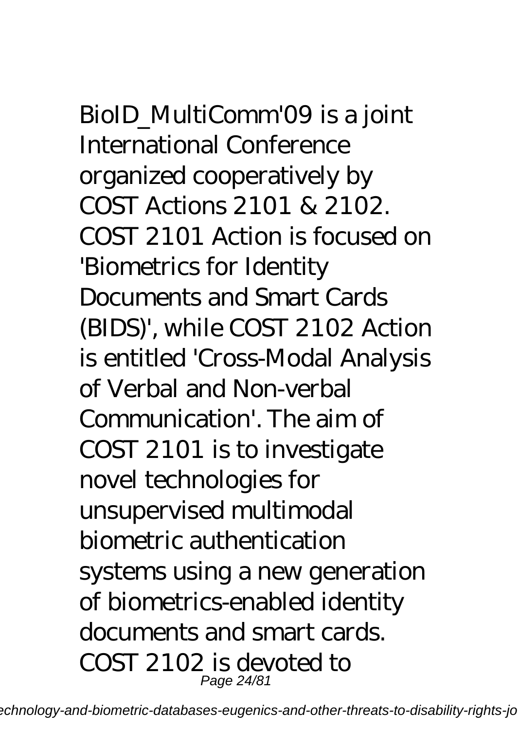BioID_MultiComm'09 is a joint International Conference organized cooperatively by COST Actions 2101 & 2102. COST 2101 Action is focused on 'Biometrics for Identity Documents and Smart Cards (BIDS)', while COST 2102 Action is entitled 'Cross-Modal Analysis of Verbal and Non-verbal Communication'. The aim of COST 2101 is to investigate novel technologies for unsupervised multimodal biometric authentication systems using a new generation of biometrics-enabled identity documents and smart cards. COST 2102 is devoted to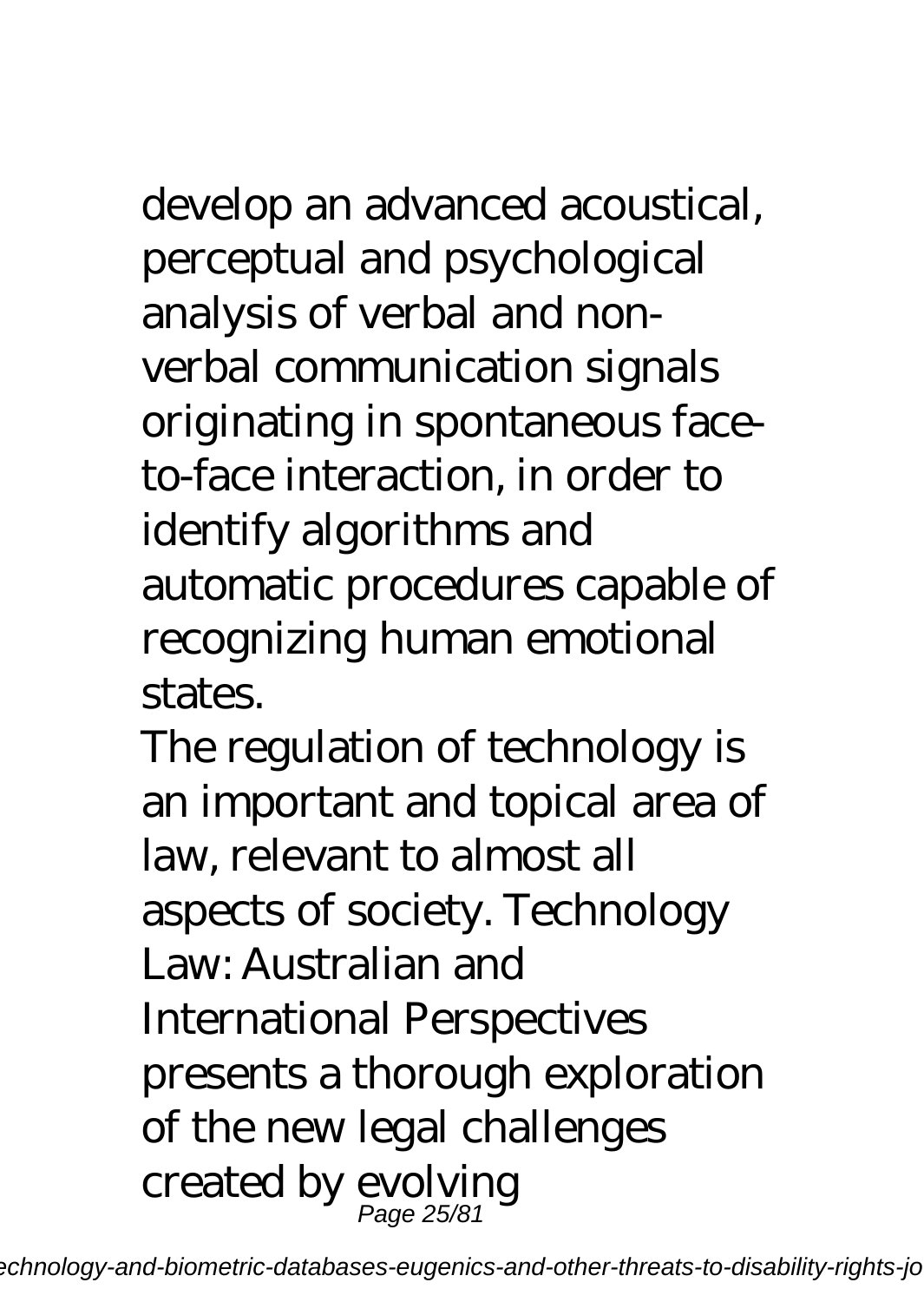develop an advanced acoustical, perceptual and psychological analysis of verbal and non-verbal communication signals originating in spontaneous face-to-face interaction, in order to identify algorithms and automatic procedures capable of recognizing human emotional states.

The regulation of technology is an important and topical area of law, relevant to almost all aspects of society. Technology Law: Australian and International Perspectives presents a thorough exploration of the new legal challenges created by evolving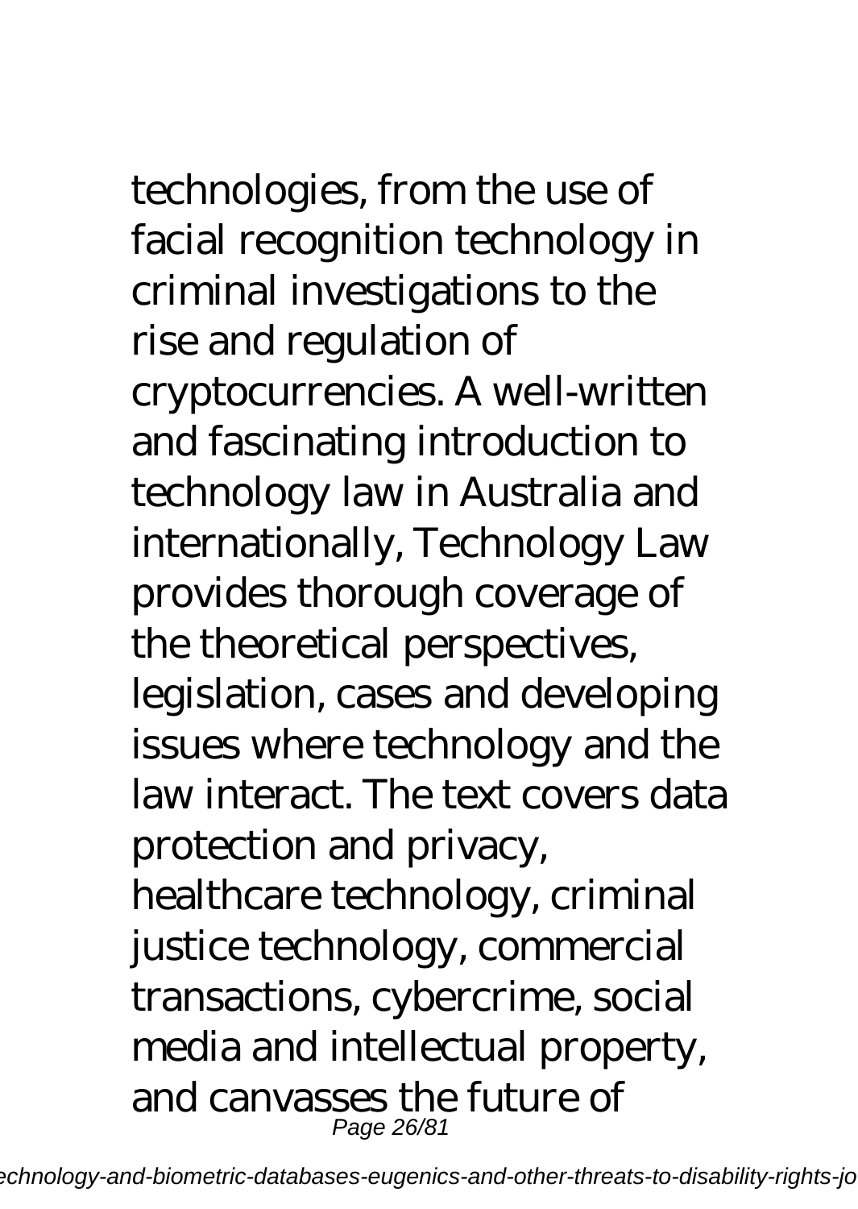technologies, from the use of facial recognition technology in criminal investigations to the rise and regulation of cryptocurrencies. A well-written and fascinating introduction to technology law in Australia and internationally, Technology Law provides thorough coverage of the theoretical perspectives, legislation, cases and developing issues where technology and the law interact. The text covers data protection and privacy, healthcare technology, criminal justice technology, commercial transactions, cybercrime, social media and intellectual property, and canvasses the future of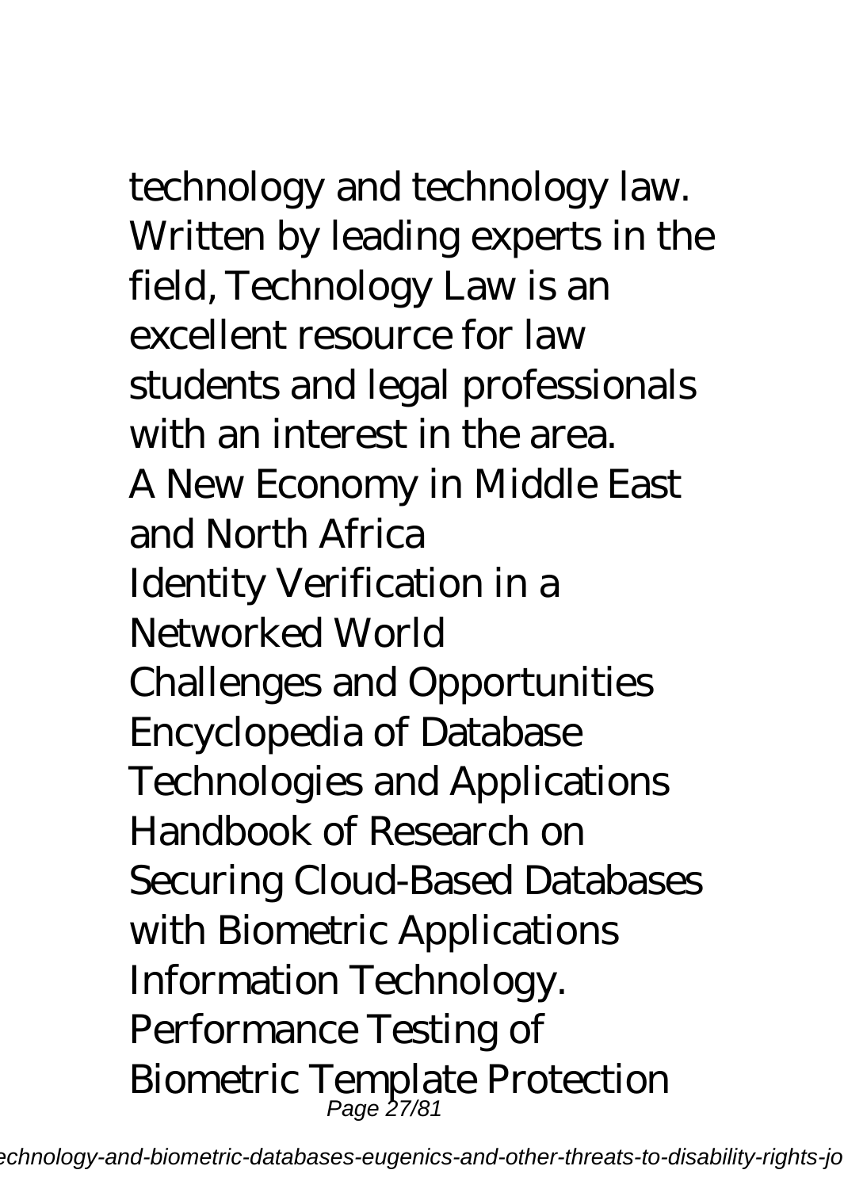technology and technology law. Written by leading experts in the field, Technology Law is an excellent resource for law students and legal professionals with an interest in the area.

A New Economy in Middle East and North Africa

Identity Verification in a Networked World

Challenges and Opportunities

Encyclopedia of Database Technologies and Applications

Handbook of Research on Securing Cloud-Based Databases with Biometric Applications

Information Technology. Performance Testing of Biometric Template Protection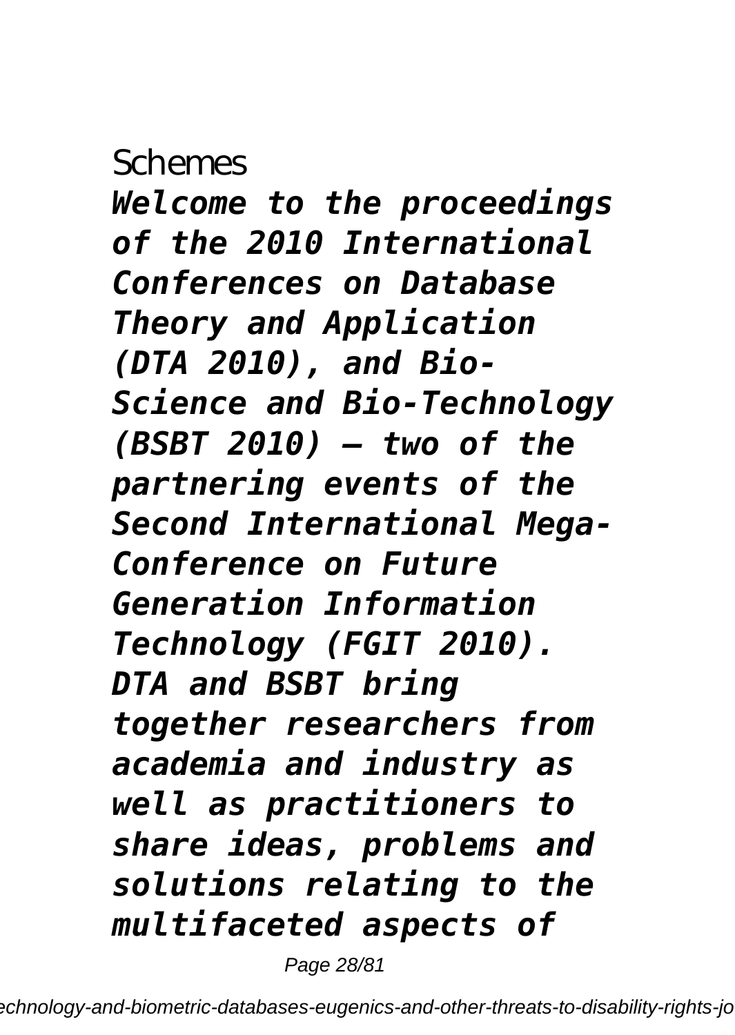Schemes

***Welcome to the proceedings of the 2010 International Conferences on Database Theory and Application (DTA 2010), and Bio-Science and Bio-Technology (BSBT 2010) – two of the partnering events of the Second International Mega-Conference on Future Generation Information Technology (FGIT 2010). DTA and BSBT bring together researchers from academia and industry as well as practitioners to share ideas, problems and solutions relating to the multifaceted aspects of***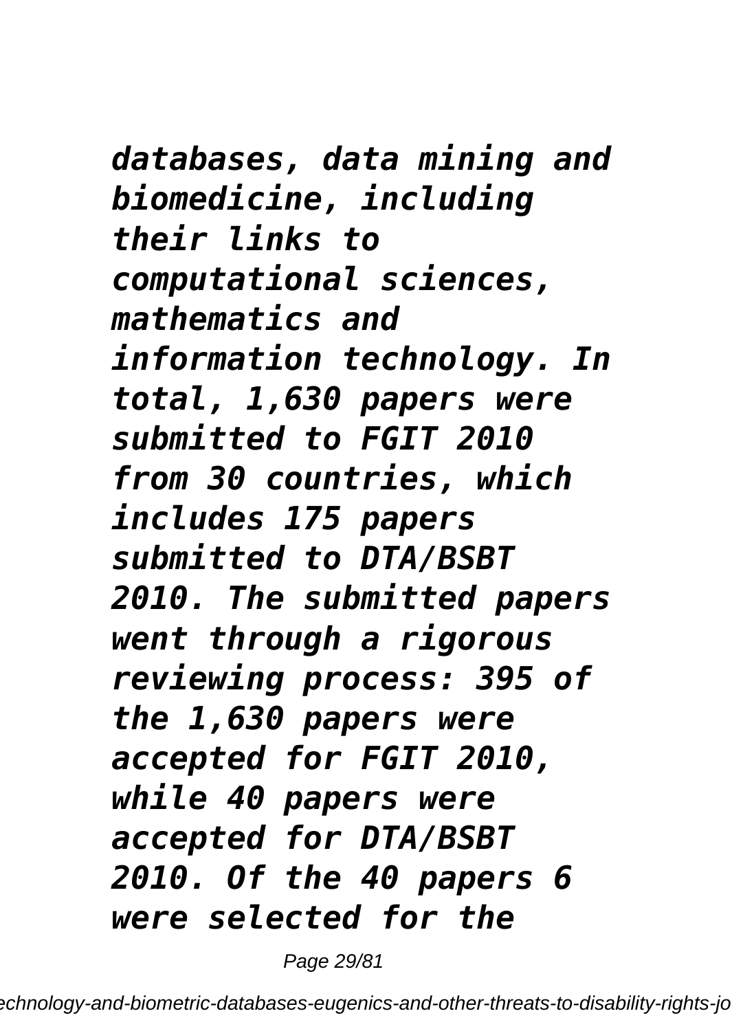*databases, data mining and biomedicine, including their links to computational sciences, mathematics and information technology. In total, 1,630 papers were submitted to FGIT 2010 from 30 countries, which includes 175 papers submitted to DTA/BSBT 2010. The submitted papers went through a rigorous reviewing process: 395 of the 1,630 papers were accepted for FGIT 2010, while 40 papers were accepted for DTA/BSBT 2010. Of the 40 papers 6 were selected for the*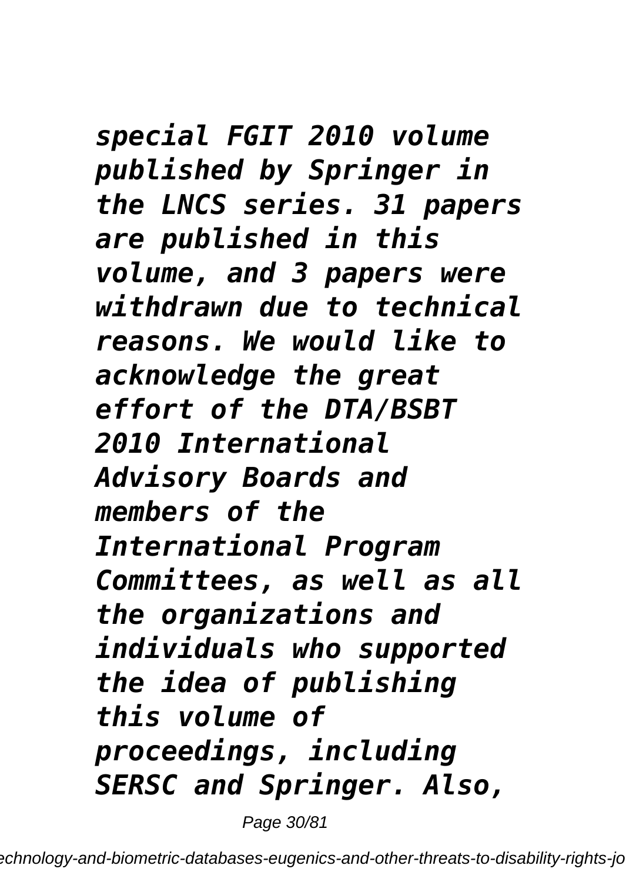*special FGIT 2010 volume published by Springer in the LNCS series. 31 papers are published in this volume, and 3 papers were withdrawn due to technical reasons. We would like to acknowledge the great effort of the DTA/BSBT 2010 International Advisory Boards and members of the International Program Committees, as well as all the organizations and individuals who supported the idea of publishing this volume of proceedings, including SERSC and Springer. Also,*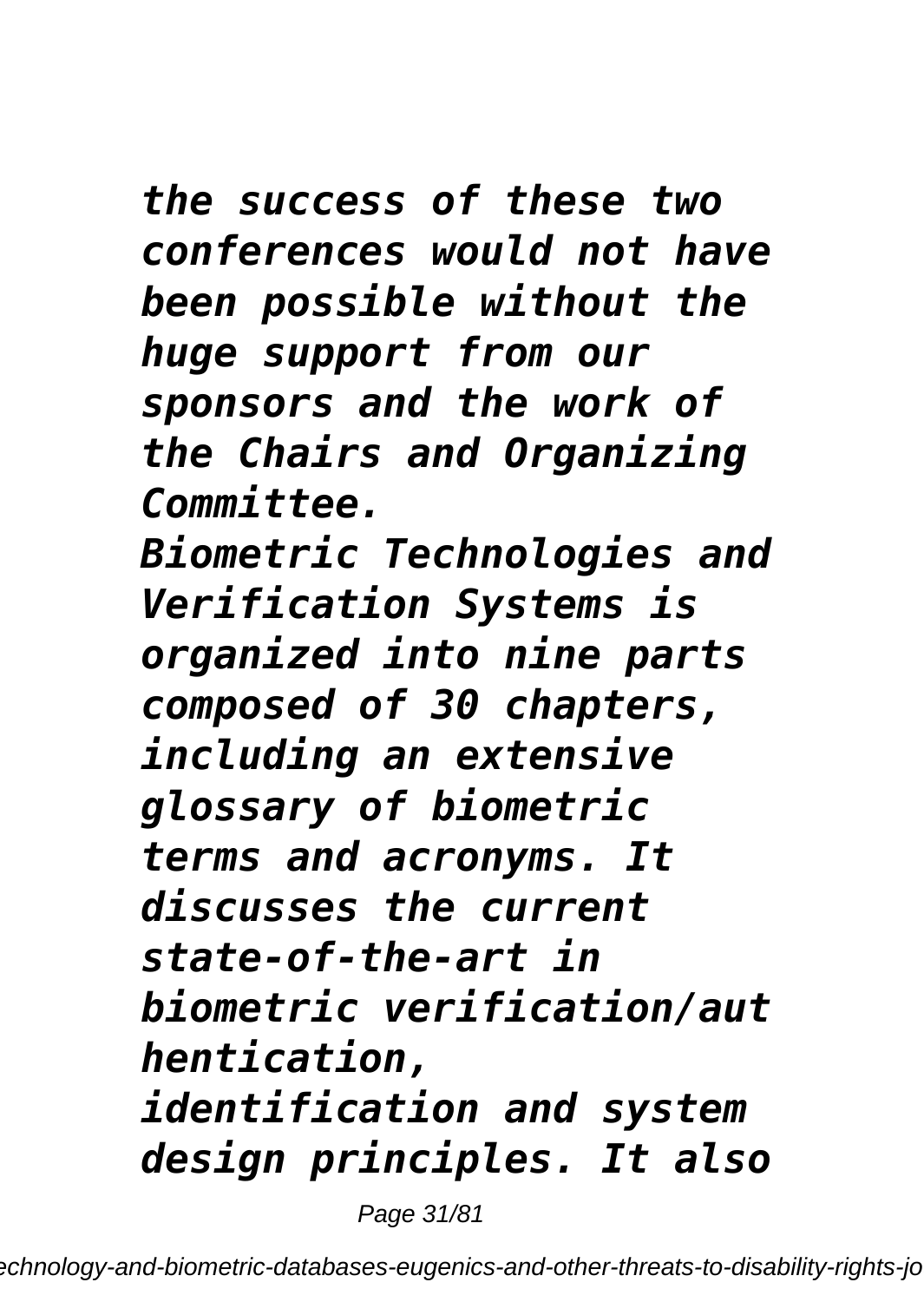*the success of these two conferences would not have been possible without the huge support from our sponsors and the work of the Chairs and Organizing Committee.*

*Biometric Technologies and Verification Systems is organized into nine parts composed of 30 chapters, including an extensive glossary of biometric terms and acronyms. It discusses the current state-of-the-art in biometric verification/authentication, identification and system design principles. It also*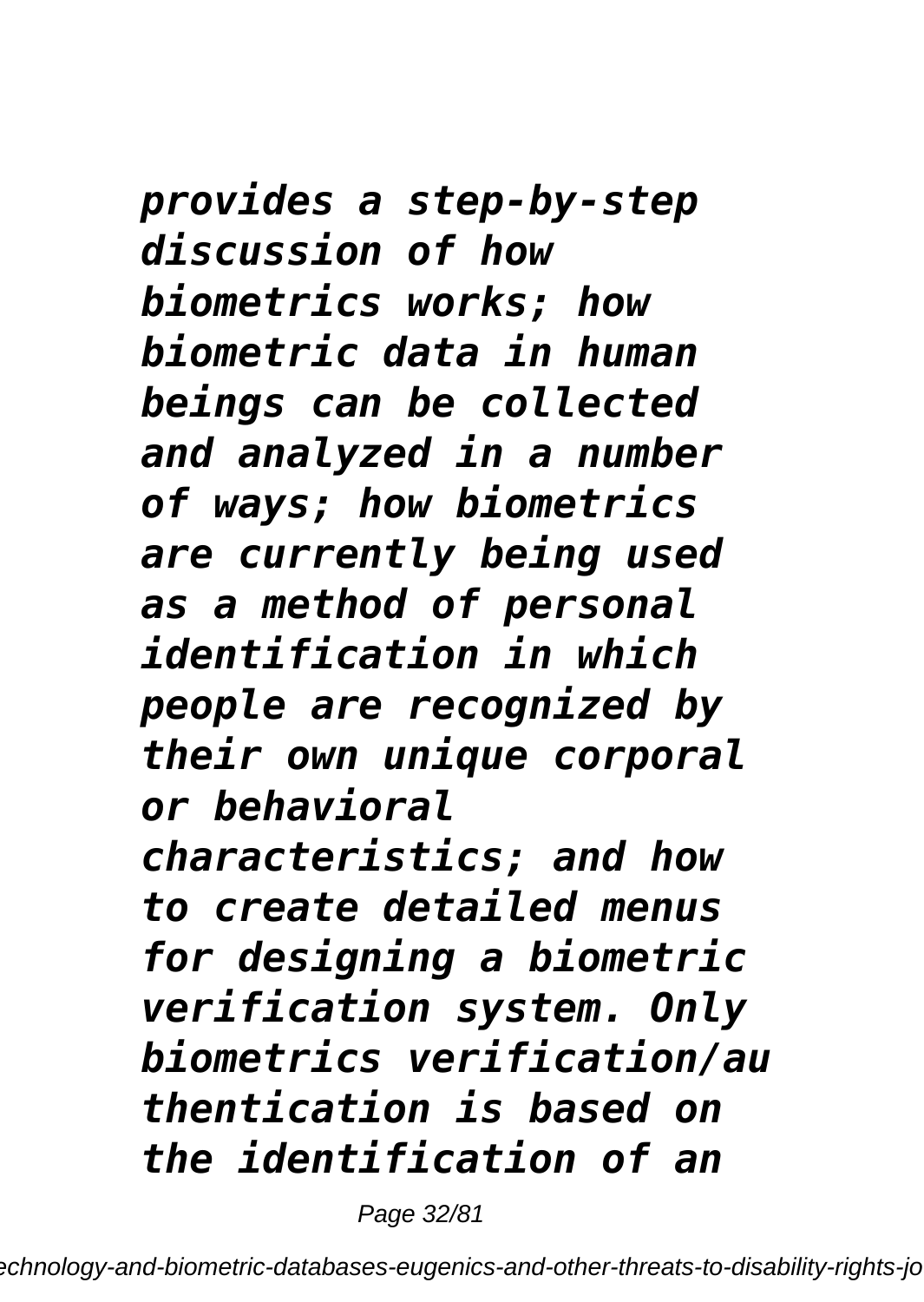*provides a step-by-step discussion of how biometrics works; how biometric data in human beings can be collected and analyzed in a number of ways; how biometrics are currently being used as a method of personal identification in which people are recognized by their own unique corporal or behavioral characteristics; and how to create detailed menus for designing a biometric verification system. Only biometrics verification/authentication is based on the identification of an*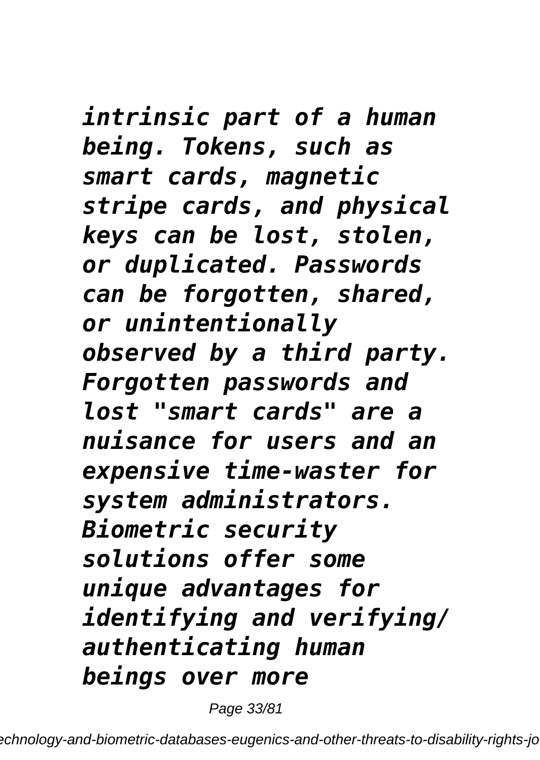*intrinsic part of a human being. Tokens, such as smart cards, magnetic stripe cards, and physical keys can be lost, stolen, or duplicated. Passwords can be forgotten, shared, or unintentionally observed by a third party. Forgotten passwords and lost "smart cards" are a nuisance for users and an expensive time-waster for system administrators. Biometric security solutions offer some unique advantages for identifying and verifying/ authenticating human beings over more*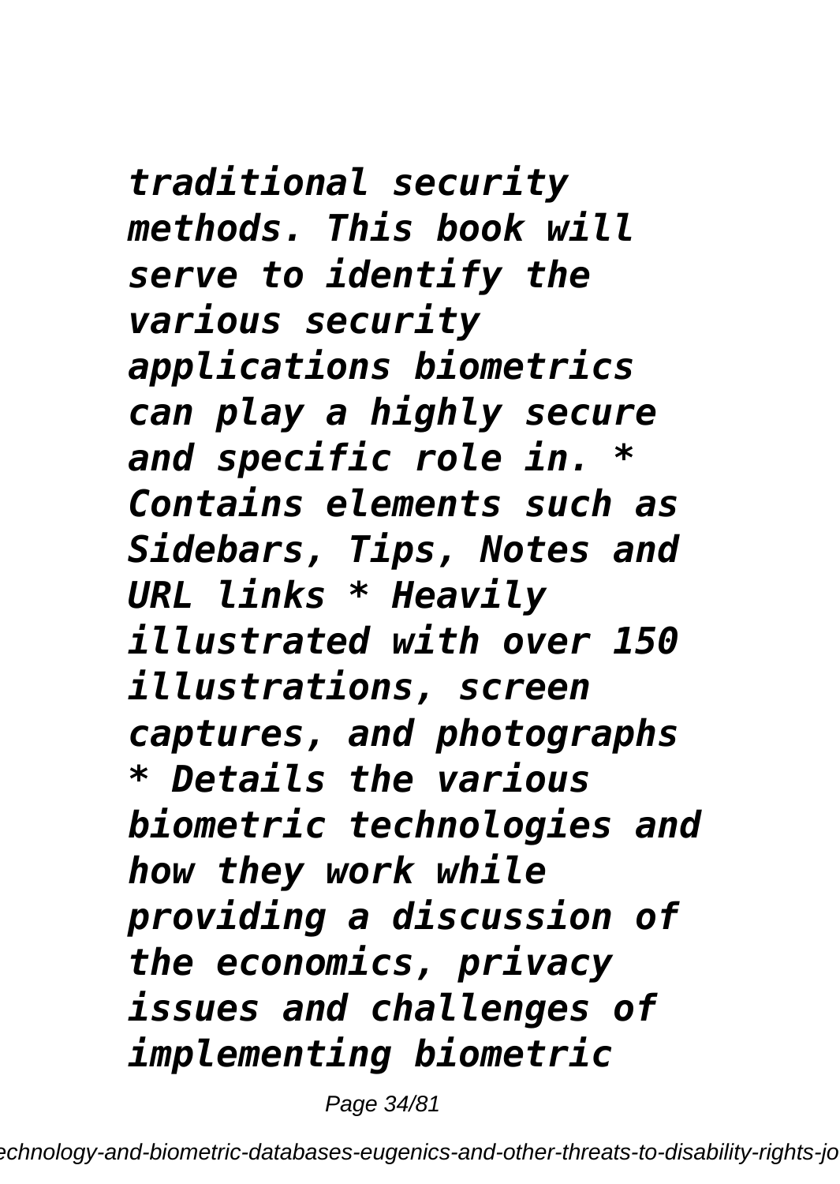*traditional security methods. This book will serve to identify the various security applications biometrics can play a highly secure and specific role in. * Contains elements such as Sidebars, Tips, Notes and URL links * Heavily illustrated with over 150 illustrations, screen captures, and photographs * Details the various biometric technologies and how they work while providing a discussion of the economics, privacy issues and challenges of implementing biometric*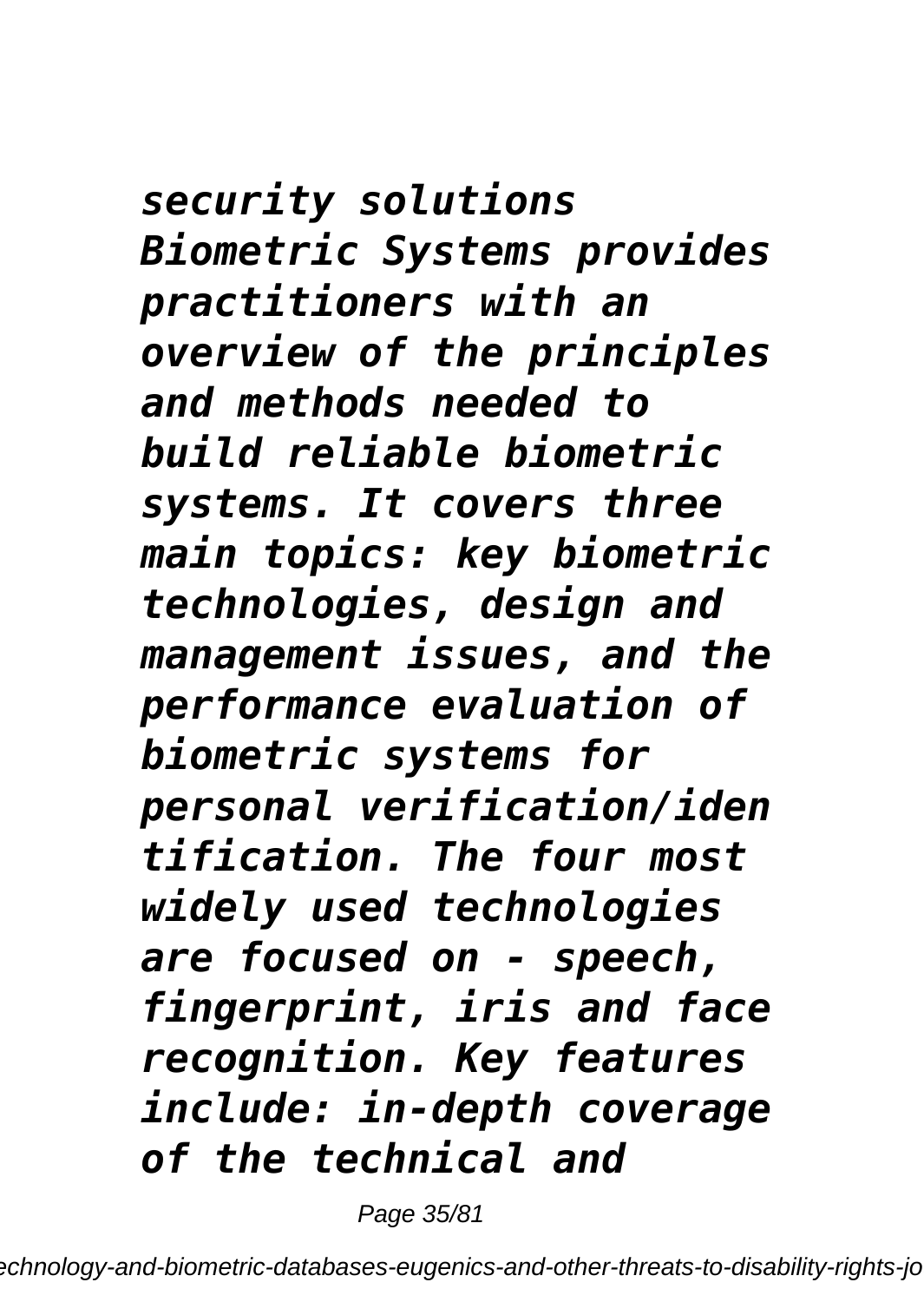*security solutions Biometric Systems provides practitioners with an overview of the principles and methods needed to build reliable biometric systems. It covers three main topics: key biometric technologies, design and management issues, and the performance evaluation of biometric systems for personal verification/identification. The four most widely used technologies are focused on - speech, fingerprint, iris and face recognition. Key features include: in-depth coverage of the technical and*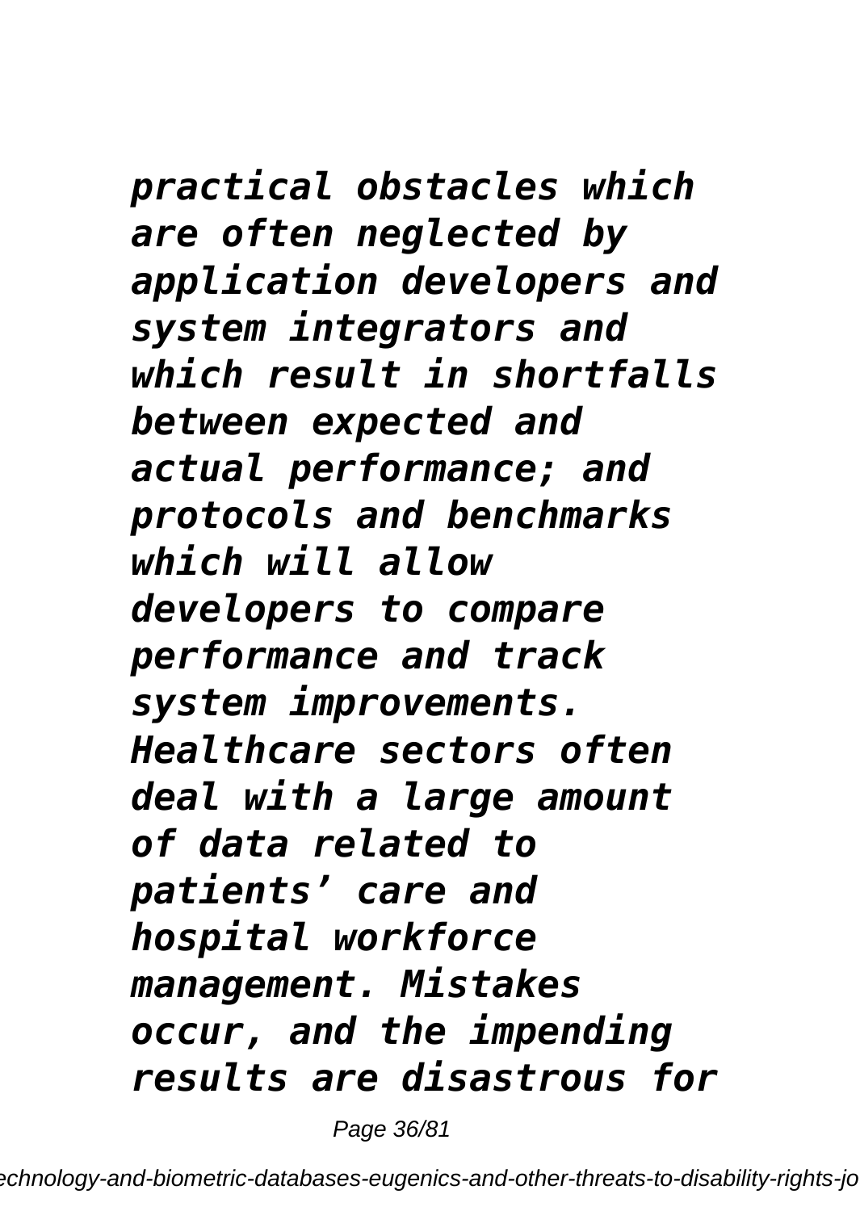*practical obstacles which are often neglected by application developers and system integrators and which result in shortfalls between expected and actual performance; and protocols and benchmarks which will allow developers to compare performance and track system improvements. Healthcare sectors often deal with a large amount of data related to patients' care and hospital workforce management. Mistakes occur, and the impending results are disastrous for*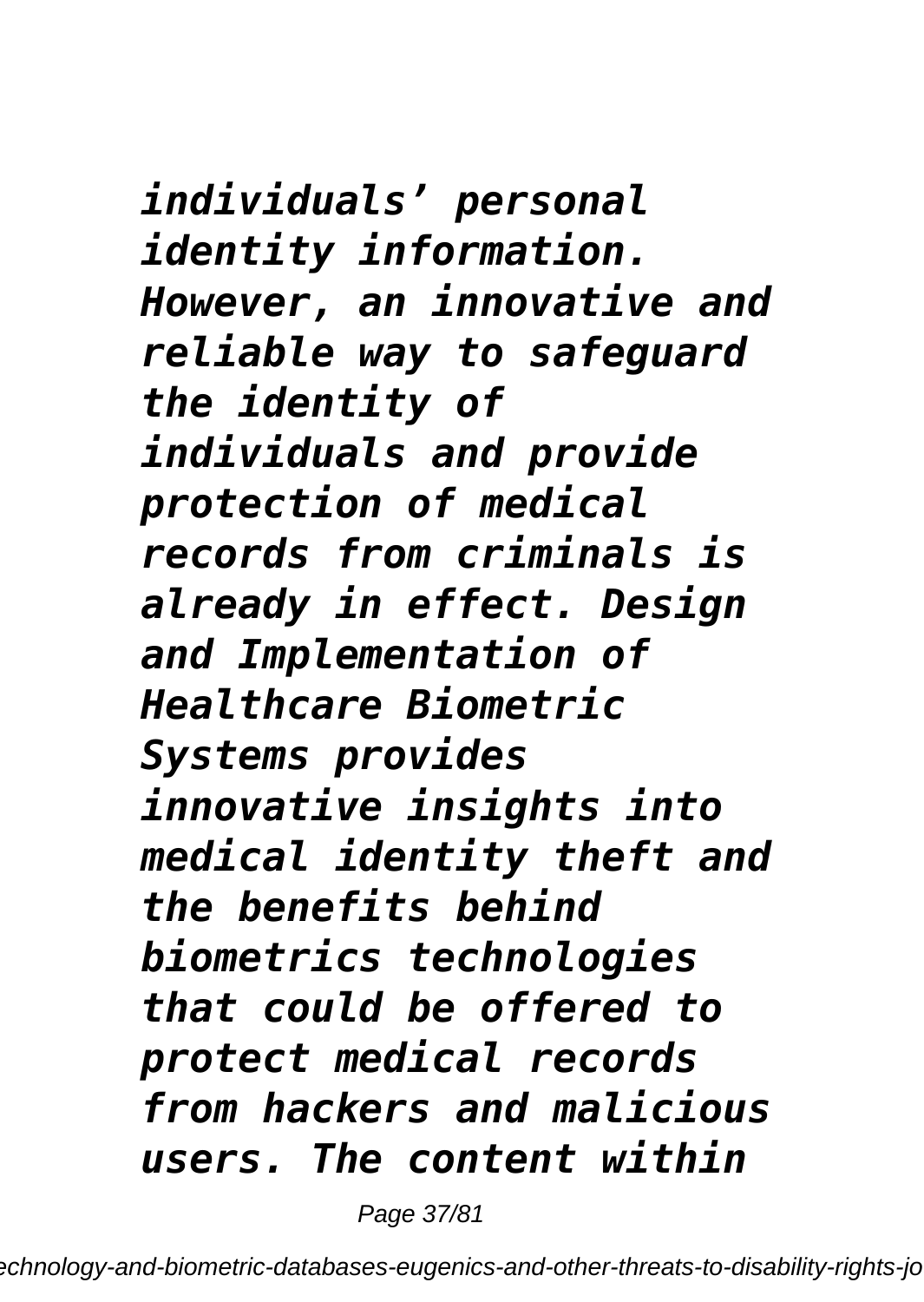*individuals' personal identity information. However, an innovative and reliable way to safeguard the identity of individuals and provide protection of medical records from criminals is already in effect. Design and Implementation of Healthcare Biometric Systems provides innovative insights into medical identity theft and the benefits behind biometrics technologies that could be offered to protect medical records from hackers and malicious users. The content within*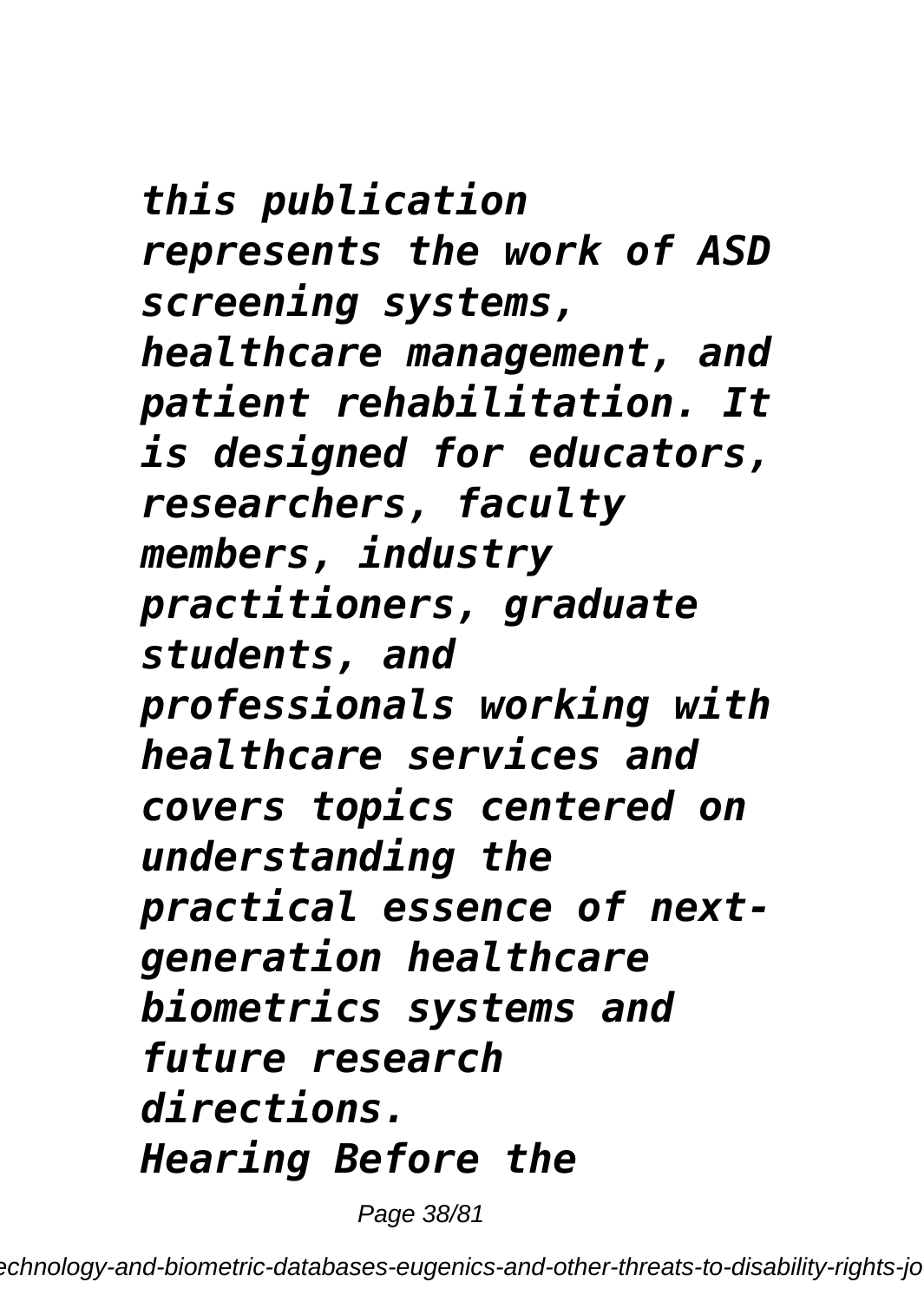*this publication represents the work of ASD screening systems, healthcare management, and patient rehabilitation. It is designed for educators, researchers, faculty members, industry practitioners, graduate students, and professionals working with healthcare services and covers topics centered on understanding the practical essence of next-generation healthcare biometrics systems and future research directions.*

*Hearing Before the*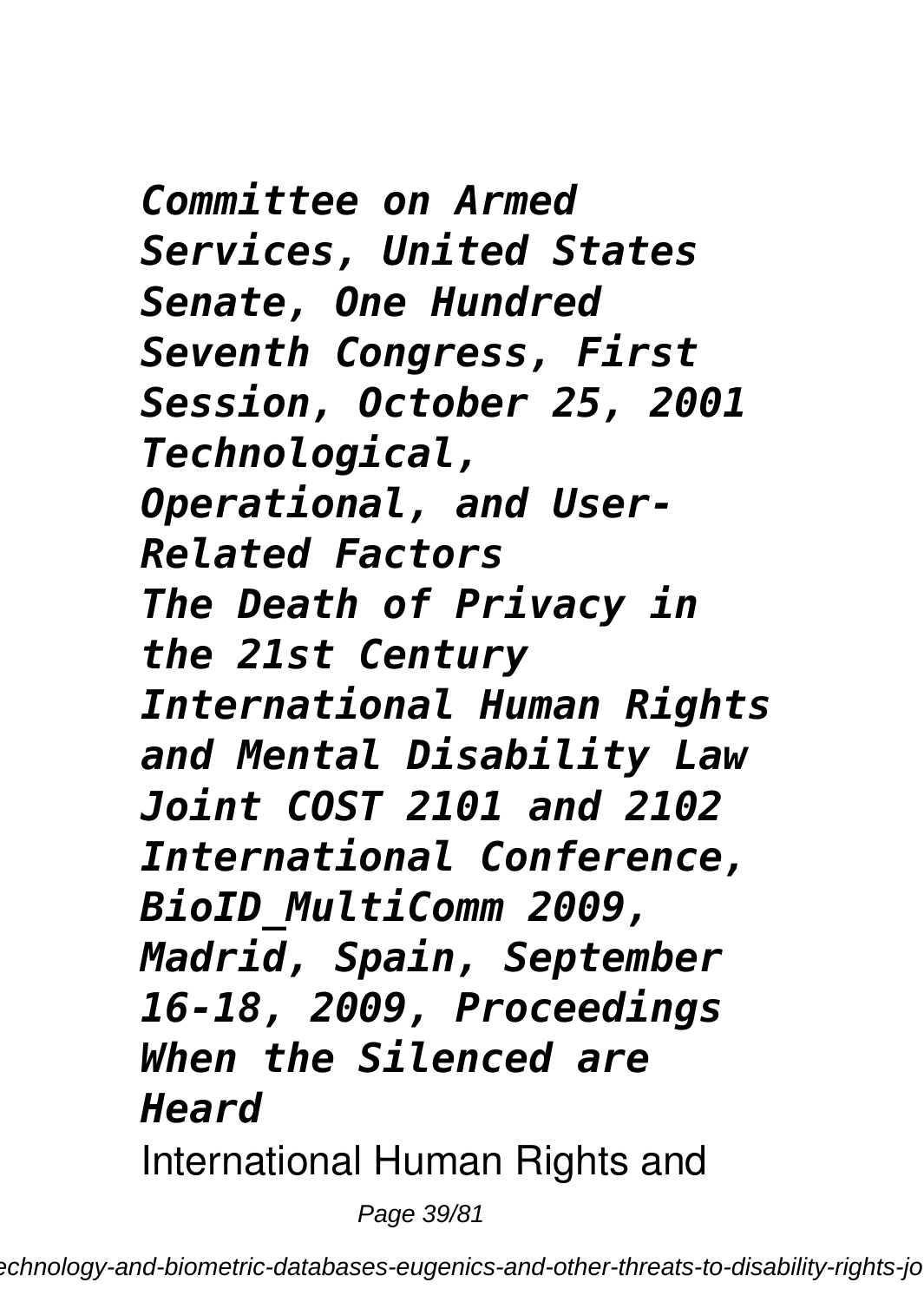***Committee on Armed Services, United States Senate, One Hundred Seventh Congress, First Session, October 25, 2001***
***Technological, Operational, and User-Related Factors***
***The Death of Privacy in the 21st Century***
***International Human Rights and Mental Disability Law***
***Joint COST 2101 and 2102 International Conference, BioID_MultiComm 2009, Madrid, Spain, September 16-18, 2009, Proceedings***
***When the Silenced are Heard***

International Human Rights and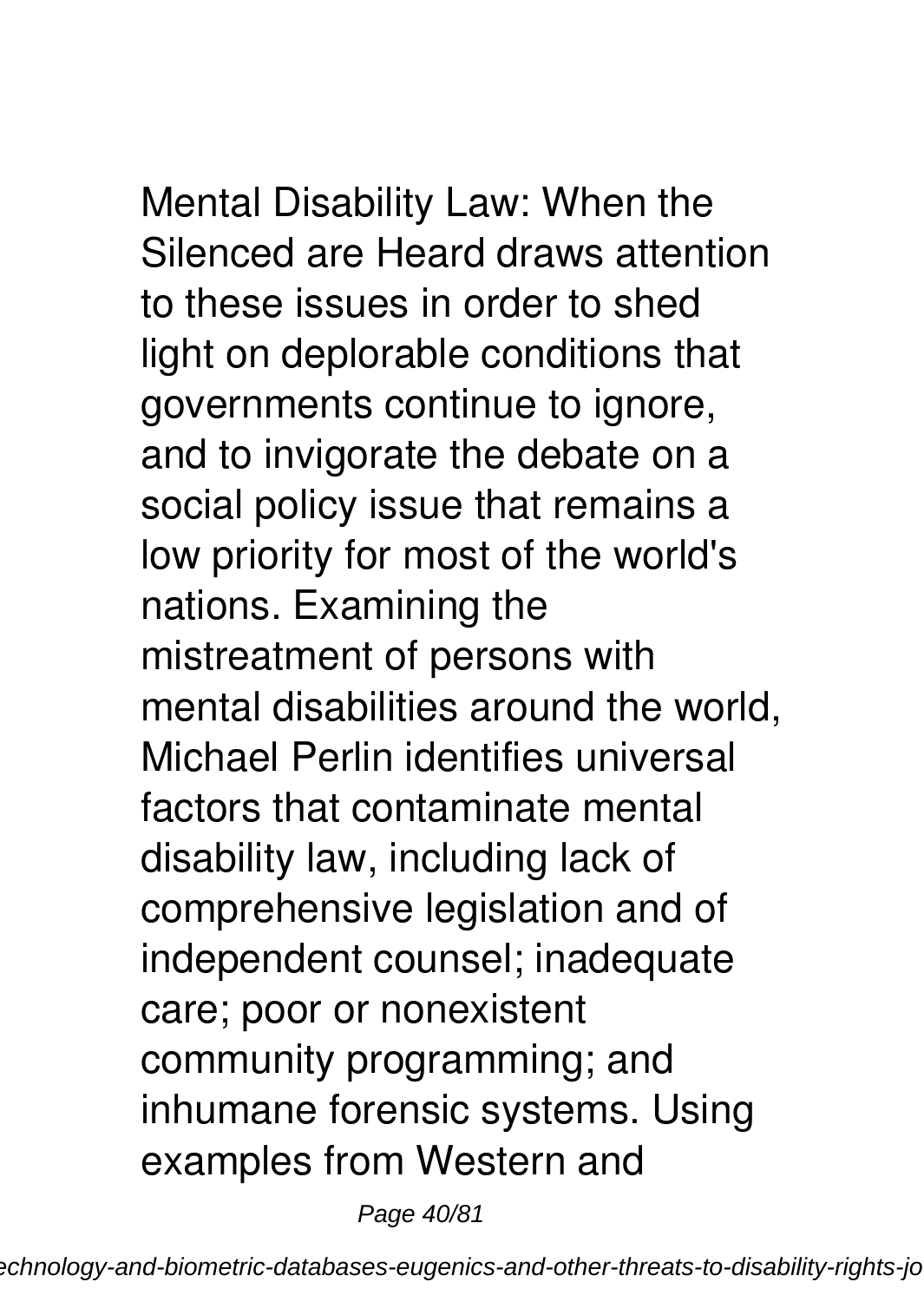Mental Disability Law: When the Silenced are Heard draws attention to these issues in order to shed light on deplorable conditions that governments continue to ignore, and to invigorate the debate on a social policy issue that remains a low priority for most of the world's nations. Examining the mistreatment of persons with mental disabilities around the world, Michael Perlin identifies universal factors that contaminate mental disability law, including lack of comprehensive legislation and of independent counsel; inadequate care; poor or nonexistent community programming; and inhumane forensic systems. Using examples from Western and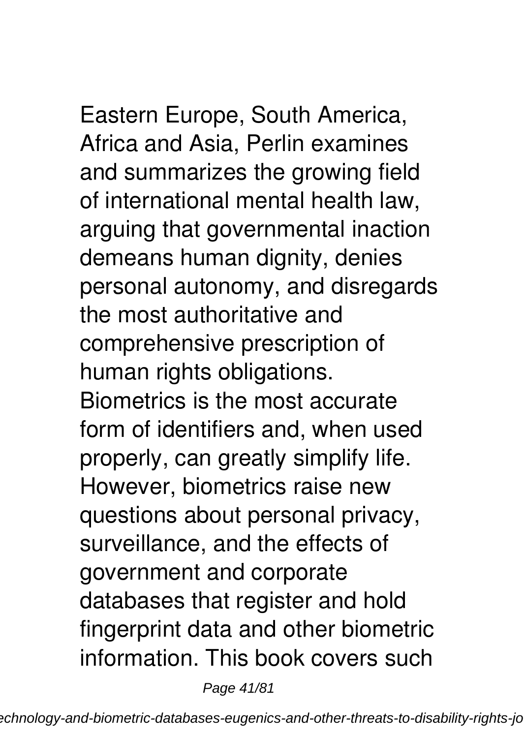Eastern Europe, South America, Africa and Asia, Perlin examines and summarizes the growing field of international mental health law, arguing that governmental inaction demeans human dignity, denies personal autonomy, and disregards the most authoritative and comprehensive prescription of human rights obligations.

Biometrics is the most accurate form of identifiers and, when used properly, can greatly simplify life. However, biometrics raise new questions about personal privacy, surveillance, and the effects of government and corporate databases that register and hold fingerprint data and other biometric information. This book covers such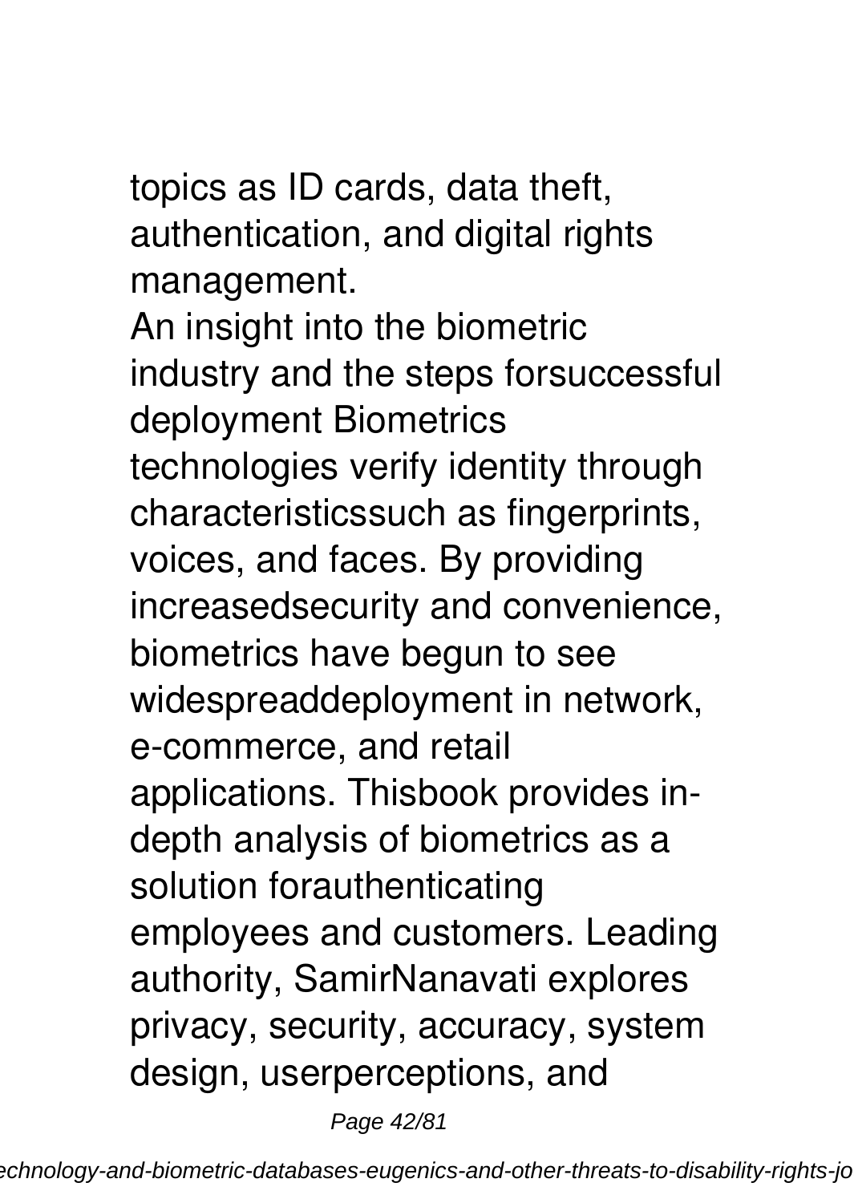topics as ID cards, data theft, authentication, and digital rights management.

An insight into the biometric industry and the steps forsuccessful deployment Biometrics technologies verify identity through characteristicssuch as fingerprints, voices, and faces. By providing increasedsecurity and convenience, biometrics have begun to see widespreaddeployment in network, e-commerce, and retail applications. Thisbook provides in-depth analysis of biometrics as a solution forauthenticating employees and customers. Leading authority, SamirNanavati explores privacy, security, accuracy, system design, userperceptions, and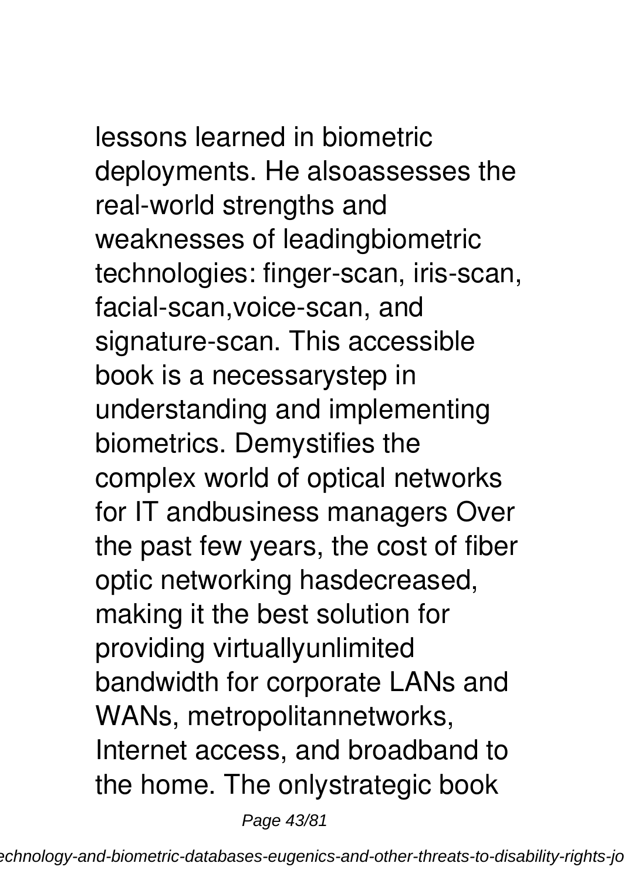lessons learned in biometric deployments. He alsoassesses the real-world strengths and weaknesses of leadingbiometric technologies: finger-scan, iris-scan, facial-scan,voice-scan, and signature-scan. This accessible book is a necessarystep in understanding and implementing biometrics. Demystifies the complex world of optical networks for IT andbusiness managers Over the past few years, the cost of fiber optic networking hasdecreased, making it the best solution for providing virtuallyunlimited bandwidth for corporate LANs and WANs, metropolitannetworks, Internet access, and broadband to the home. The onlystrategic book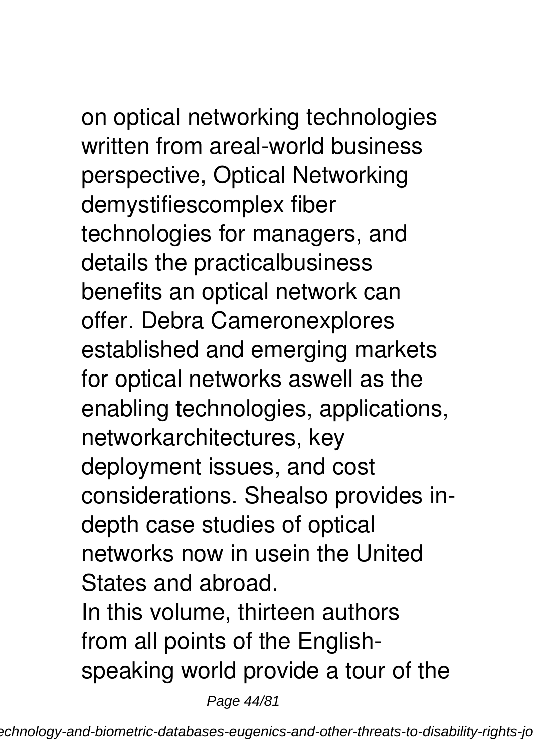on optical networking technologies written from areal-world business perspective, Optical Networking demystifiescomplex fiber technologies for managers, and details the practicalbusiness benefits an optical network can offer. Debra Cameronexplores established and emerging markets for optical networks aswell as the enabling technologies, applications, networkarchitectures, key deployment issues, and cost considerations. Shealso provides in-depth case studies of optical networks now in usein the United States and abroad.

In this volume, thirteen authors from all points of the English-speaking world provide a tour of the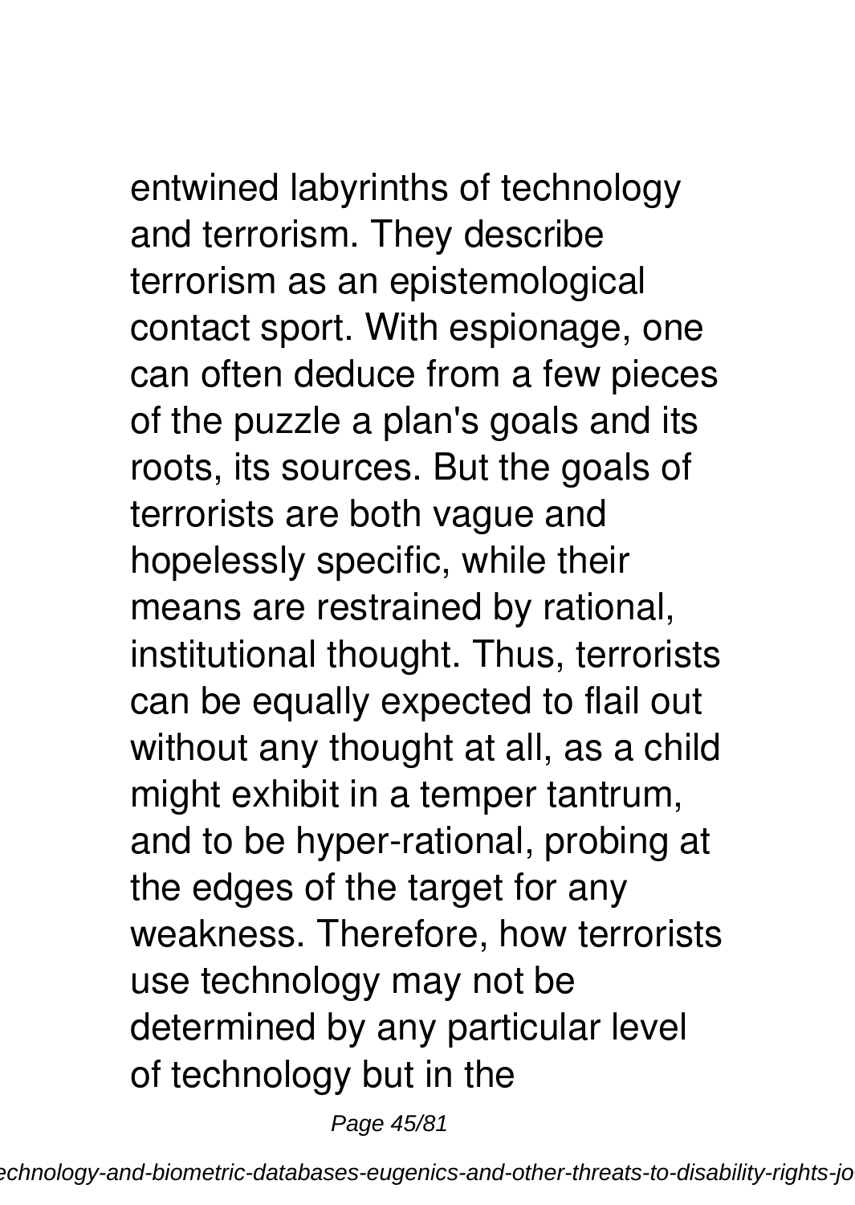entwined labyrinths of technology and terrorism. They describe terrorism as an epistemological contact sport. With espionage, one can often deduce from a few pieces of the puzzle a plan's goals and its roots, its sources. But the goals of terrorists are both vague and hopelessly specific, while their means are restrained by rational, institutional thought. Thus, terrorists can be equally expected to flail out without any thought at all, as a child might exhibit in a temper tantrum, and to be hyper-rational, probing at the edges of the target for any weakness. Therefore, how terrorists use technology may not be determined by any particular level of technology but in the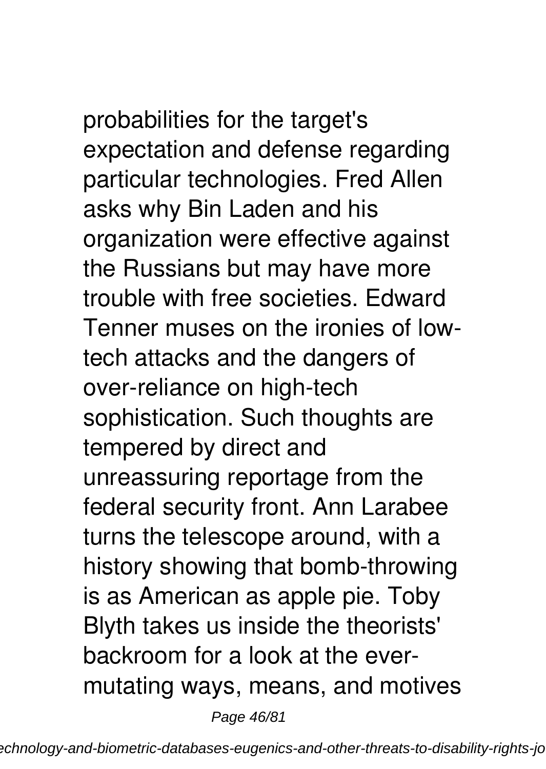probabilities for the target's expectation and defense regarding particular technologies. Fred Allen asks why Bin Laden and his organization were effective against the Russians but may have more trouble with free societies. Edward Tenner muses on the ironies of low-tech attacks and the dangers of over-reliance on high-tech sophistication. Such thoughts are tempered by direct and unreassuring reportage from the federal security front. Ann Larabee turns the telescope around, with a history showing that bomb-throwing is as American as apple pie. Toby Blyth takes us inside the theorists' backroom for a look at the ever-mutating ways, means, and motives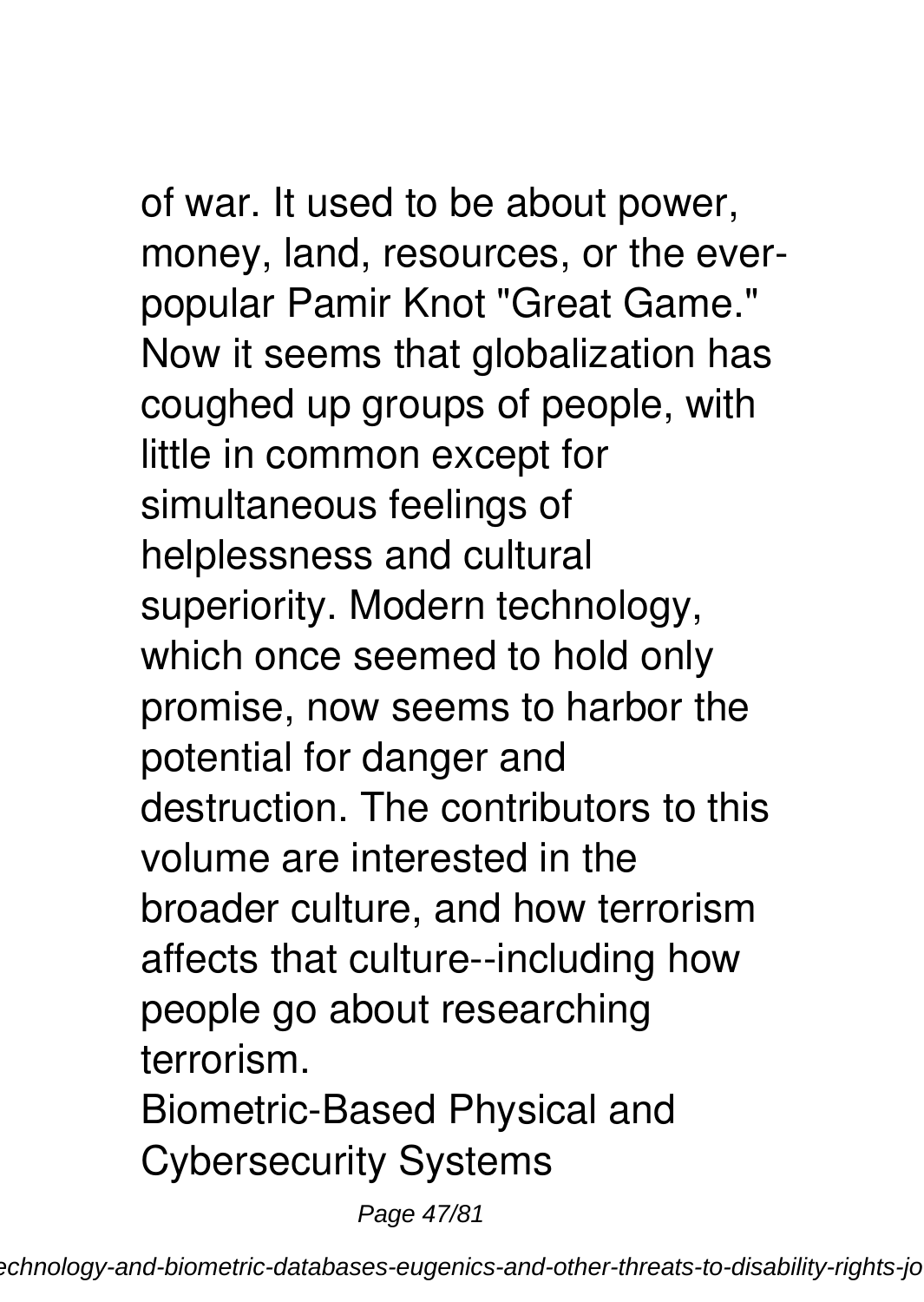of war. It used to be about power, money, land, resources, or the ever-popular Pamir Knot "Great Game." Now it seems that globalization has coughed up groups of people, with little in common except for simultaneous feelings of helplessness and cultural superiority. Modern technology, which once seemed to hold only promise, now seems to harbor the potential for danger and destruction. The contributors to this volume are interested in the broader culture, and how terrorism affects that culture--including how people go about researching terrorism.

Biometric-Based Physical and Cybersecurity Systems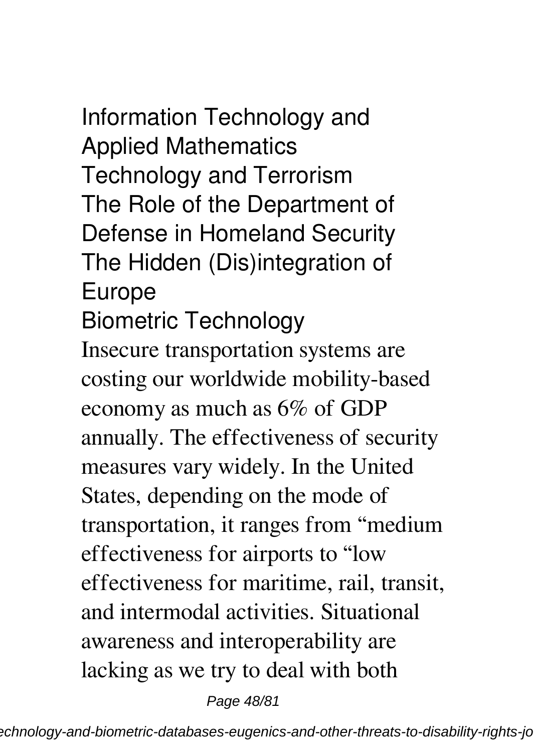## Information Technology and Applied Mathematics

## Technology and Terrorism

## The Role of the Department of Defense in Homeland Security

## The Hidden (Dis)integration of Europe

## Biometric Technology

Insecure transportation systems are costing our worldwide mobility-based economy as much as 6% of GDP annually. The effectiveness of security measures vary widely. In the United States, depending on the mode of transportation, it ranges from “medium effectiveness for airports to “low effectiveness for maritime, rail, transit, and intermodal activities. Situational awareness and interoperability are lacking as we try to deal with both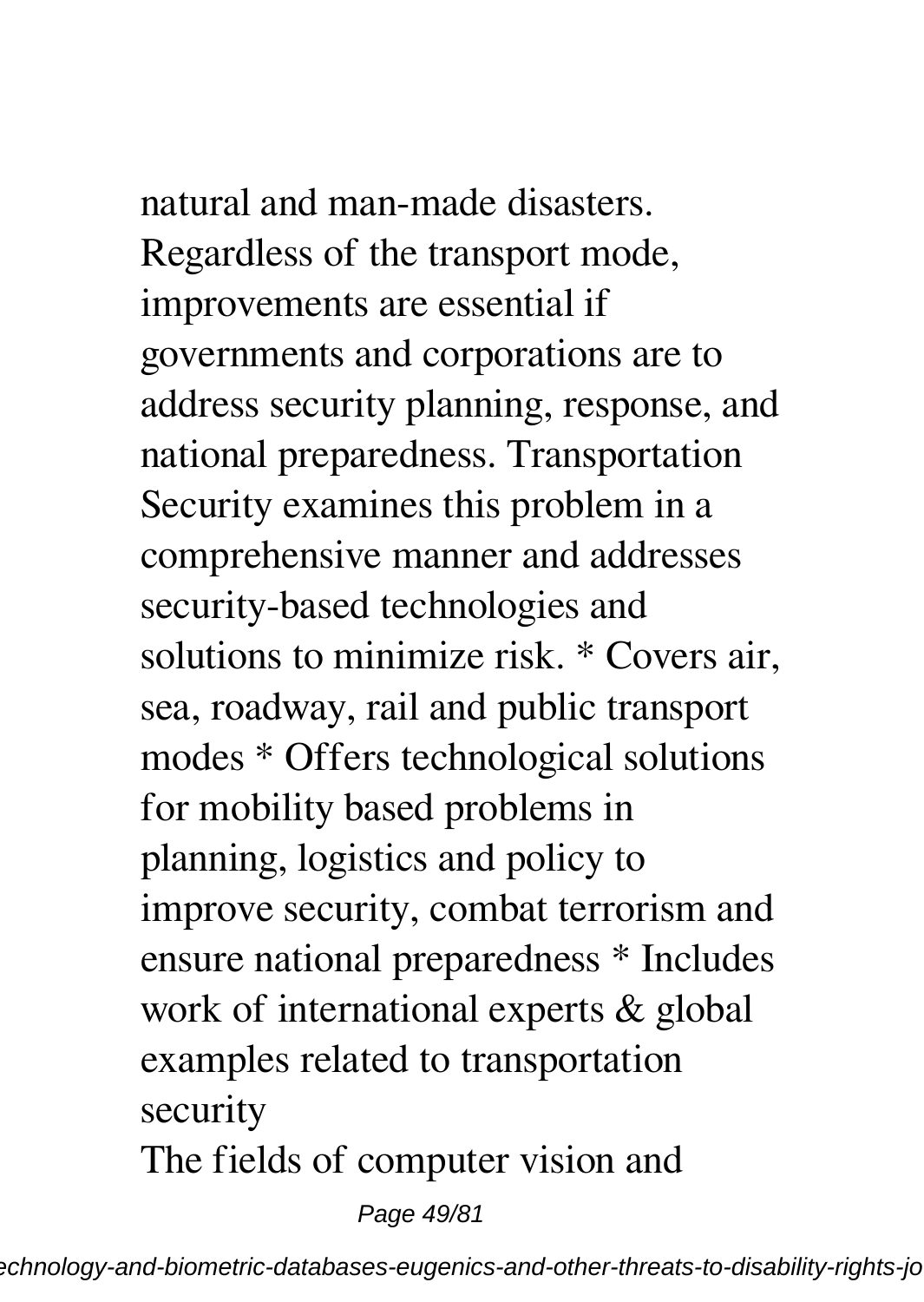natural and man-made disasters. Regardless of the transport mode, improvements are essential if governments and corporations are to address security planning, response, and national preparedness. Transportation Security examines this problem in a comprehensive manner and addresses security-based technologies and solutions to minimize risk. * Covers air, sea, roadway, rail and public transport modes * Offers technological solutions for mobility based problems in planning, logistics and policy to improve security, combat terrorism and ensure national preparedness * Includes work of international experts & global examples related to transportation security

The fields of computer vision and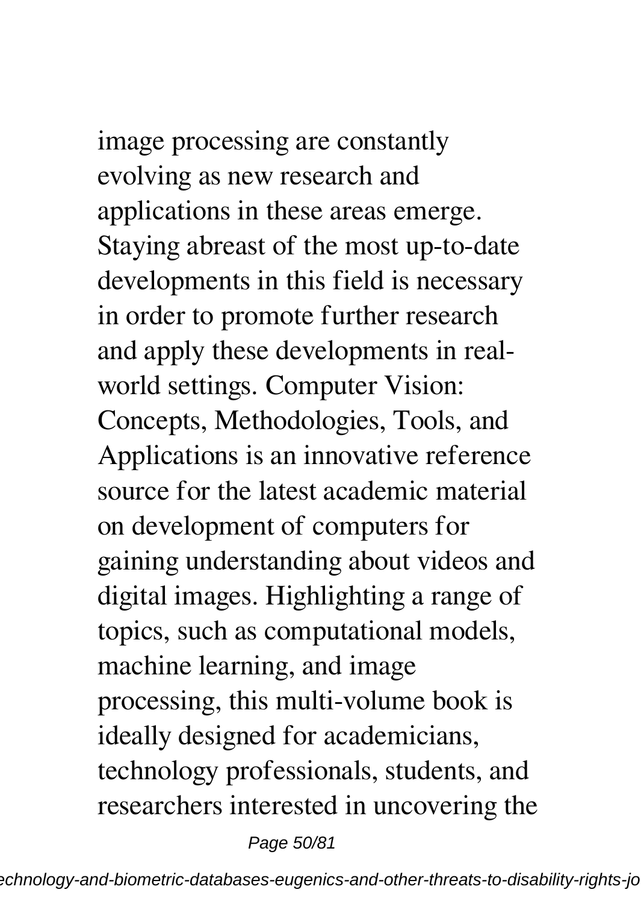image processing are constantly evolving as new research and applications in these areas emerge. Staying abreast of the most up-to-date developments in this field is necessary in order to promote further research and apply these developments in real-world settings. Computer Vision: Concepts, Methodologies, Tools, and Applications is an innovative reference source for the latest academic material on development of computers for gaining understanding about videos and digital images. Highlighting a range of topics, such as computational models, machine learning, and image processing, this multi-volume book is ideally designed for academicians, technology professionals, students, and researchers interested in uncovering the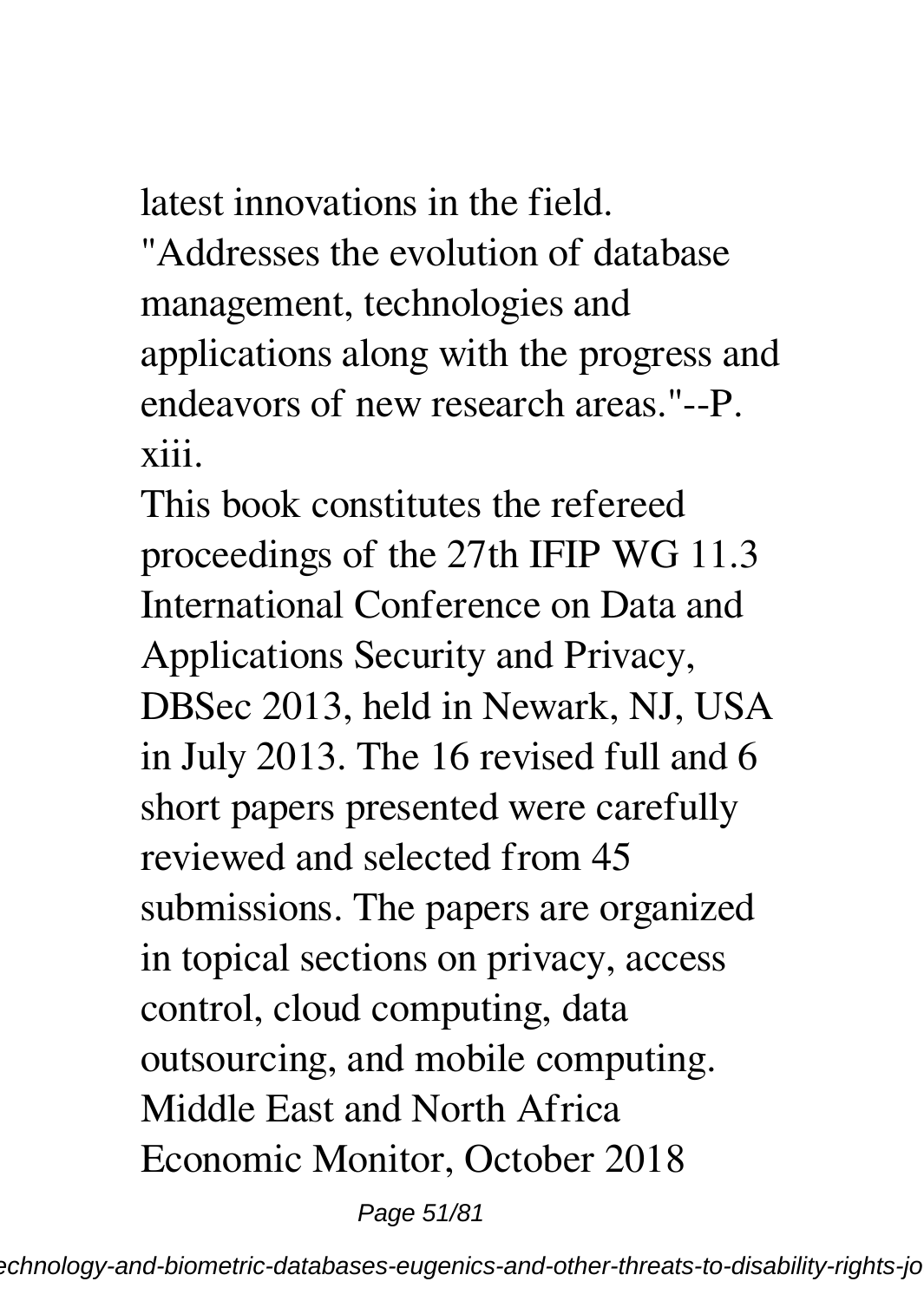latest innovations in the field.

"Addresses the evolution of database management, technologies and applications along with the progress and endeavors of new research areas."--P. xiii.

This book constitutes the refereed proceedings of the 27th IFIP WG 11.3 International Conference on Data and Applications Security and Privacy, DBSec 2013, held in Newark, NJ, USA in July 2013. The 16 revised full and 6 short papers presented were carefully reviewed and selected from 45 submissions. The papers are organized in topical sections on privacy, access control, cloud computing, data outsourcing, and mobile computing.

Middle East and North Africa Economic Monitor, October 2018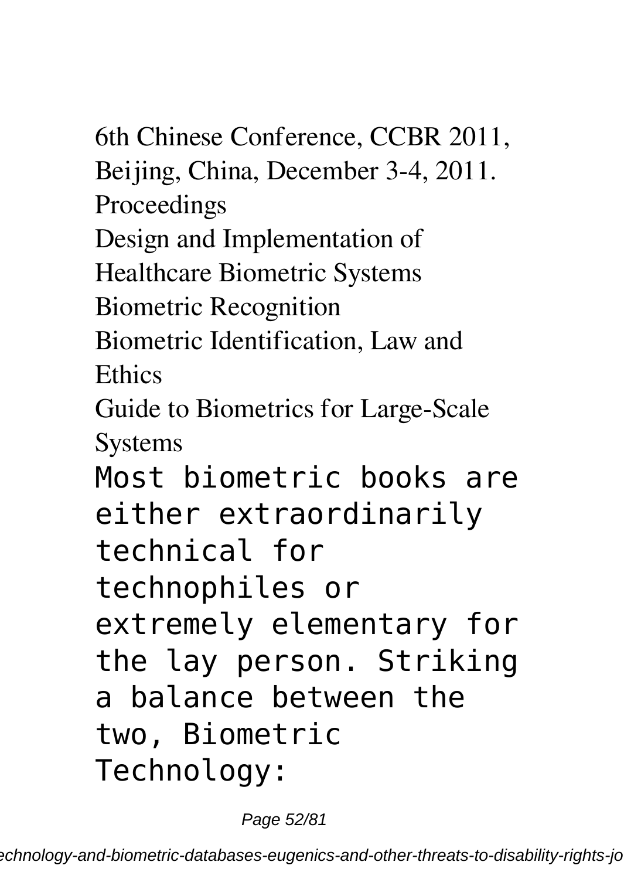6th Chinese Conference, CCBR 2011, Beijing, China, December 3-4, 2011. Proceedings

Design and Implementation of Healthcare Biometric Systems

Biometric Recognition

Biometric Identification, Law and Ethics

Guide to Biometrics for Large-Scale Systems

Most biometric books are either extraordinarily technical for technophiles or extremely elementary for the lay person. Striking a balance between the two, Biometric Technology: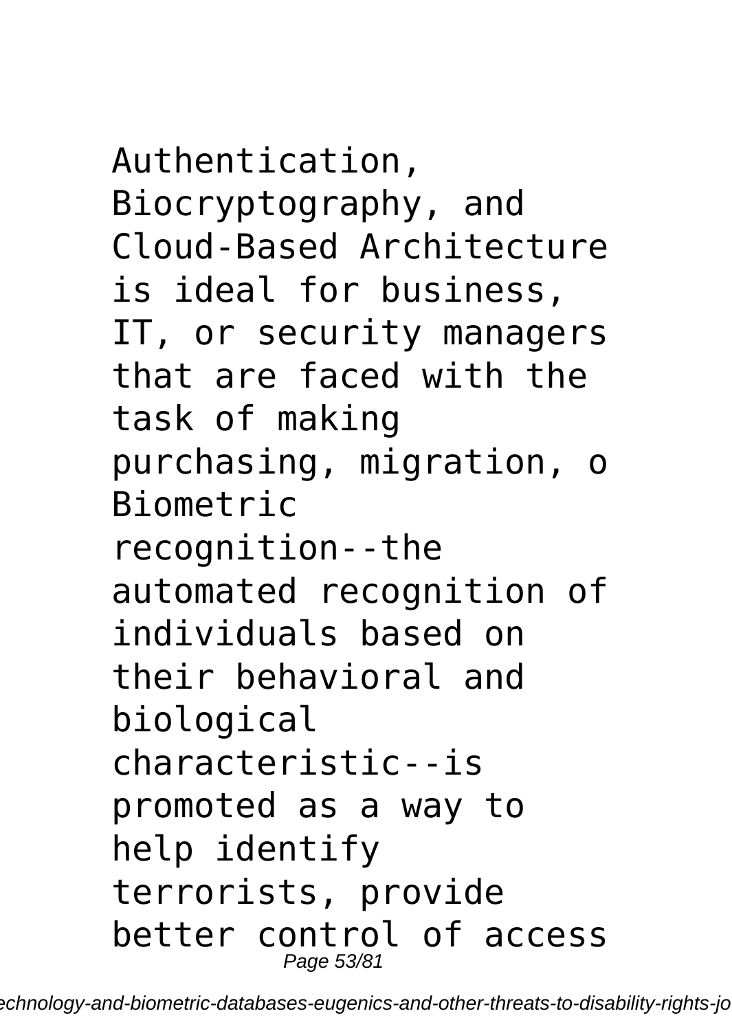Authentication, Biocryptography, and Cloud-Based Architecture is ideal for business, IT, or security managers that are faced with the task of making purchasing, migration, o

Biometric recognition--the automated recognition of individuals based on their behavioral and biological characteristic--is promoted as a way to help identify terrorists, provide better control of access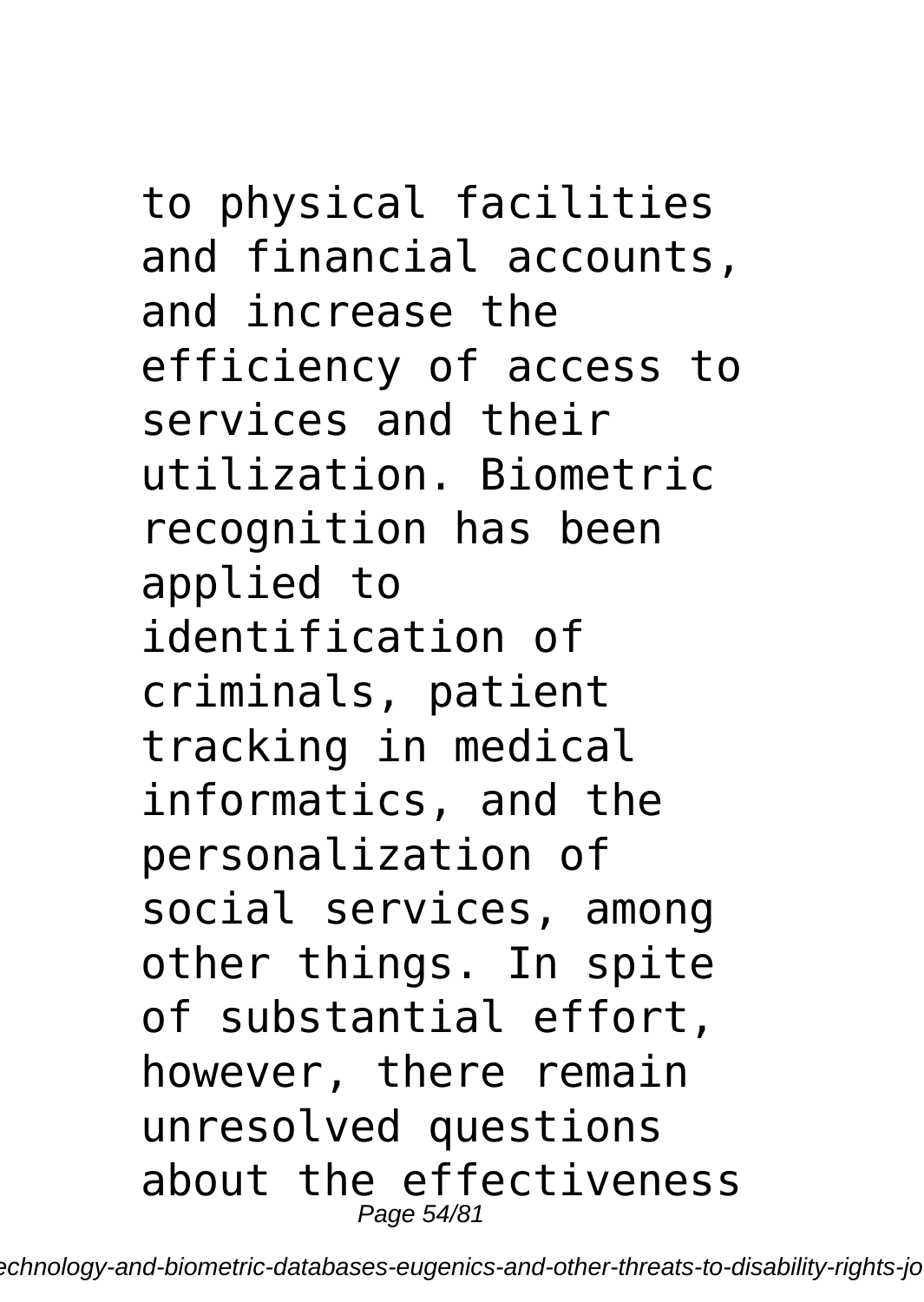to physical facilities and financial accounts, and increase the efficiency of access to services and their utilization. Biometric recognition has been applied to identification of criminals, patient tracking in medical informatics, and the personalization of social services, among other things. In spite of substantial effort, however, there remain unresolved questions about the effectiveness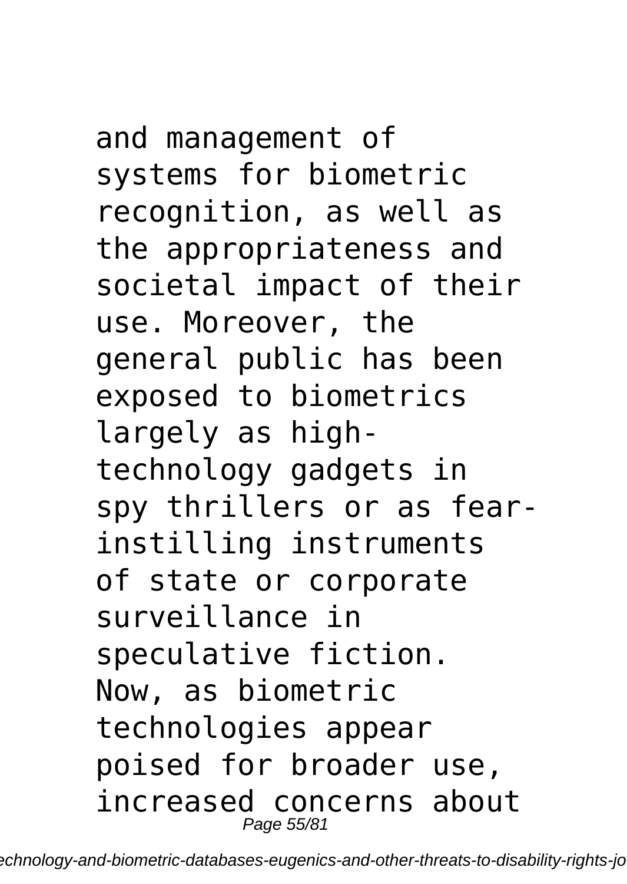and management of systems for biometric recognition, as well as the appropriateness and societal impact of their use. Moreover, the general public has been exposed to biometrics largely as high-technology gadgets in spy thrillers or as fear-instilling instruments of state or corporate surveillance in speculative fiction. Now, as biometric technologies appear poised for broader use, increased concerns about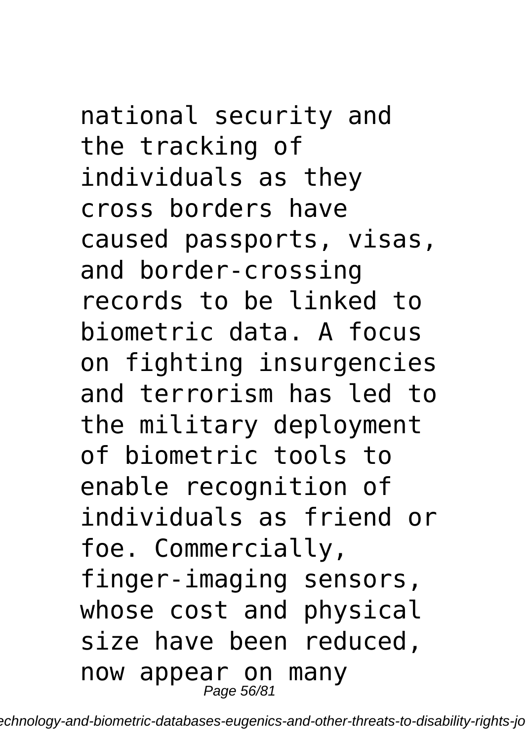national security and the tracking of individuals as they cross borders have caused passports, visas, and border-crossing records to be linked to biometric data. A focus on fighting insurgencies and terrorism has led to the military deployment of biometric tools to enable recognition of individuals as friend or foe. Commercially, finger-imaging sensors, whose cost and physical size have been reduced, now appear on many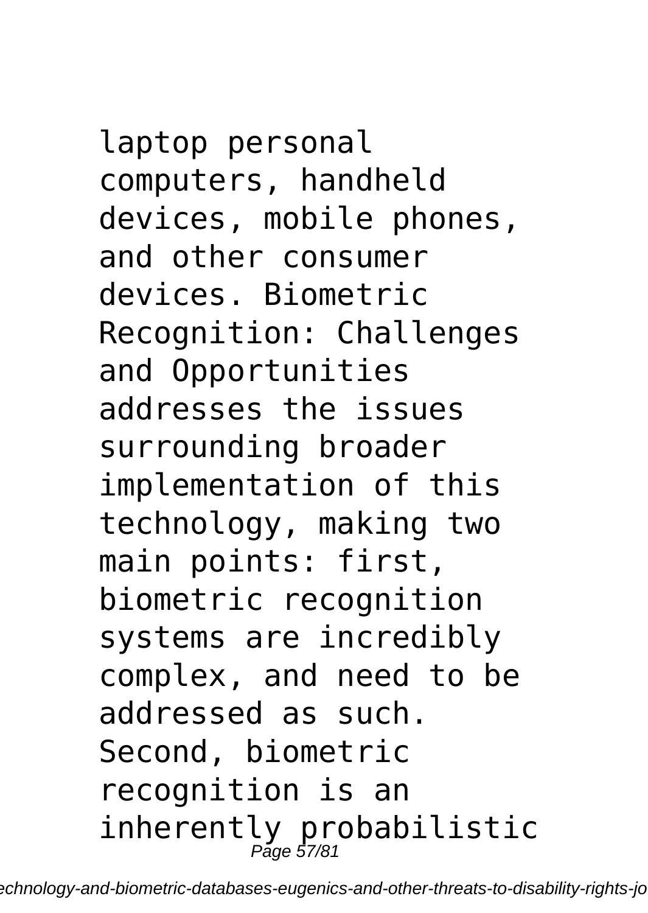laptop personal computers, handheld devices, mobile phones, and other consumer devices. Biometric Recognition: Challenges and Opportunities addresses the issues surrounding broader implementation of this technology, making two main points: first, biometric recognition systems are incredibly complex, and need to be addressed as such. Second, biometric recognition is an inherently probabilistic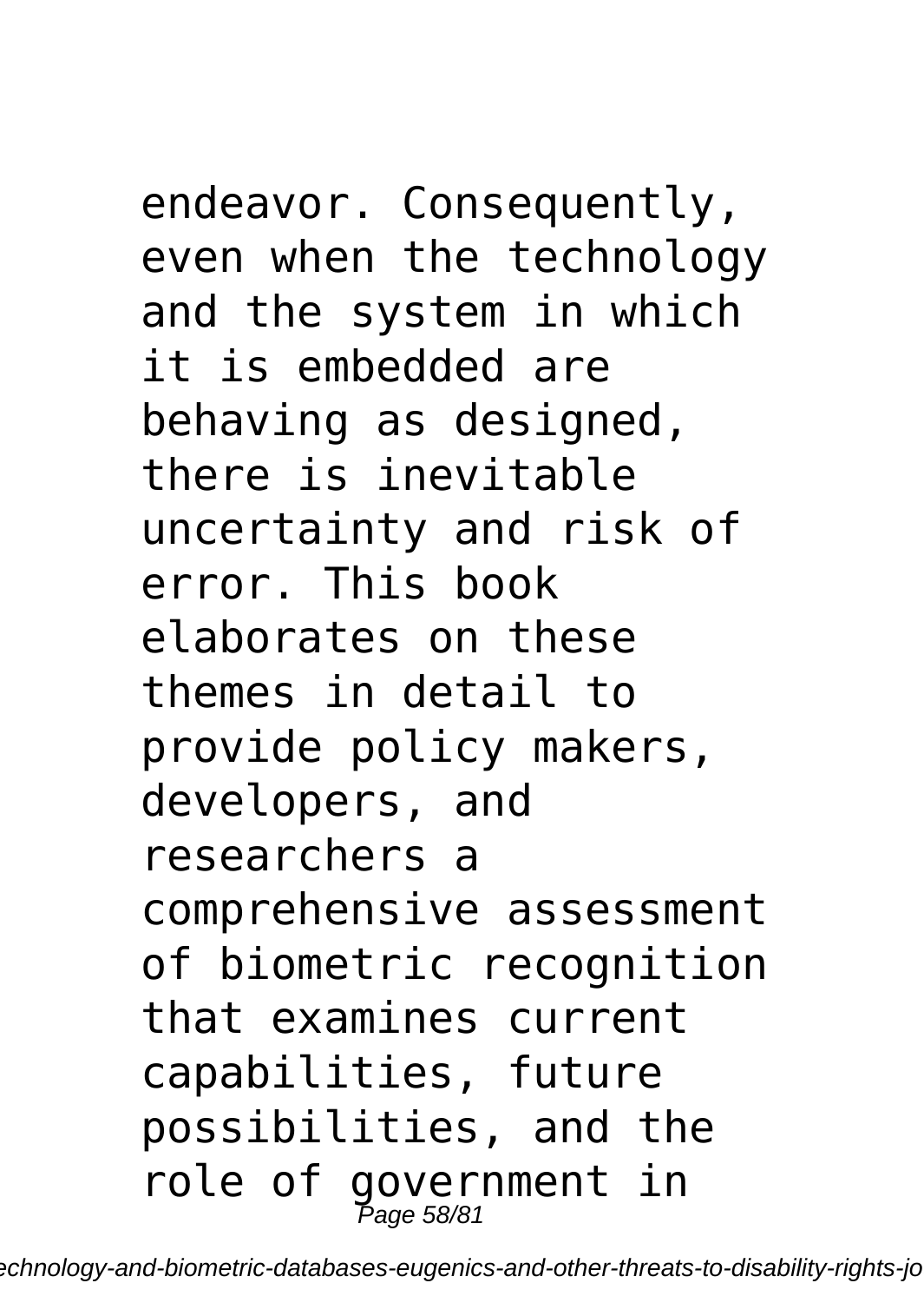endeavor. Consequently, even when the technology and the system in which it is embedded are behaving as designed, there is inevitable uncertainty and risk of error. This book elaborates on these themes in detail to provide policy makers, developers, and researchers a comprehensive assessment of biometric recognition that examines current capabilities, future possibilities, and the role of government in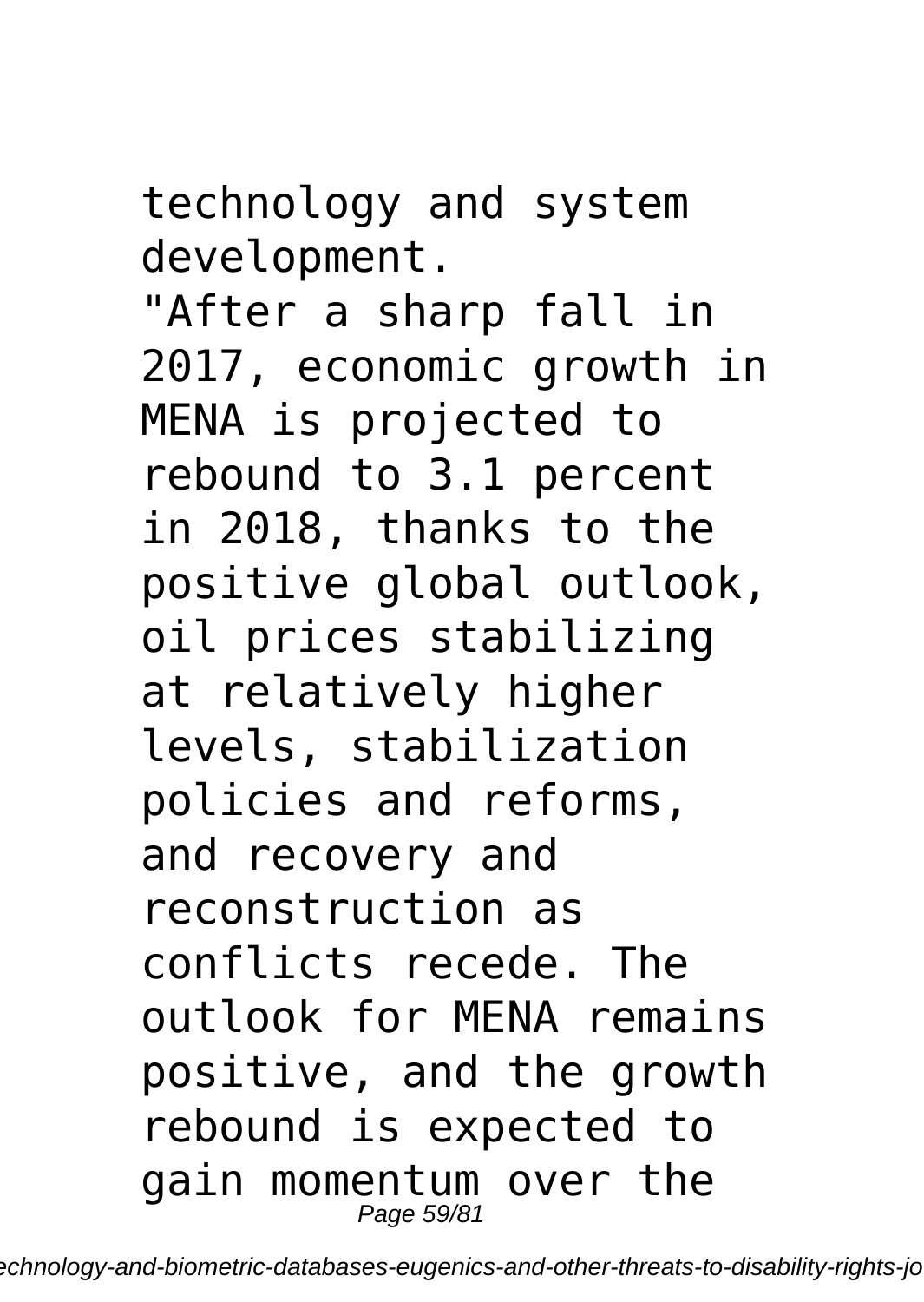technology and system development.

"After a sharp fall in 2017, economic growth in MENA is projected to rebound to 3.1 percent in 2018, thanks to the positive global outlook, oil prices stabilizing at relatively higher levels, stabilization policies and reforms, and recovery and reconstruction as conflicts recede. The outlook for MENA remains positive, and the growth rebound is expected to gain momentum over the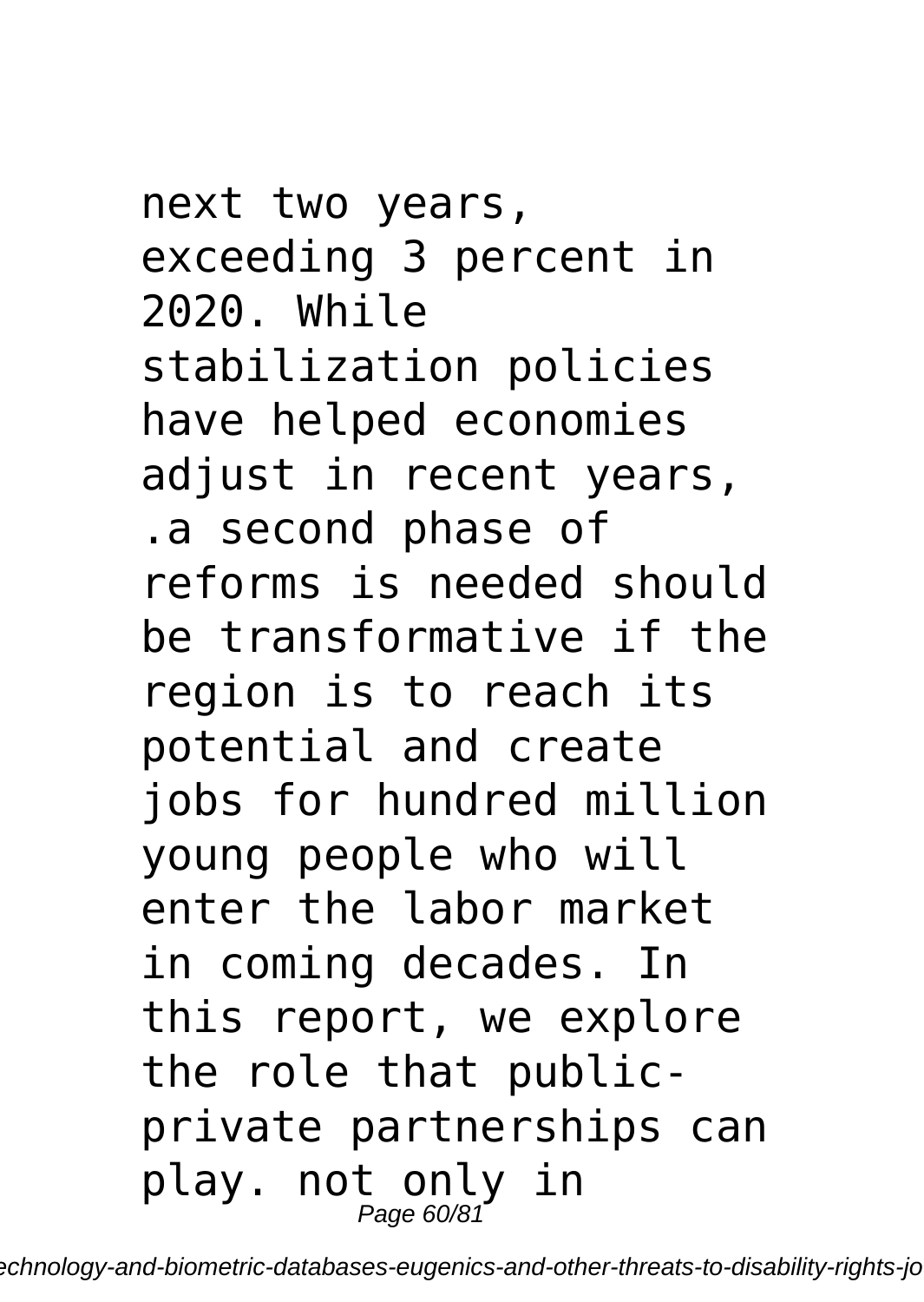next two years, exceeding 3 percent in 2020. While stabilization policies have helped economies adjust in recent years, .a second phase of reforms is needed should be transformative if the region is to reach its potential and create jobs for hundred million young people who will enter the labor market in coming decades. In this report, we explore the role that public-private partnerships can play. not only in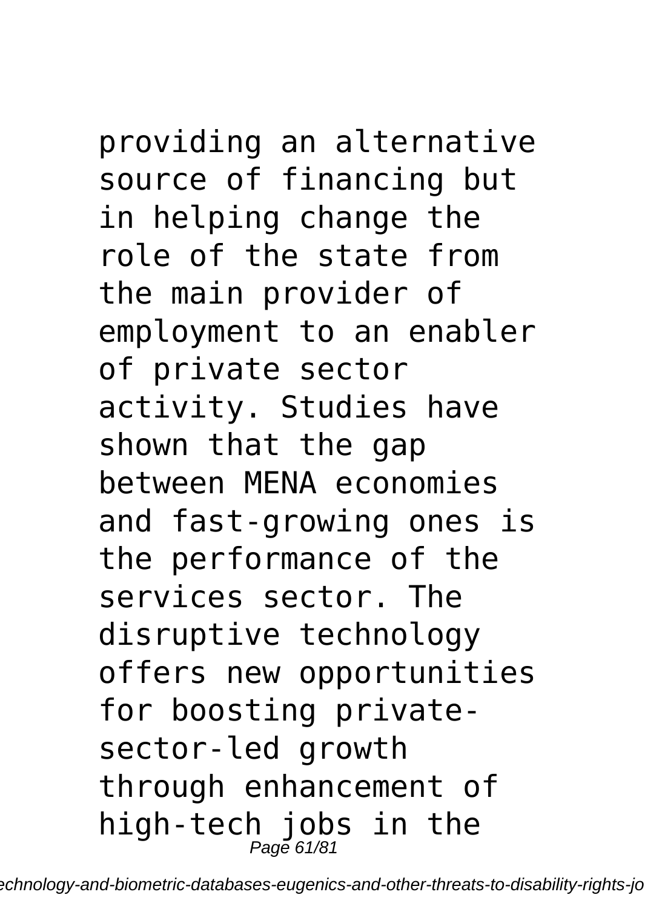providing an alternative source of financing but in helping change the role of the state from the main provider of employment to an enabler of private sector activity. Studies have shown that the gap between MENA economies and fast-growing ones is the performance of the services sector. The disruptive technology offers new opportunities for boosting private-sector-led growth through enhancement of high-tech jobs in the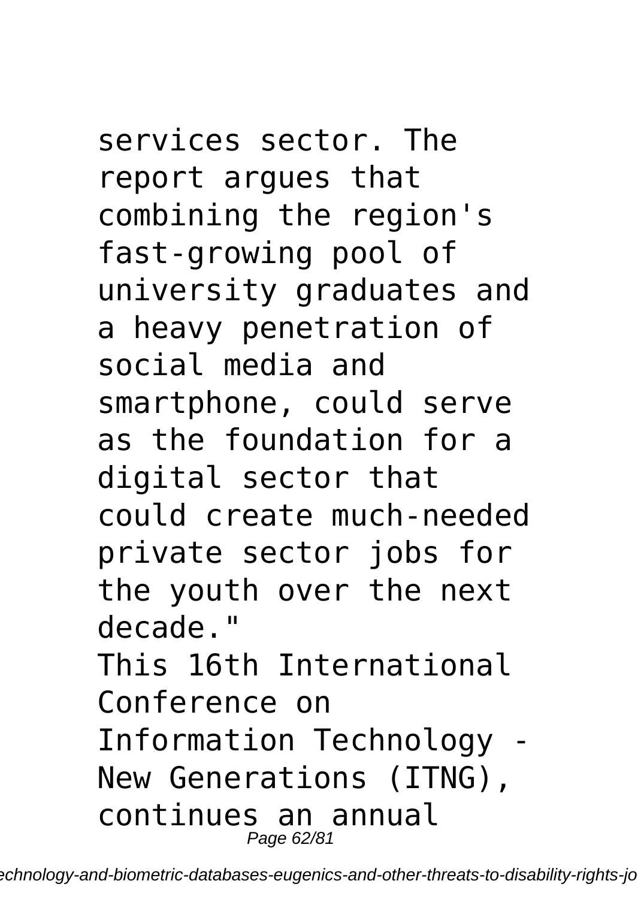services sector. The report argues that combining the region's fast-growing pool of university graduates and a heavy penetration of social media and smartphone, could serve as the foundation for a digital sector that could create much-needed private sector jobs for the youth over the next decade."

This 16th International Conference on Information Technology - New Generations (ITNG), continues an annual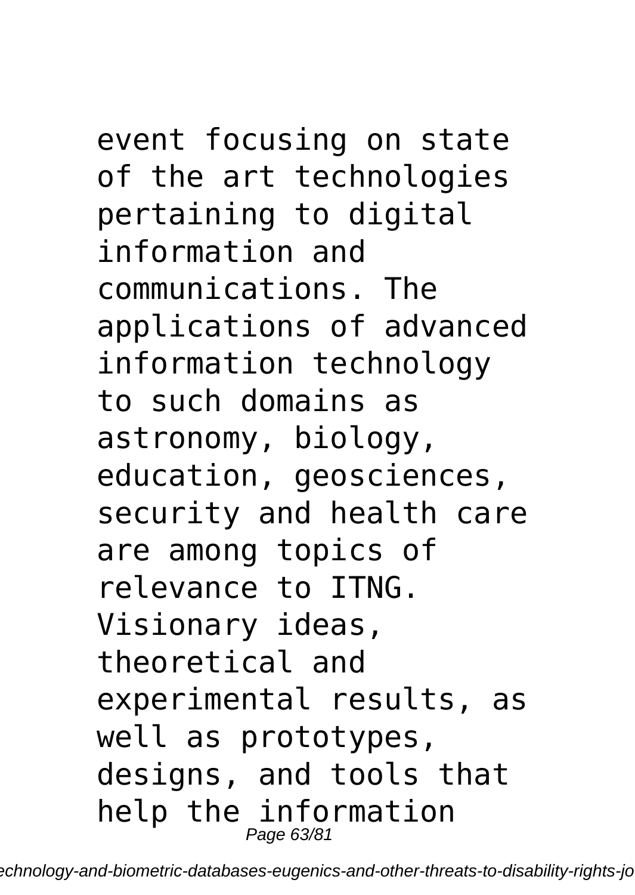event focusing on state of the art technologies pertaining to digital information and communications. The applications of advanced information technology to such domains as astronomy, biology, education, geosciences, security and health care are among topics of relevance to ITNG. Visionary ideas, theoretical and experimental results, as well as prototypes, designs, and tools that help the information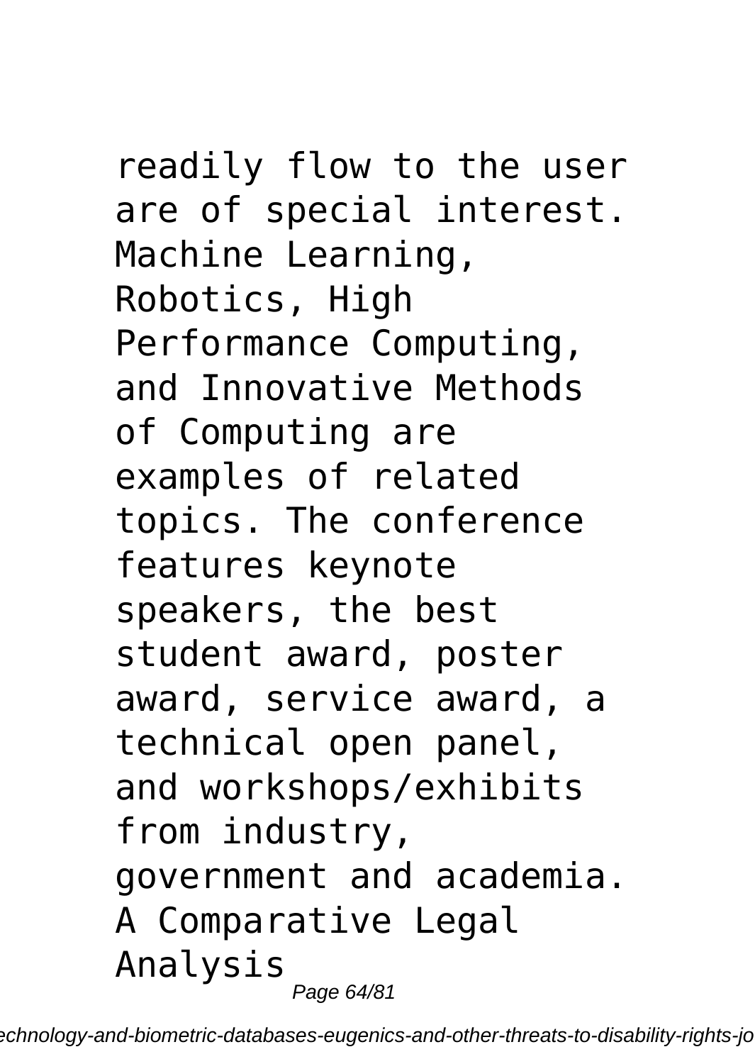readily flow to the user are of special interest. Machine Learning, Robotics, High Performance Computing, and Innovative Methods of Computing are examples of related topics. The conference features keynote speakers, the best student award, poster award, service award, a technical open panel, and workshops/exhibits from industry, government and academia.

A Comparative Legal Analysis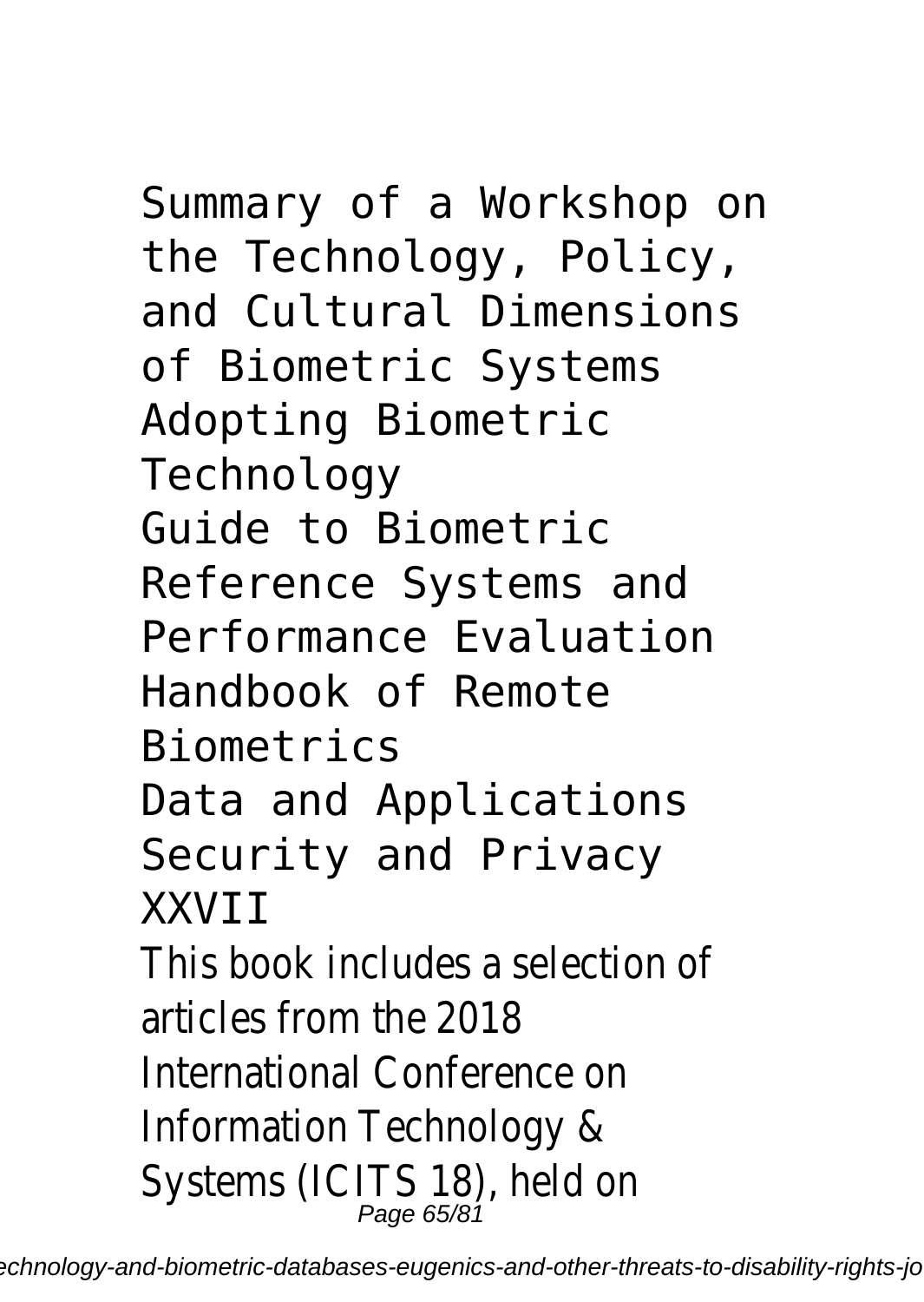Summary of a Workshop on the Technology, Policy, and Cultural Dimensions of Biometric Systems
Adopting Biometric Technology
Guide to Biometric Reference Systems and Performance Evaluation
Handbook of Remote Biometrics
Data and Applications Security and Privacy XXVII

This book includes a selection of articles from the 2018 International Conference on Information Technology & Systems (ICITS 18), held on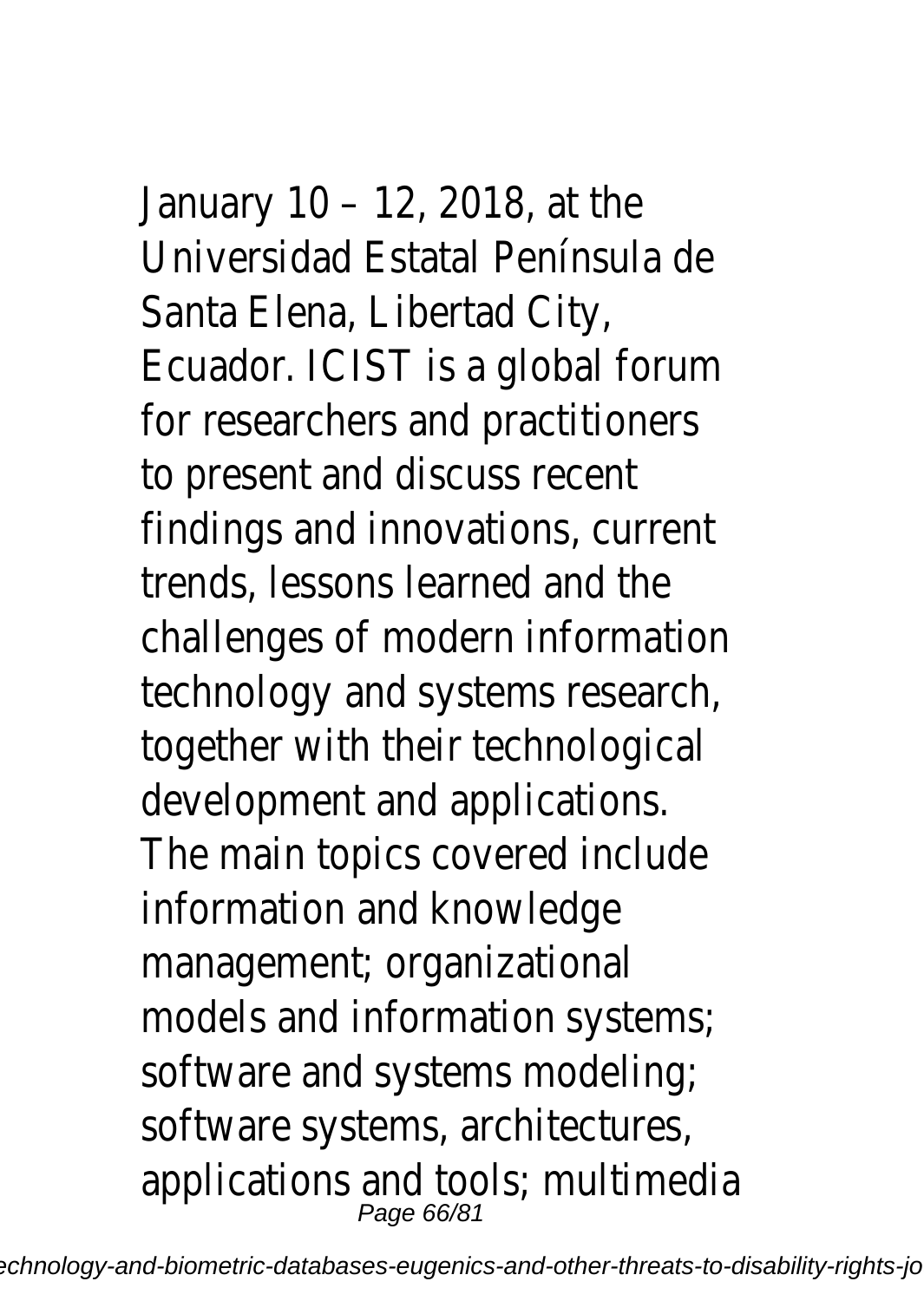January 10 – 12, 2018, at the Universidad Estatal Península de Santa Elena, Libertad City, Ecuador. ICIST is a global forum for researchers and practitioners to present and discuss recent findings and innovations, current trends, lessons learned and the challenges of modern information technology and systems research, together with their technological development and applications. The main topics covered include information and knowledge management; organizational models and information systems; software and systems modeling; software systems, architectures, applications and tools; multimedia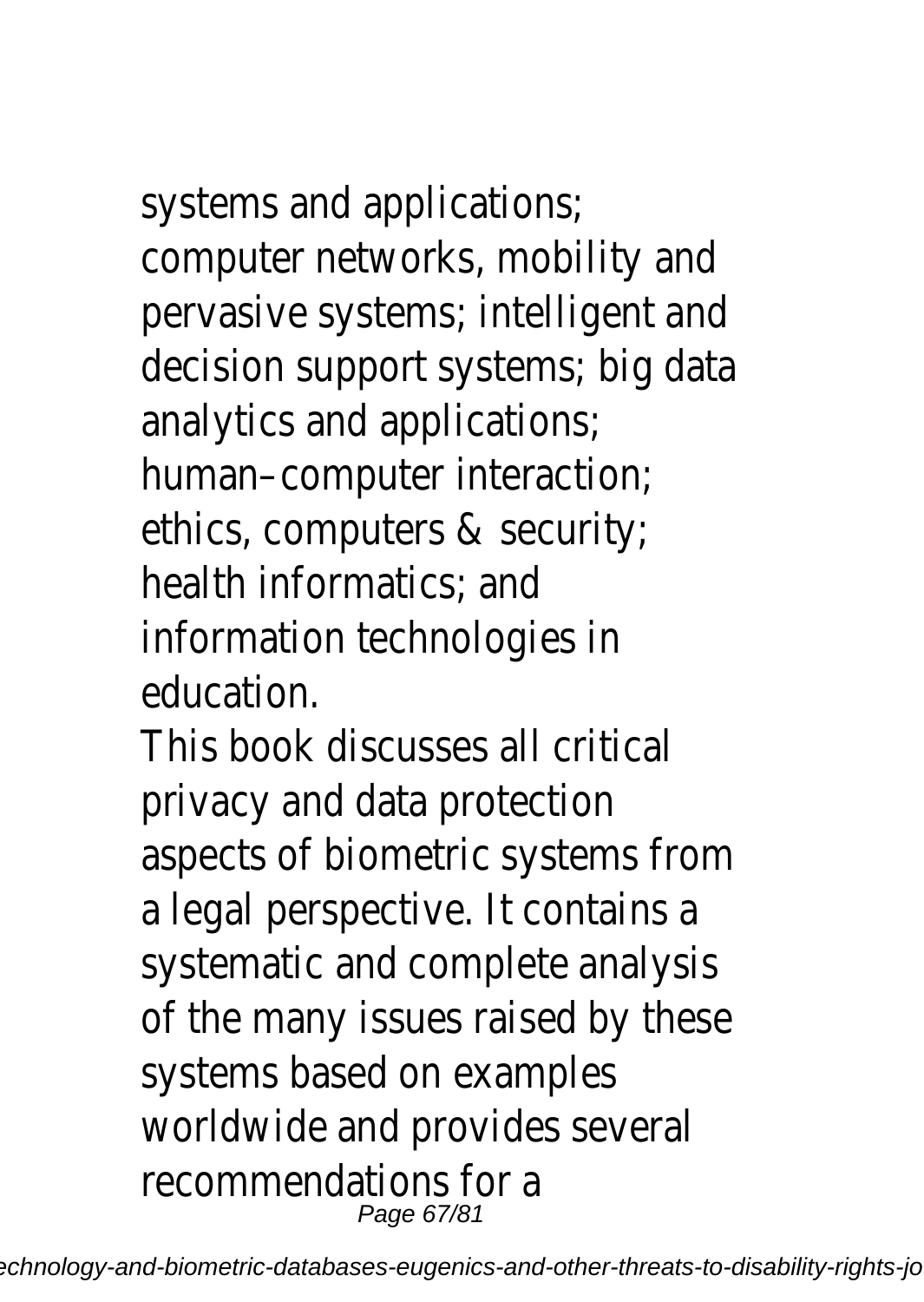systems and applications;
computer networks, mobility and pervasive systems; intelligent and decision support systems; big data analytics and applications;
human–computer interaction;
ethics, computers & security;
health informatics; and
information technologies in education.

This book discusses all critical privacy and data protection aspects of biometric systems from a legal perspective. It contains a systematic and complete analysis of the many issues raised by these systems based on examples worldwide and provides several recommendations for a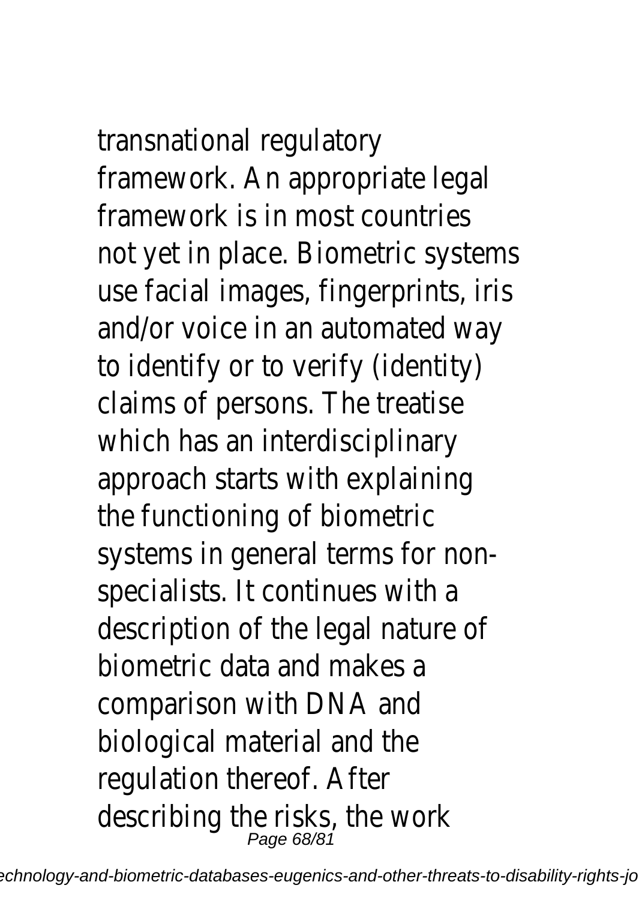transnational regulatory framework. An appropriate legal framework is in most countries not yet in place. Biometric systems use facial images, fingerprints, iris and/or voice in an automated way to identify or to verify (identity) claims of persons. The treatise which has an interdisciplinary approach starts with explaining the functioning of biometric systems in general terms for non-specialists. It continues with a description of the legal nature of biometric data and makes a comparison with DNA and biological material and the regulation thereof. After describing the risks, the work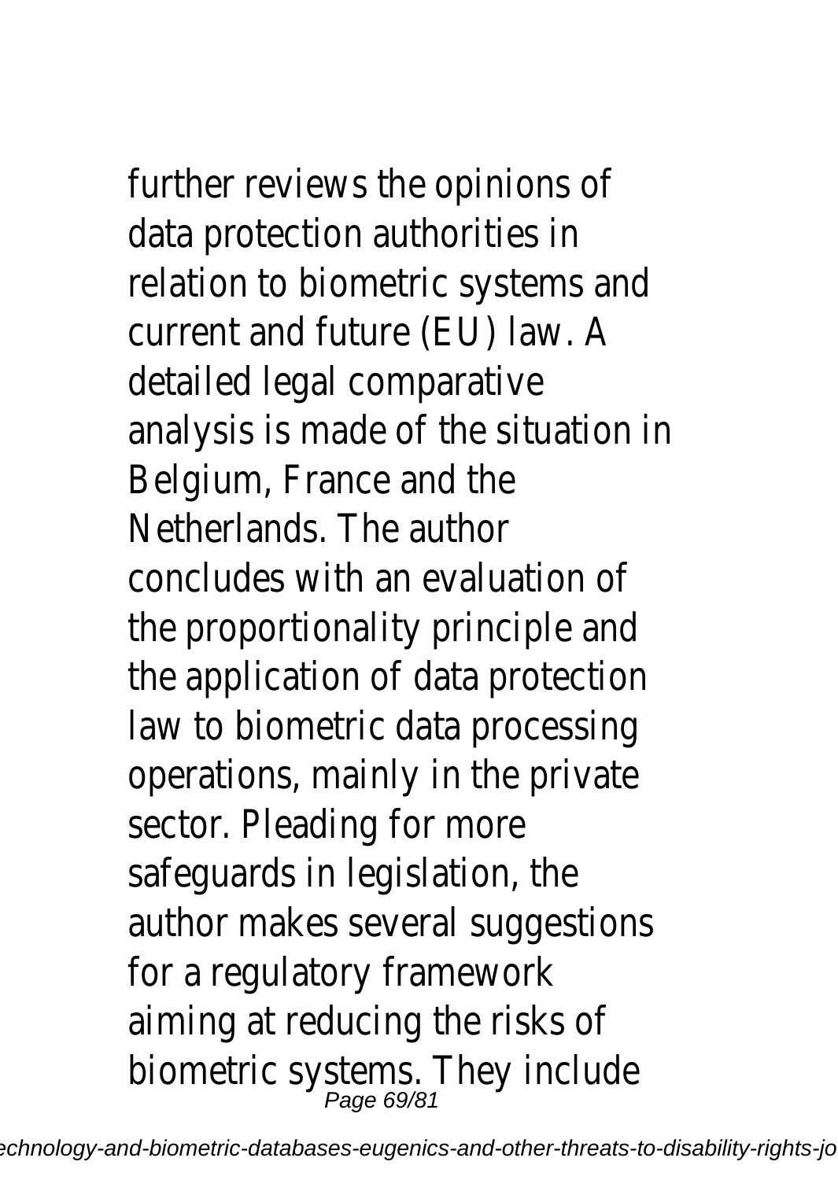further reviews the opinions of data protection authorities in relation to biometric systems and current and future (EU) law. A detailed legal comparative analysis is made of the situation in Belgium, France and the Netherlands. The author concludes with an evaluation of the proportionality principle and the application of data protection law to biometric data processing operations, mainly in the private sector. Pleading for more safeguards in legislation, the author makes several suggestions for a regulatory framework aiming at reducing the risks of biometric systems. They include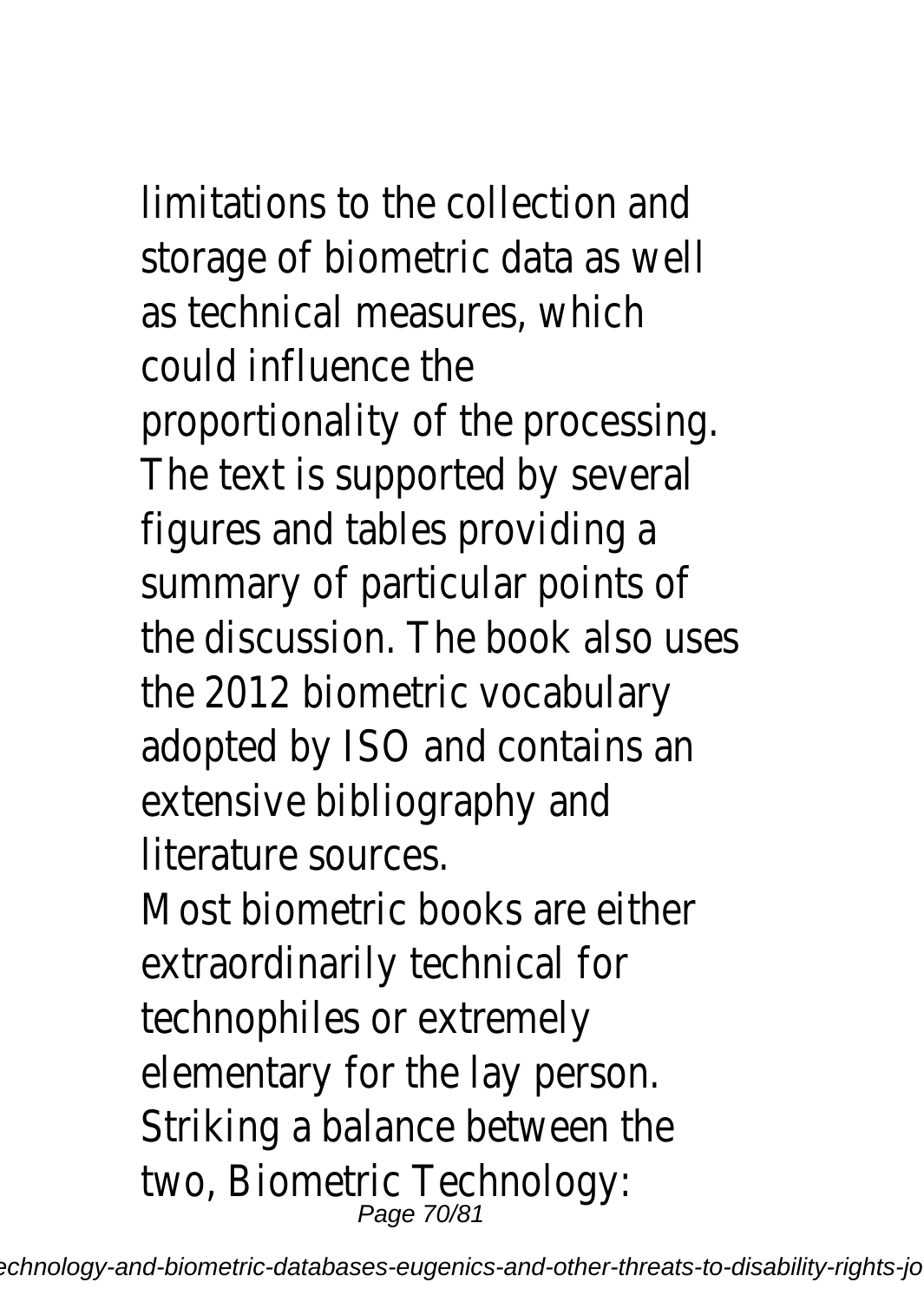limitations to the collection and storage of biometric data as well as technical measures, which could influence the proportionality of the processing. The text is supported by several figures and tables providing a summary of particular points of the discussion. The book also uses the 2012 biometric vocabulary adopted by ISO and contains an extensive bibliography and literature sources.

Most biometric books are either extraordinarily technical for technophiles or extremely elementary for the lay person. Striking a balance between the two, Biometric Technology: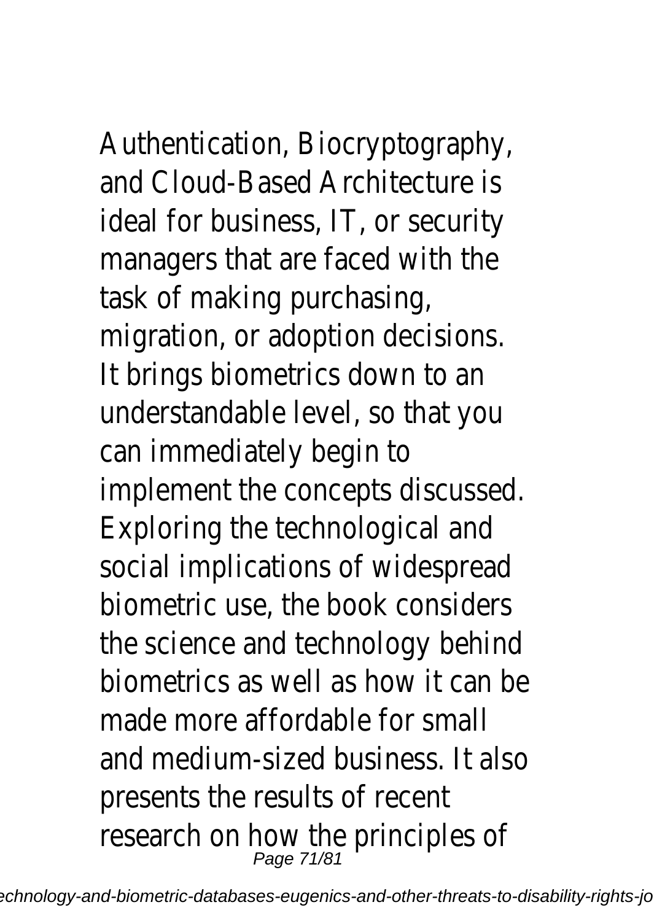Authentication, Biocryptography, and Cloud-Based Architecture is ideal for business, IT, or security managers that are faced with the task of making purchasing, migration, or adoption decisions. It brings biometrics down to an understandable level, so that you can immediately begin to implement the concepts discussed. Exploring the technological and social implications of widespread biometric use, the book considers the science and technology behind biometrics as well as how it can be made more affordable for small and medium-sized business. It also presents the results of recent research on how the principles of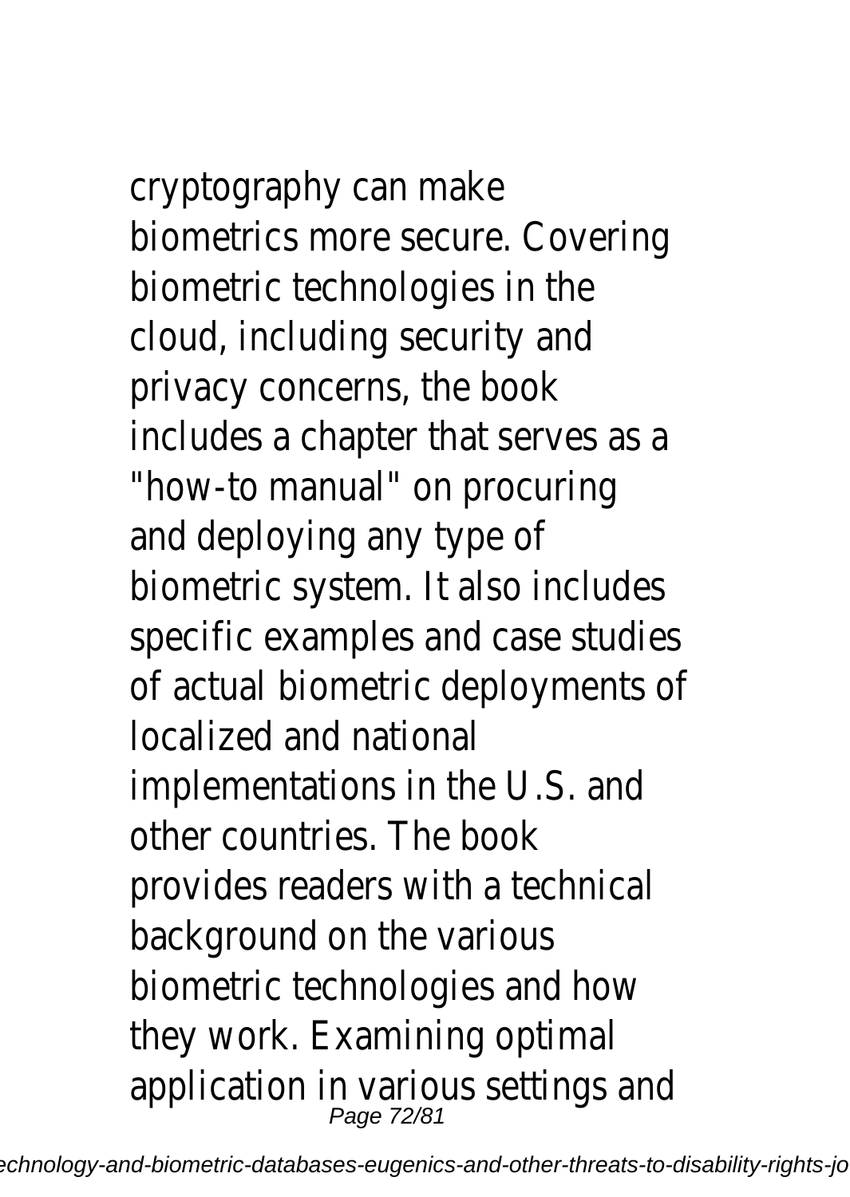cryptography can make biometrics more secure. Covering biometric technologies in the cloud, including security and privacy concerns, the book includes a chapter that serves as a "how-to manual" on procuring and deploying any type of biometric system. It also includes specific examples and case studies of actual biometric deployments of localized and national implementations in the U.S. and other countries. The book provides readers with a technical background on the various biometric technologies and how they work. Examining optimal application in various settings and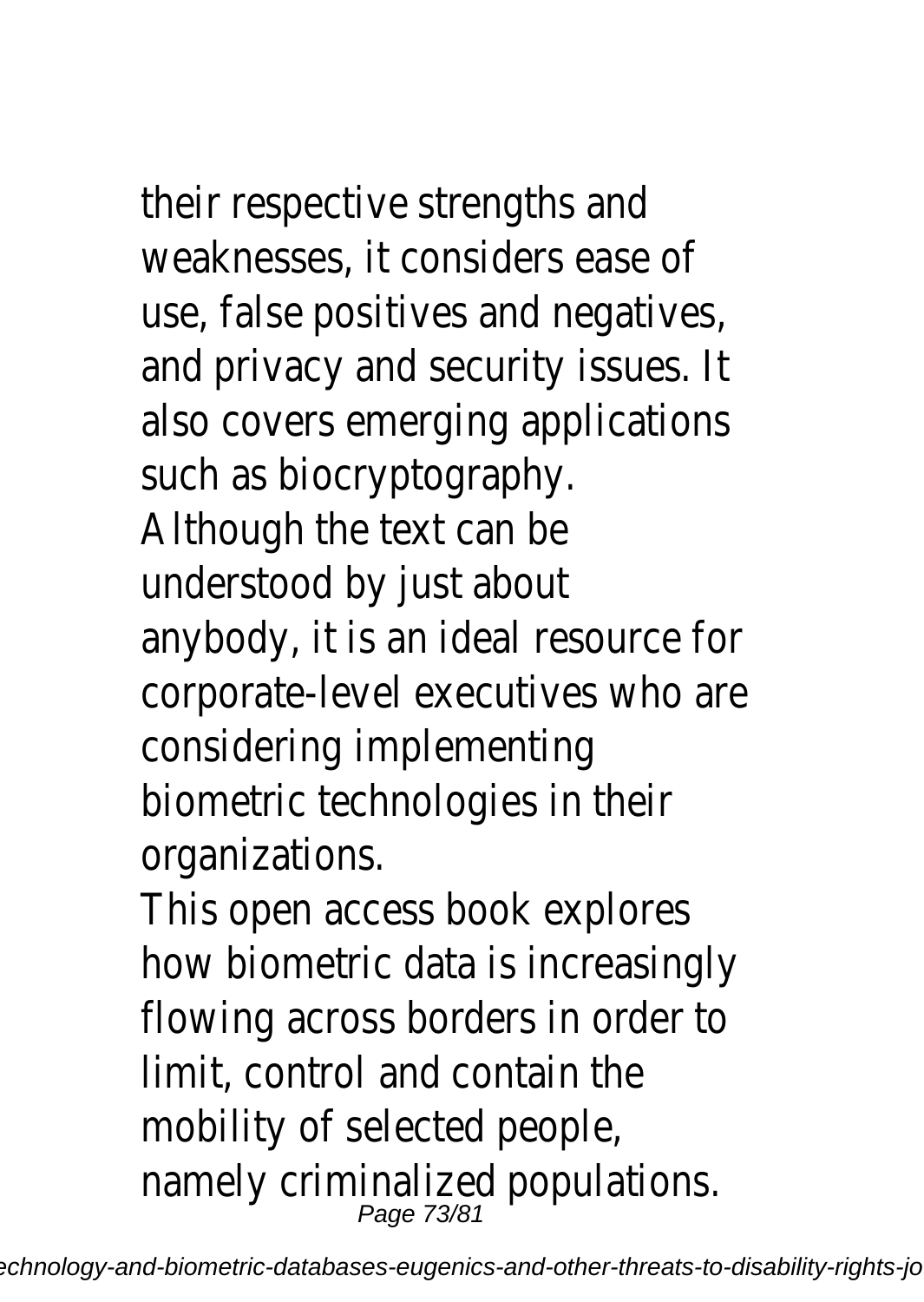their respective strengths and weaknesses, it considers ease of use, false positives and negatives, and privacy and security issues. It also covers emerging applications such as biocryptography.

Although the text can be understood by just about anybody, it is an ideal resource for corporate-level executives who are considering implementing biometric technologies in their organizations.

This open access book explores how biometric data is increasingly flowing across borders in order to limit, control and contain the mobility of selected people, namely criminalized populations.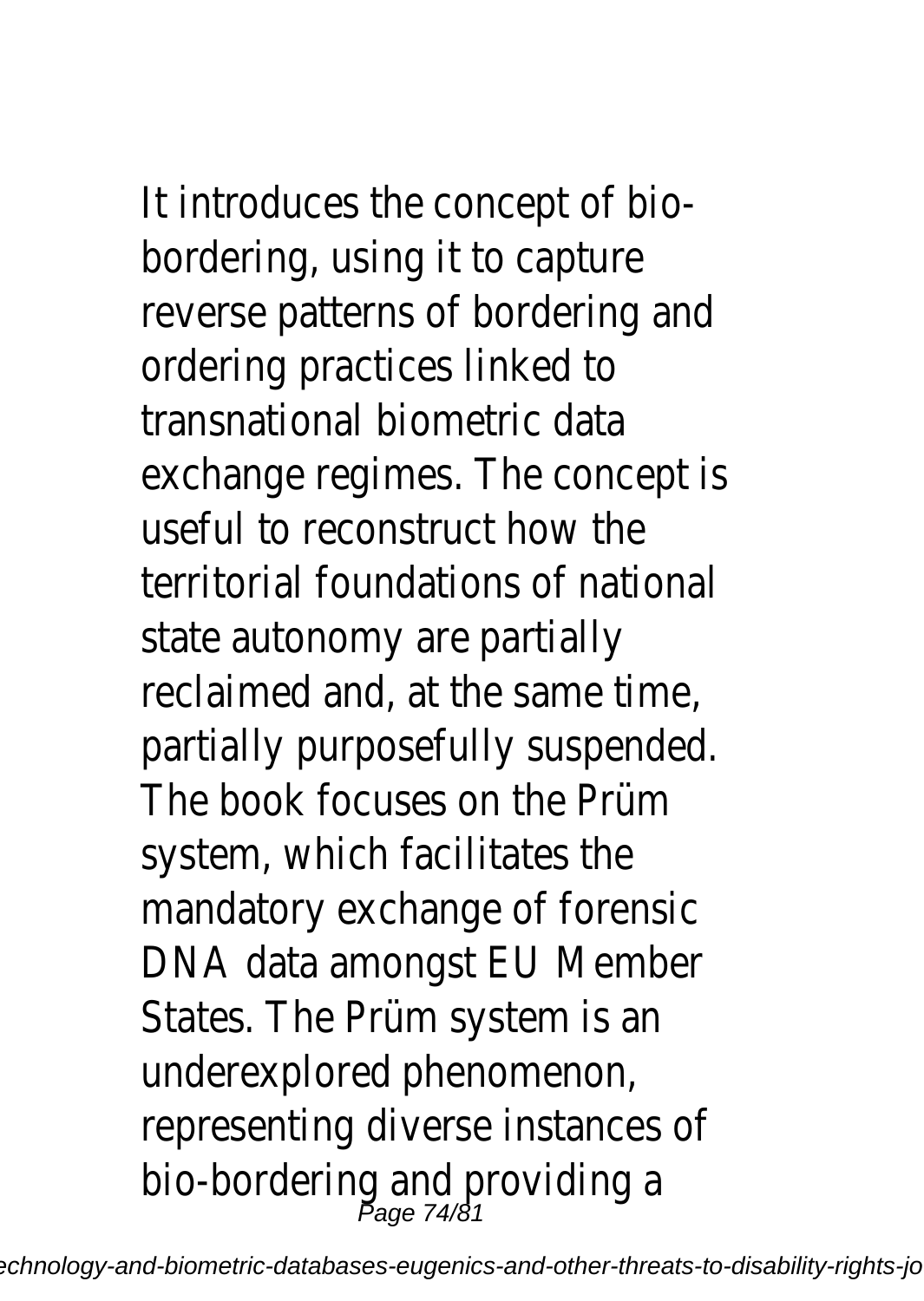It introduces the concept of bio-bordering, using it to capture reverse patterns of bordering and ordering practices linked to transnational biometric data exchange regimes. The concept is useful to reconstruct how the territorial foundations of national state autonomy are partially reclaimed and, at the same time, partially purposefully suspended. The book focuses on the Prüm system, which facilitates the mandatory exchange of forensic DNA data amongst EU Member States. The Prüm system is an underexplored phenomenon, representing diverse instances of bio-bordering and providing a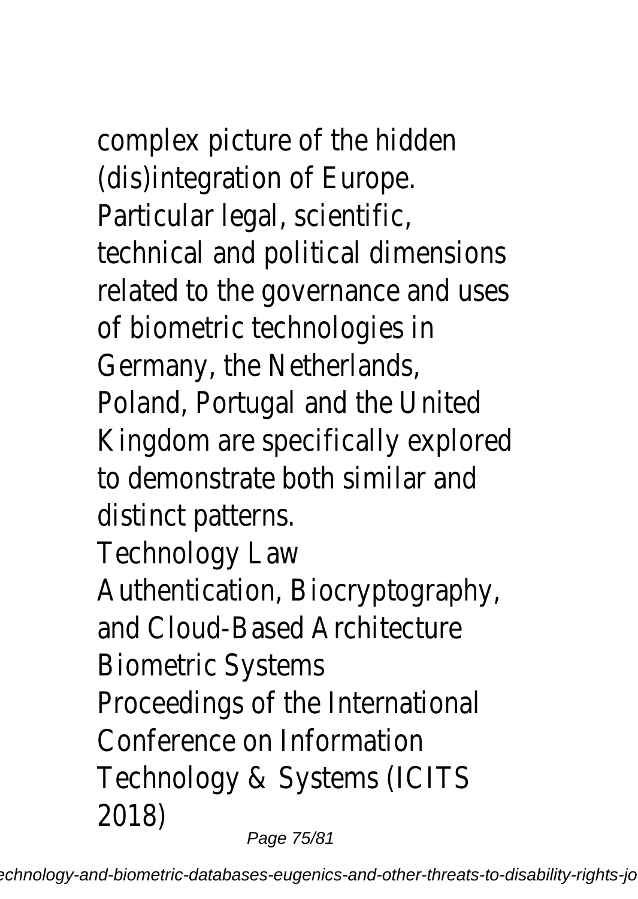complex picture of the hidden (dis)integration of Europe. Particular legal, scientific, technical and political dimensions related to the governance and uses of biometric technologies in Germany, the Netherlands, Poland, Portugal and the United Kingdom are specifically explored to demonstrate both similar and distinct patterns.

Technology Law

Authentication, Biocryptography, and Cloud-Based Architecture

Biometric Systems

Proceedings of the International Conference on Information Technology & Systems (ICITS 2018)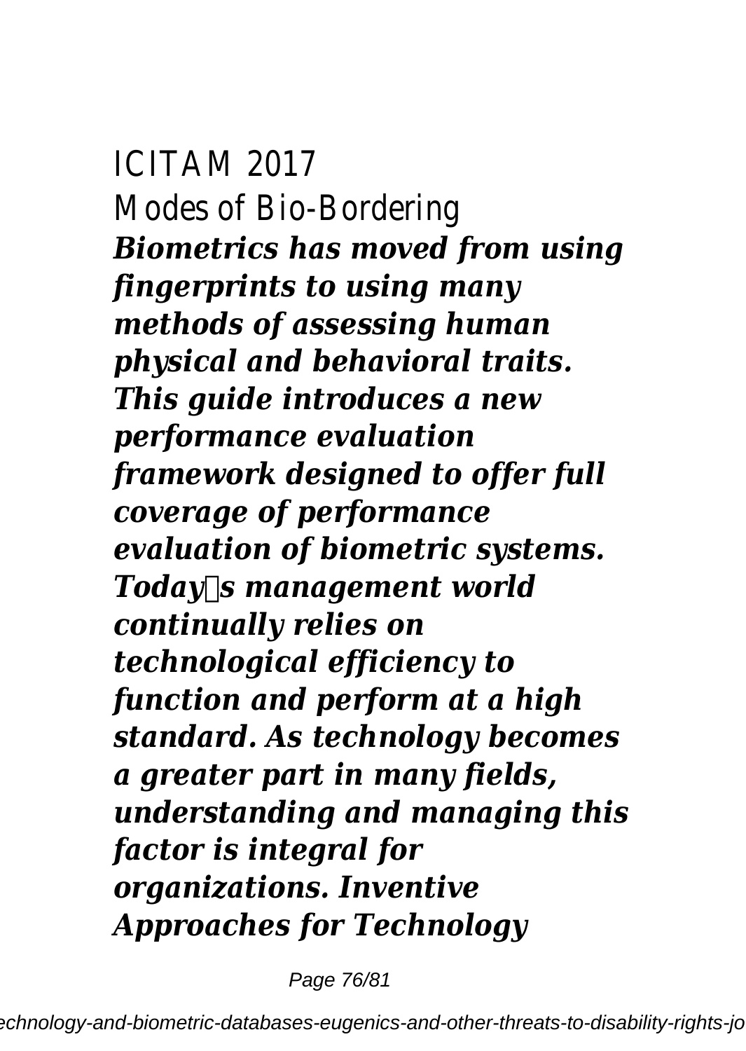ICITAM 2017

Modes of Bio-Bordering

***Biometrics has moved from using fingerprints to using many methods of assessing human physical and behavioral traits. This guide introduces a new performance evaluation framework designed to offer full coverage of performance evaluation of biometric systems.***

***Today�s management world continually relies on technological efficiency to function and perform at a high standard. As technology becomes a greater part in many fields, understanding and managing this factor is integral for organizations. Inventive Approaches for Technology***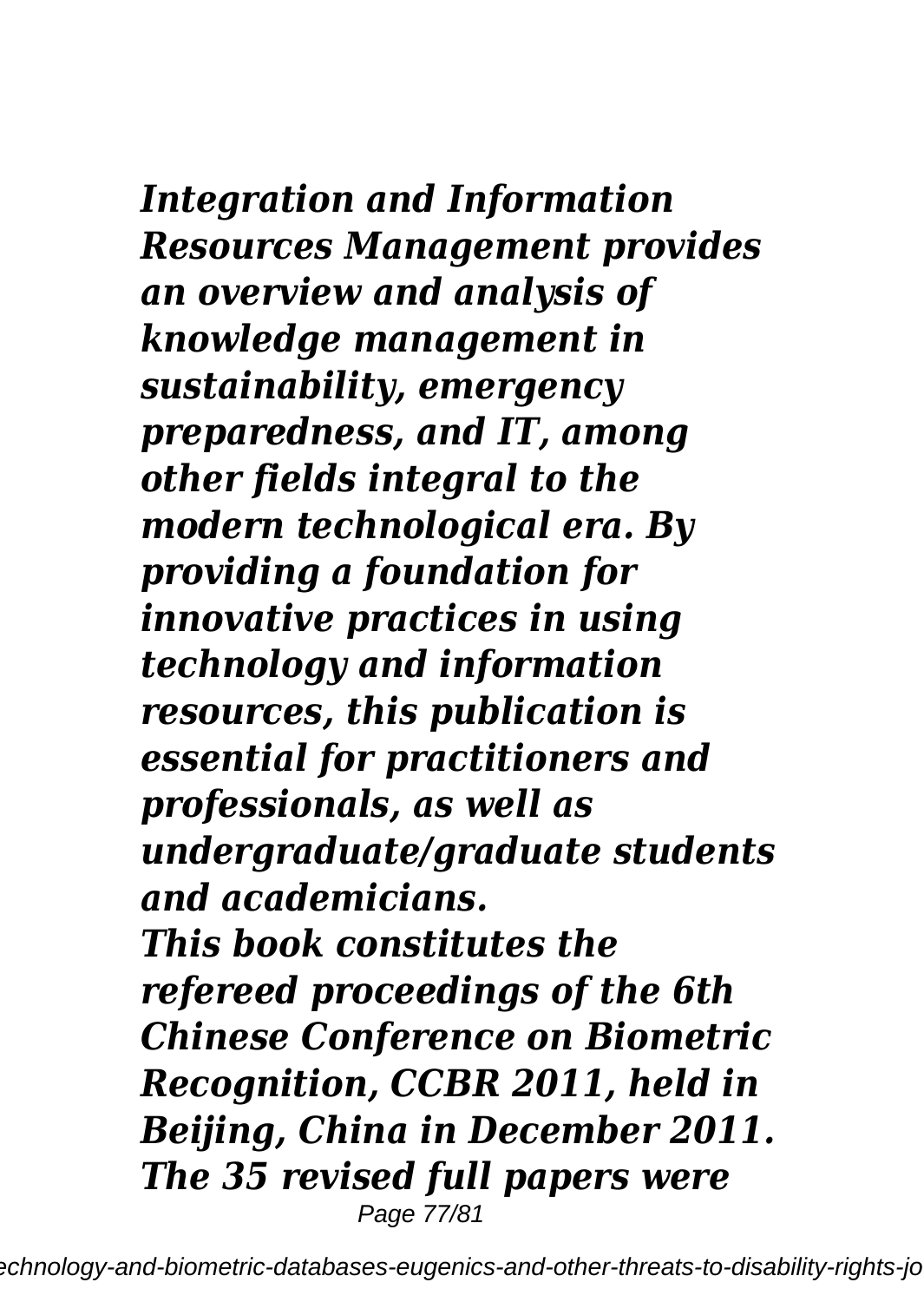***Integration and Information Resources Management provides an overview and analysis of knowledge management in sustainability, emergency preparedness, and IT, among other fields integral to the modern technological era. By providing a foundation for innovative practices in using technology and information resources, this publication is essential for practitioners and professionals, as well as undergraduate/graduate students and academicians.***

***This book constitutes the refereed proceedings of the 6th Chinese Conference on Biometric Recognition, CCBR 2011, held in Beijing, China in December 2011. The 35 revised full papers were***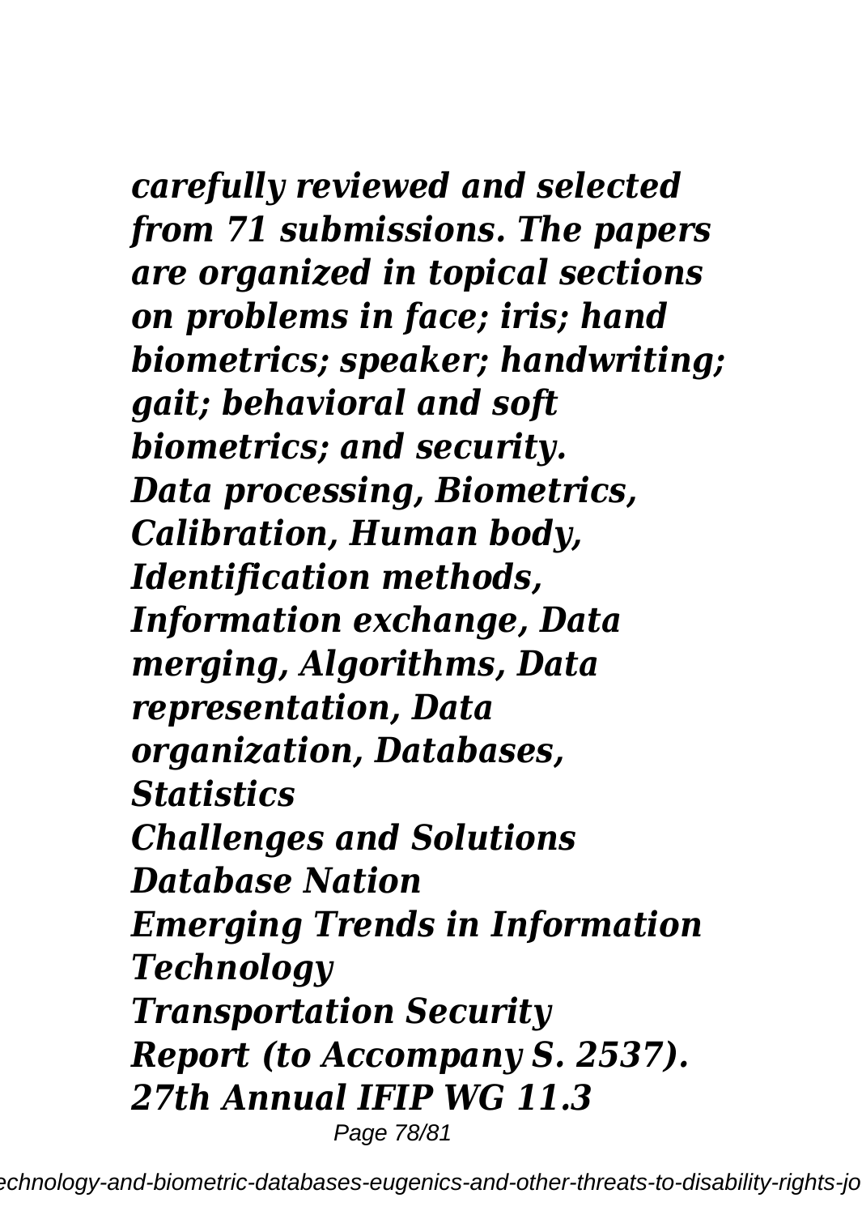*carefully reviewed and selected from 71 submissions. The papers are organized in topical sections on problems in face; iris; hand biometrics; speaker; handwriting; gait; behavioral and soft biometrics; and security.*
*Data processing, Biometrics, Calibration, Human body, Identification methods, Information exchange, Data merging, Algorithms, Data representation, Data organization, Databases, Statistics*
*Challenges and Solutions*
*Database Nation*
*Emerging Trends in Information Technology*
*Transportation Security*
*Report (to Accompany S. 2537).*
*27th Annual IFIP WG 11.3*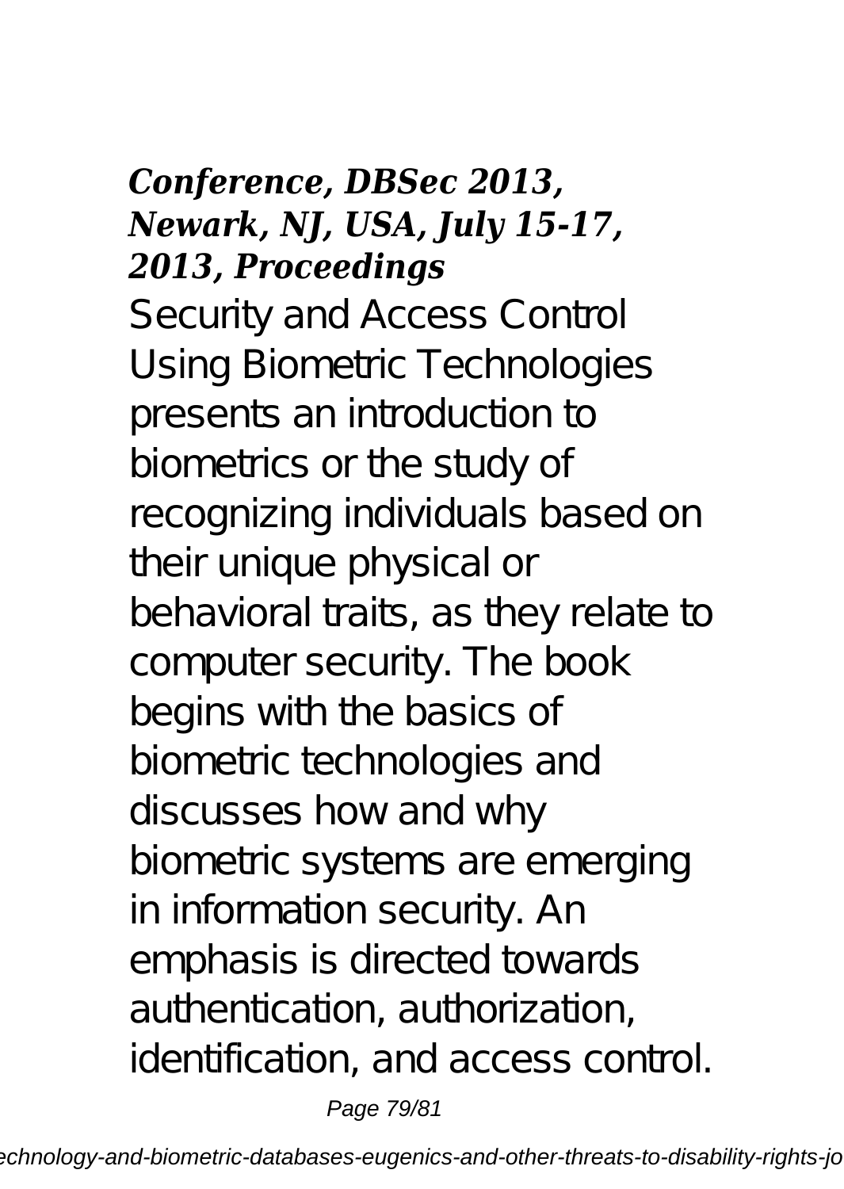***Conference, DBSec 2013, Newark, NJ, USA, July 15-17, 2013, Proceedings***

Security and Access Control Using Biometric Technologies presents an introduction to biometrics or the study of recognizing individuals based on their unique physical or behavioral traits, as they relate to computer security. The book begins with the basics of biometric technologies and discusses how and why biometric systems are emerging in information security. An emphasis is directed towards authentication, authorization, identification, and access control.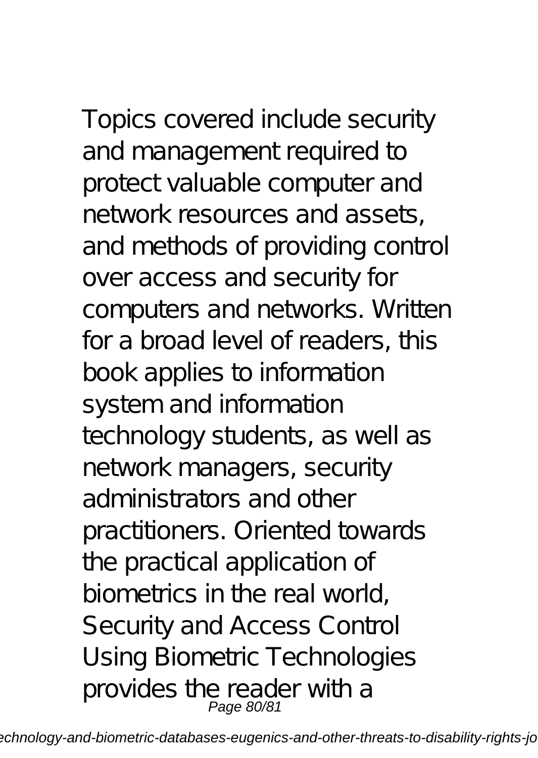Topics covered include security and management required to protect valuable computer and network resources and assets, and methods of providing control over access and security for computers and networks. Written for a broad level of readers, this book applies to information system and information technology students, as well as network managers, security administrators and other practitioners. Oriented towards the practical application of biometrics in the real world, Security and Access Control Using Biometric Technologies provides the reader with a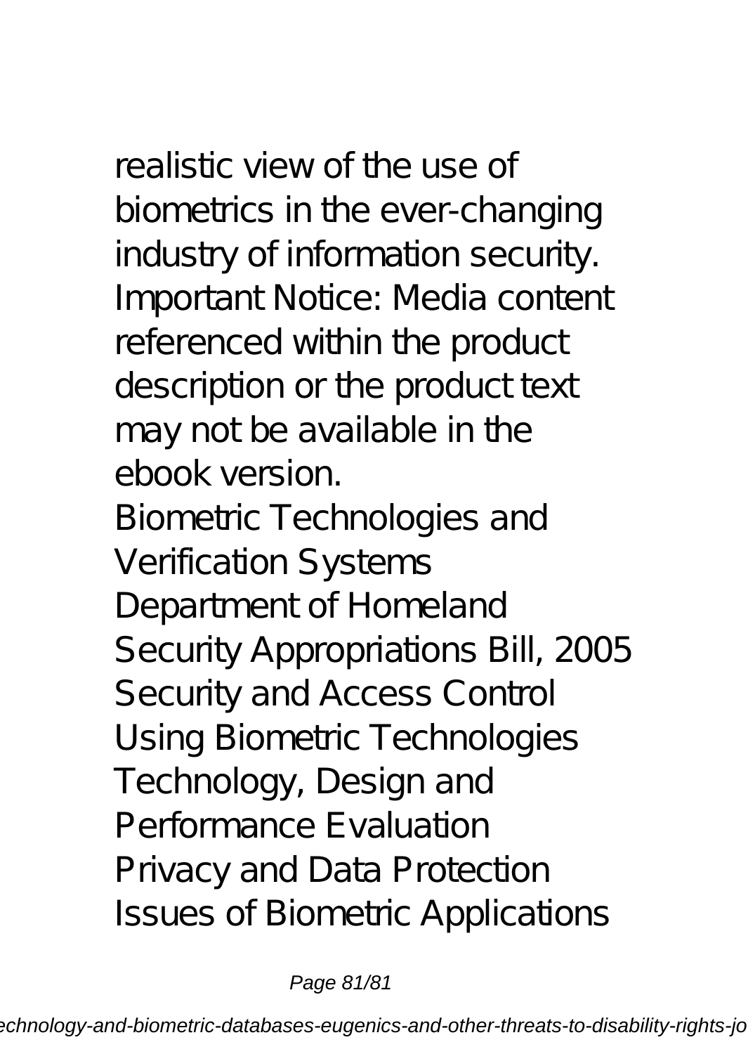realistic view of the use of biometrics in the ever-changing industry of information security. Important Notice: Media content referenced within the product description or the product text may not be available in the ebook version.

Biometric Technologies and Verification Systems

Department of Homeland Security Appropriations Bill, 2005

Security and Access Control Using Biometric Technologies

Technology, Design and Performance Evaluation

Privacy and Data Protection Issues of Biometric Applications